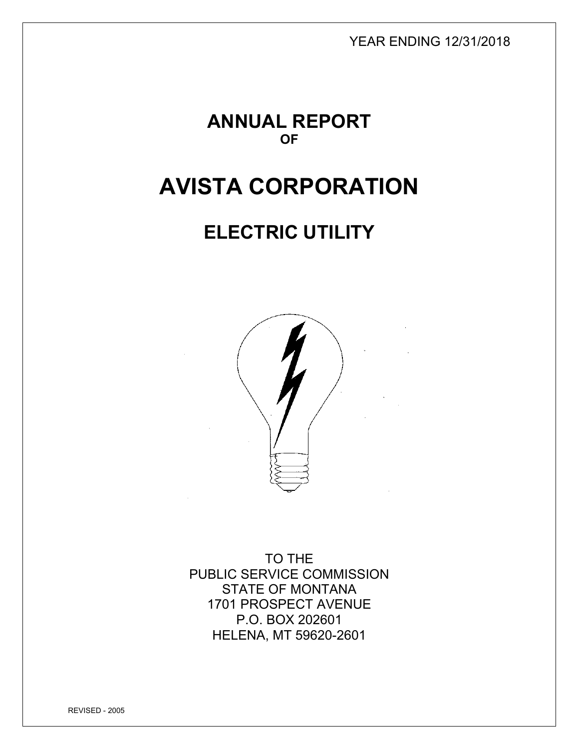YEAR ENDING 12/31/2018

# ANNUAL REPORT
**OF**

# AVISTA CORPORATION

## ELECTRIC UTILITY

TO THE
PUBLIC SERVICE COMMISSION
STATE OF MONTANA
1701 PROSPECT AVENUE
P.O. BOX 202601
HELENA, MT 59620-2601

REVISED - 2005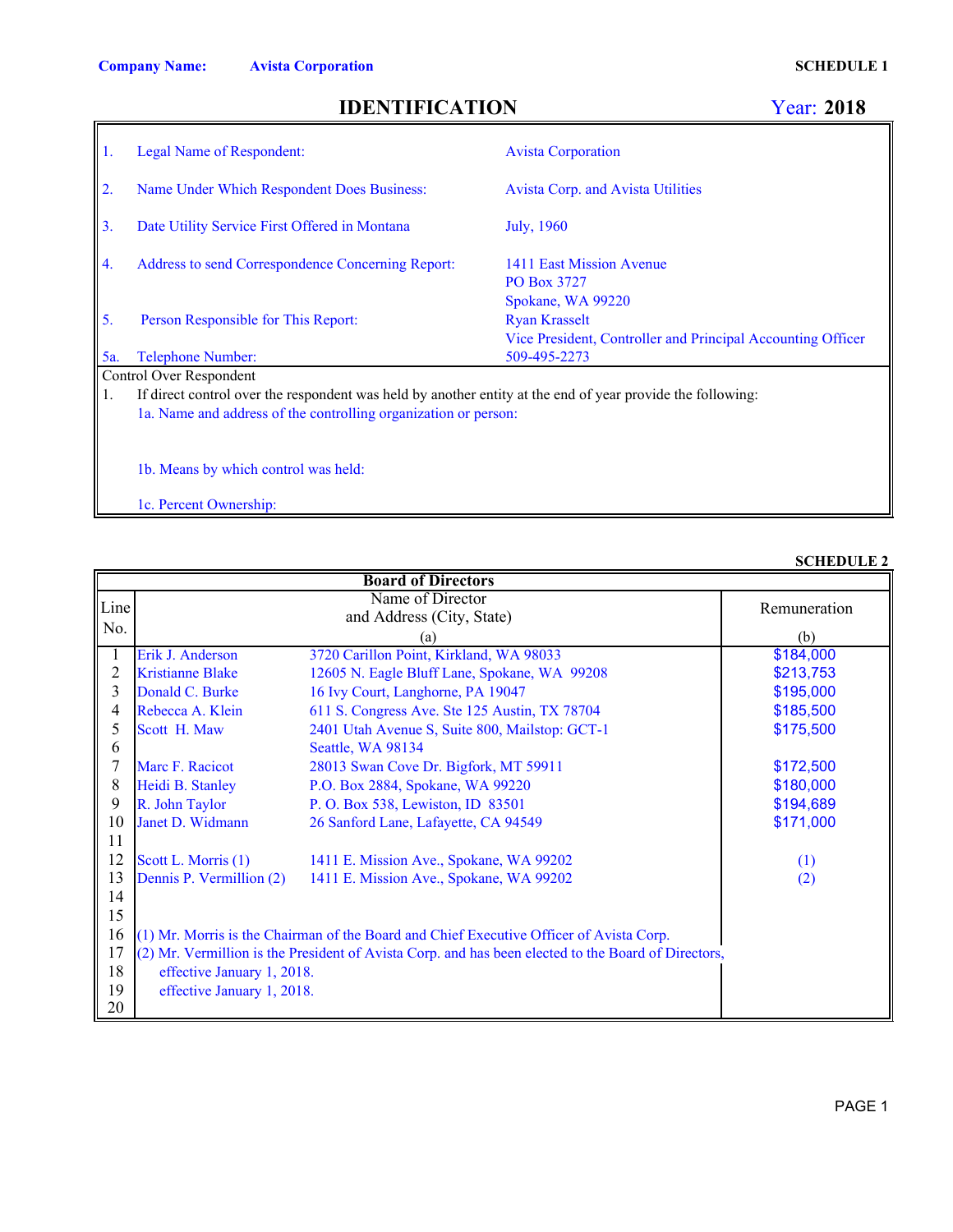**Company Name:** Avista Corporation

**SCHEDULE 1**

# IDENTIFICATION

**Year: 2018**

| | | |
|---|---|---|
| 1. | Legal Name of Respondent: | Avista Corporation |
| 2. | Name Under Which Respondent Does Business: | Avista Corp. and Avista Utilities |
| 3. | Date Utility Service First Offered in Montana | July, 1960 |
| 4. | Address to send Correspondence Concerning Report: | 1411 East Mission Avenue<br>PO Box 3727<br>Spokane, WA 99220 |
| 5. | Person Responsible for This Report: | Ryan Krasselt<br>Vice President, Controller and Principal Accounting Officer |
| 5a. | Telephone Number: | 509-495-2273 |

Control Over Respondent

1. If direct control over the respondent was held by another entity at the end of year provide the following:

   1a. Name and address of the controlling organization or person:

   1b. Means by which control was held:

   1c. Percent Ownership:

**SCHEDULE 2**

| Line No. | Board of Directors<br>Name of Director and Address (City, State)<br>(a) | | Remuneration<br>(b) |
|---|---|---|---|
| 1 | Erik J. Anderson | 3720 Carillon Point, Kirkland, WA 98033 | $184,000 |
| 2 | Kristianne Blake | 12605 N. Eagle Bluff Lane, Spokane, WA 99208 | $213,753 |
| 3 | Donald C. Burke | 16 Ivy Court, Langhorne, PA 19047 | $195,000 |
| 4 | Rebecca A. Klein | 611 S. Congress Ave. Ste 125 Austin, TX 78704 | $185,500 |
| 5 | Scott H. Maw | 2401 Utah Avenue S, Suite 800, Mailstop: GCT-1 | $175,500 |
| 6 | | Seattle, WA 98134 | |
| 7 | Marc F. Racicot | 28013 Swan Cove Dr. Bigfork, MT 59911 | $172,500 |
| 8 | Heidi B. Stanley | P.O. Box 2884, Spokane, WA 99220 | $180,000 |
| 9 | R. John Taylor | P. O. Box 538, Lewiston, ID 83501 | $194,689 |
| 10 | Janet D. Widmann | 26 Sanford Lane, Lafayette, CA 94549 | $171,000 |
| 11 | | | |
| 12 | Scott L. Morris (1) | 1411 E. Mission Ave., Spokane, WA 99202 | (1) |
| 13 | Dennis P. Vermillion (2) | 1411 E. Mission Ave., Spokane, WA 99202 | (2) |
| 14 | | | |
| 15 | | | |
| 16 | (1) Mr. Morris is the Chairman of the Board and Chief Executive Officer of Avista Corp. | | |
| 17 | (2) Mr. Vermillion is the President of Avista Corp. and has been elected to the Board of Directors, | | |
| 18 | effective January 1, 2018. | | |
| 19 | effective January 1, 2018. | | |
| 20 | | | |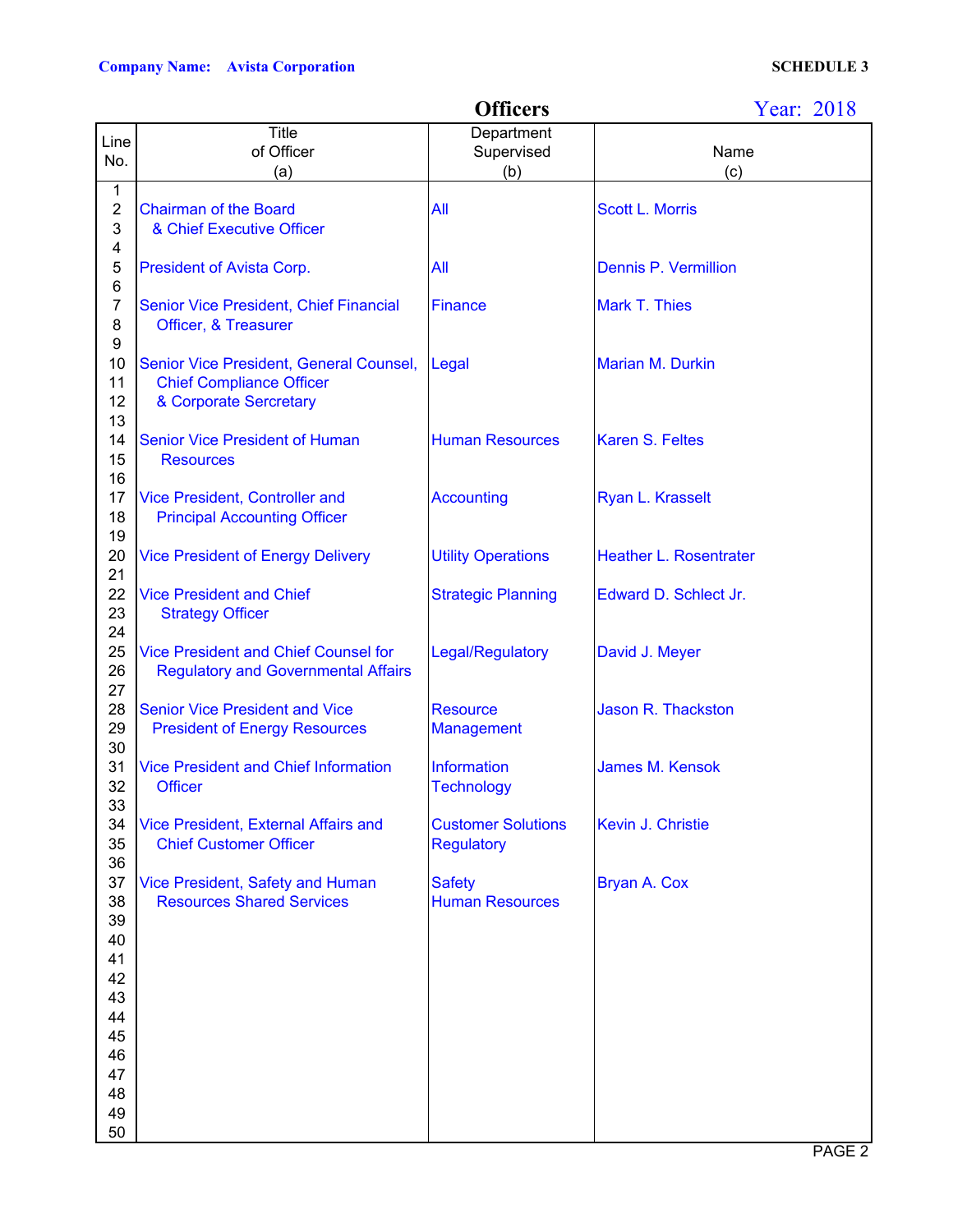**Company Name: Avista Corporation** **SCHEDULE 3**

## Officers

Year: 2018

| Line No. | Title of Officer (a) | Department Supervised (b) | Name (c) |
|---|---|---|---|
| 1 | | | |
| 2 | Chairman of the Board | All | Scott L. Morris |
| 3 | & Chief Executive Officer | | |
| 4 | | | |
| 5 | President of Avista Corp. | All | Dennis P. Vermillion |
| 6 | | | |
| 7 | Senior Vice President, Chief Financial | Finance | Mark T. Thies |
| 8 | Officer, & Treasurer | | |
| 9 | | | |
| 10 | Senior Vice President, General Counsel, | Legal | Marian M. Durkin |
| 11 | Chief Compliance Officer | | |
| 12 | & Corporate Sercretary | | |
| 13 | | | |
| 14 | Senior Vice President of Human | Human Resources | Karen S. Feltes |
| 15 | Resources | | |
| 16 | | | |
| 17 | Vice President, Controller and | Accounting | Ryan L. Krasselt |
| 18 | Principal Accounting Officer | | |
| 19 | | | |
| 20 | Vice President of Energy Delivery | Utility Operations | Heather L. Rosentrater |
| 21 | | | |
| 22 | Vice President and Chief | Strategic Planning | Edward D. Schlect Jr. |
| 23 | Strategy Officer | | |
| 24 | | | |
| 25 | Vice President and Chief Counsel for | Legal/Regulatory | David J. Meyer |
| 26 | Regulatory and Governmental Affairs | | |
| 27 | | | |
| 28 | Senior Vice President and Vice | Resource | Jason R. Thackston |
| 29 | President of Energy Resources | Management | |
| 30 | | | |
| 31 | Vice President and Chief Information | Information | James M. Kensok |
| 32 | Officer | Technology | |
| 33 | | | |
| 34 | Vice President, External Affairs and | Customer Solutions | Kevin J. Christie |
| 35 | Chief Customer Officer | Regulatory | |
| 36 | | | |
| 37 | Vice President, Safety and Human | Safety | Bryan A. Cox |
| 38 | Resources Shared Services | Human Resources | |
| 39 | | | |
| 40 | | | |
| 41 | | | |
| 42 | | | |
| 43 | | | |
| 44 | | | |
| 45 | | | |
| 46 | | | |
| 47 | | | |
| 48 | | | |
| 49 | | | |
| 50 | | | |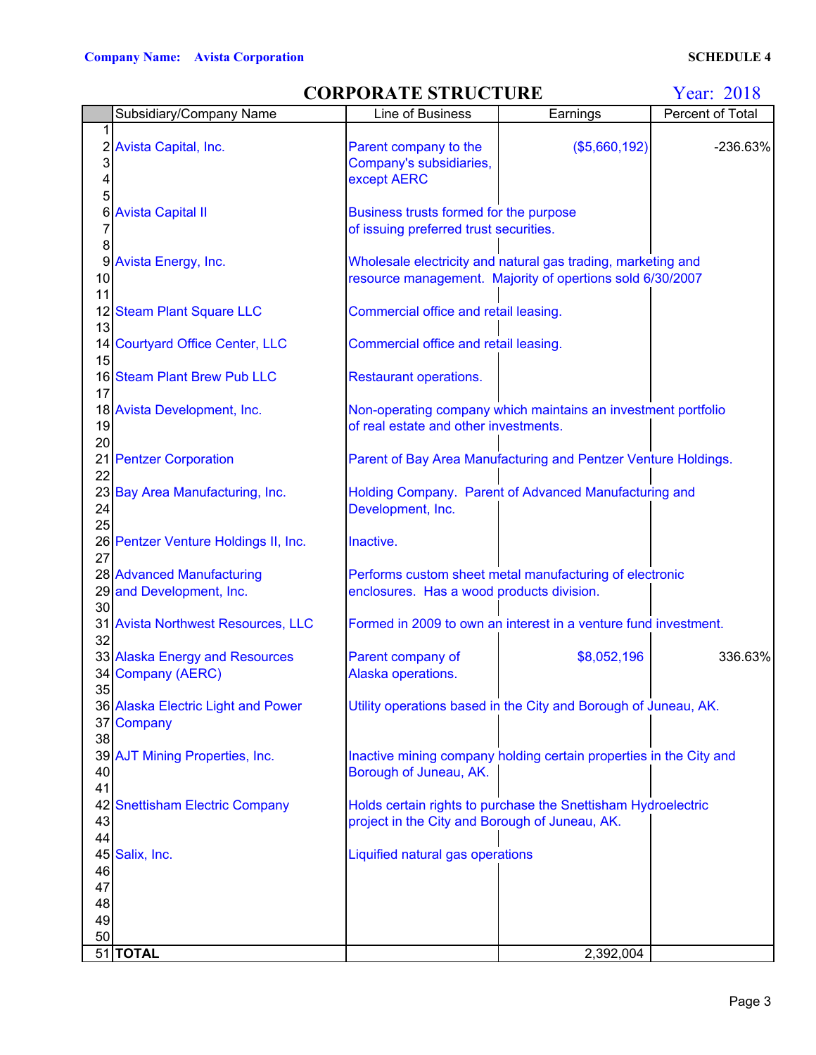**Company Name: Avista Corporation** **SCHEDULE 4**

## CORPORATE STRUCTURE

**Year: 2018**

| | Subsidiary/Company Name | Line of Business | Earnings | Percent of Total |
|---|---|---|---|---|
| 1 | | | | |
| 2 | Avista Capital, Inc. | Parent company to the Company's subsidiaries, except AERC | ($5,660,192) | -236.63% |
| 3 | | | | |
| 4 | | | | |
| 5 | | | | |
| 6 | Avista Capital II | Business trusts formed for the purpose of issuing preferred trust securities. | | |
| 7 | | | | |
| 8 | | | | |
| 9 | Avista Energy, Inc. | Wholesale electricity and natural gas trading, marketing and resource management. Majority of opertions sold 6/30/2007 | | |
| 10 | | | | |
| 11 | | | | |
| 12 | Steam Plant Square LLC | Commercial office and retail leasing. | | |
| 13 | | | | |
| 14 | Courtyard Office Center, LLC | Commercial office and retail leasing. | | |
| 15 | | | | |
| 16 | Steam Plant Brew Pub LLC | Restaurant operations. | | |
| 17 | | | | |
| 18 | Avista Development, Inc. | Non-operating company which maintains an investment portfolio of real estate and other investments. | | |
| 19 | | | | |
| 20 | | | | |
| 21 | Pentzer Corporation | Parent of Bay Area Manufacturing and Pentzer Venture Holdings. | | |
| 22 | | | | |
| 23 | Bay Area Manufacturing, Inc. | Holding Company. Parent of Advanced Manufacturing and Development, Inc. | | |
| 24 | | | | |
| 25 | | | | |
| 26 | Pentzer Venture Holdings II, Inc. | Inactive. | | |
| 27 | | | | |
| 28 | Advanced Manufacturing | Performs custom sheet metal manufacturing of electronic enclosures. Has a wood products division. | | |
| 29 | and Development, Inc. | | | |
| 30 | | | | |
| 31 | Avista Northwest Resources, LLC | Formed in 2009 to own an interest in a venture fund investment. | | |
| 32 | | | | |
| 33 | Alaska Energy and Resources | Parent company of Alaska operations. | $8,052,196 | 336.63% |
| 34 | Company (AERC) | | | |
| 35 | | | | |
| 36 | Alaska Electric Light and Power | Utility operations based in the City and Borough of Juneau, AK. | | |
| 37 | Company | | | |
| 38 | | | | |
| 39 | AJT Mining Properties, Inc. | Inactive mining company holding certain properties in the City and Borough of Juneau, AK. | | |
| 40 | | | | |
| 41 | | | | |
| 42 | Snettisham Electric Company | Holds certain rights to purchase the Snettisham Hydroelectric project in the City and Borough of Juneau, AK. | | |
| 43 | | | | |
| 44 | | | | |
| 45 | Salix, Inc. | Liquified natural gas operations | | |
| 46 | | | | |
| 47 | | | | |
| 48 | | | | |
| 49 | | | | |
| 50 | | | | |
| 51 | **TOTAL** | | 2,392,004 | |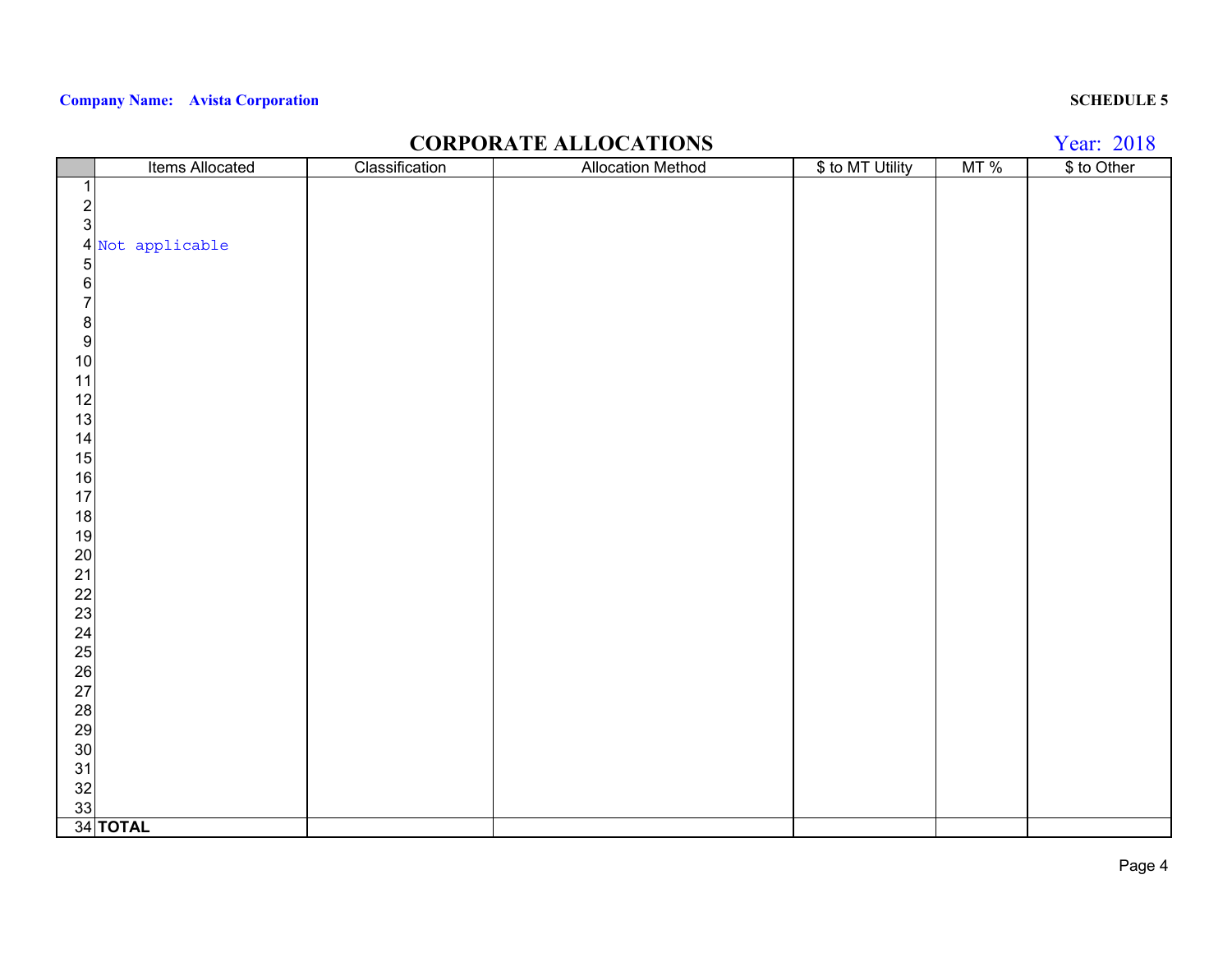**Company Name: Avista Corporation**

**SCHEDULE 5**

# CORPORATE ALLOCATIONS

Year: 2018

| | Items Allocated | Classification | Allocation Method | $ to MT Utility | MT % | $ to Other |
|---|---|---|---|---|---|---|
| 1 | | | | | | |
| 2 | | | | | | |
| 3 | | | | | | |
| 4 | Not applicable | | | | | |
| 5 | | | | | | |
| 6 | | | | | | |
| 7 | | | | | | |
| 8 | | | | | | |
| 9 | | | | | | |
| 10 | | | | | | |
| 11 | | | | | | |
| 12 | | | | | | |
| 13 | | | | | | |
| 14 | | | | | | |
| 15 | | | | | | |
| 16 | | | | | | |
| 17 | | | | | | |
| 18 | | | | | | |
| 19 | | | | | | |
| 20 | | | | | | |
| 21 | | | | | | |
| 22 | | | | | | |
| 23 | | | | | | |
| 24 | | | | | | |
| 25 | | | | | | |
| 26 | | | | | | |
| 27 | | | | | | |
| 28 | | | | | | |
| 29 | | | | | | |
| 30 | | | | | | |
| 31 | | | | | | |
| 32 | | | | | | |
| 33 | | | | | | |
| 34 | **TOTAL** | | | | | |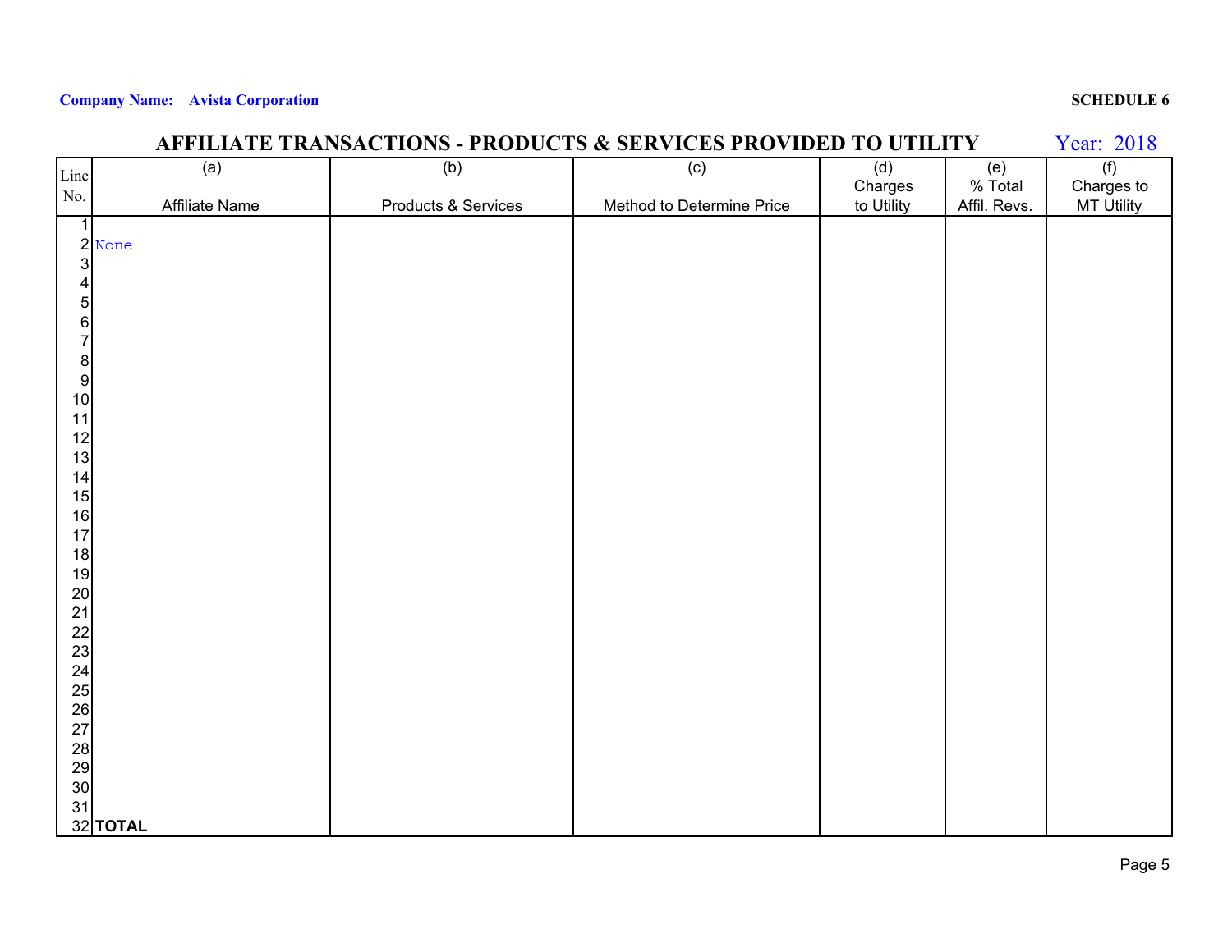**Company Name: Avista Corporation** **SCHEDULE 6**

## AFFILIATE TRANSACTIONS - PRODUCTS & SERVICES PROVIDED TO UTILITY

Year: 2018

| Line No. | (a) Affiliate Name | (b) Products & Services | (c) Method to Determine Price | (d) Charges to Utility | (e) % Total Affil. Revs. | (f) Charges to MT Utility |
|---|---|---|---|---|---|---|
| 1 | | | | | | |
| 2 | None | | | | | |
| 3 | | | | | | |
| 4 | | | | | | |
| 5 | | | | | | |
| 6 | | | | | | |
| 7 | | | | | | |
| 8 | | | | | | |
| 9 | | | | | | |
| 10 | | | | | | |
| 11 | | | | | | |
| 12 | | | | | | |
| 13 | | | | | | |
| 14 | | | | | | |
| 15 | | | | | | |
| 16 | | | | | | |
| 17 | | | | | | |
| 18 | | | | | | |
| 19 | | | | | | |
| 20 | | | | | | |
| 21 | | | | | | |
| 22 | | | | | | |
| 23 | | | | | | |
| 24 | | | | | | |
| 25 | | | | | | |
| 26 | | | | | | |
| 27 | | | | | | |
| 28 | | | | | | |
| 29 | | | | | | |
| 30 | | | | | | |
| 31 | | | | | | |
| 32 | **TOTAL** | | | | | |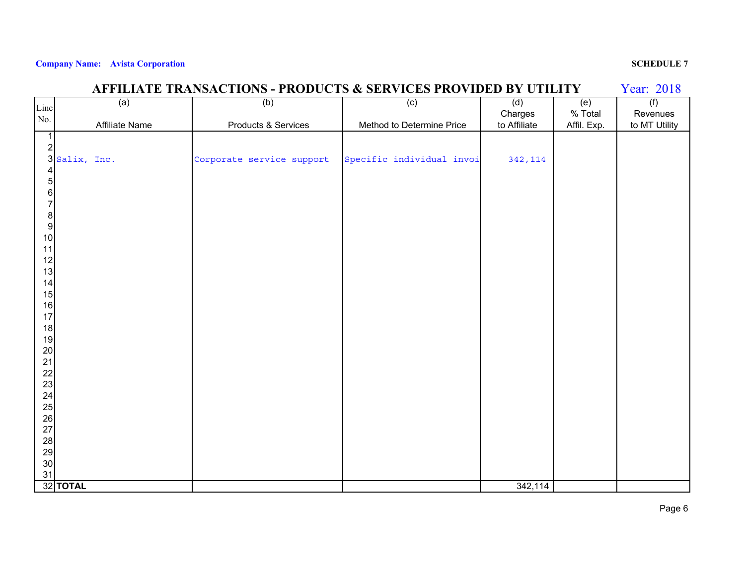**Company Name: Avista Corporation**

**SCHEDULE 7**

## AFFILIATE TRANSACTIONS - PRODUCTS & SERVICES PROVIDED BY UTILITY

Year: 2018

| Line No. | (a) Affiliate Name | (b) Products & Services | (c) Method to Determine Price | (d) Charges to Affiliate | (e) % Total Affil. Exp. | (f) Revenues to MT Utility |
|---|---|---|---|---|---|---|
| 1 | | | | | | |
| 2 | | | | | | |
| 3 | Salix, Inc. | Corporate service support | Specific individual invoi | 342,114 | | |
| 4 | | | | | | |
| 5 | | | | | | |
| 6 | | | | | | |
| 7 | | | | | | |
| 8 | | | | | | |
| 9 | | | | | | |
| 10 | | | | | | |
| 11 | | | | | | |
| 12 | | | | | | |
| 13 | | | | | | |
| 14 | | | | | | |
| 15 | | | | | | |
| 16 | | | | | | |
| 17 | | | | | | |
| 18 | | | | | | |
| 19 | | | | | | |
| 20 | | | | | | |
| 21 | | | | | | |
| 22 | | | | | | |
| 23 | | | | | | |
| 24 | | | | | | |
| 25 | | | | | | |
| 26 | | | | | | |
| 27 | | | | | | |
| 28 | | | | | | |
| 29 | | | | | | |
| 30 | | | | | | |
| 31 | | | | | | |
| 32 | **TOTAL** | | | 342,114 | | |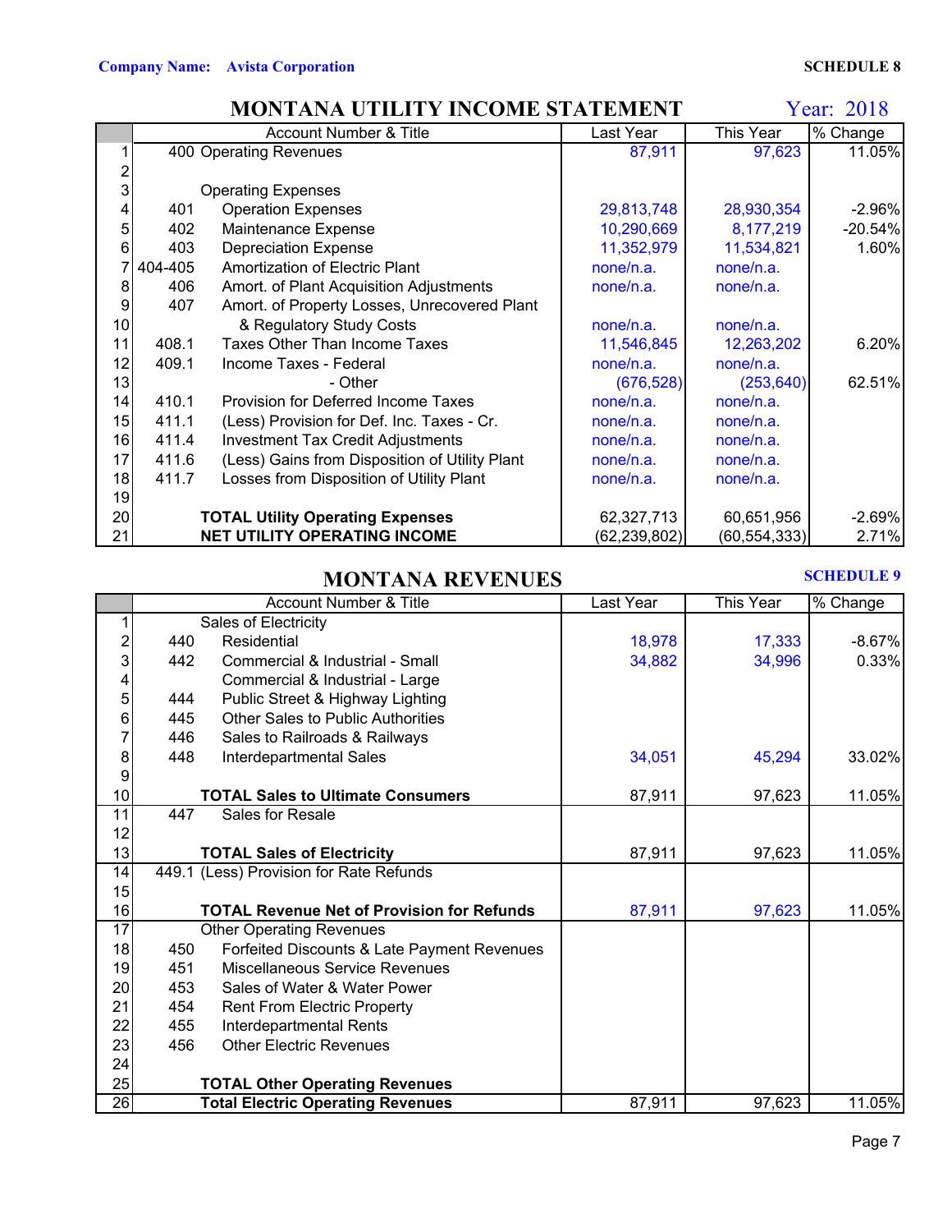**Company Name: Avista Corporation** **SCHEDULE 8**

## MONTANA UTILITY INCOME STATEMENT

**Year: 2018**

| | Account Number & Title | Last Year | This Year | % Change |
|---|---|---|---|---|
| 1 | 400 Operating Revenues | 87,911 | 97,623 | 11.05% |
| 2 | | | | |
| 3 | Operating Expenses | | | |
| 4 | 401 Operation Expenses | 29,813,748 | 28,930,354 | -2.96% |
| 5 | 402 Maintenance Expense | 10,290,669 | 8,177,219 | -20.54% |
| 6 | 403 Depreciation Expense | 11,352,979 | 11,534,821 | 1.60% |
| 7 | 404-405 Amortization of Electric Plant | none/n.a. | none/n.a. | |
| 8 | 406 Amort. of Plant Acquisition Adjustments | none/n.a. | none/n.a. | |
| 9 | 407 Amort. of Property Losses, Unrecovered Plant | | | |
| 10 | & Regulatory Study Costs | none/n.a. | none/n.a. | |
| 11 | 408.1 Taxes Other Than Income Taxes | 11,546,845 | 12,263,202 | 6.20% |
| 12 | 409.1 Income Taxes - Federal | none/n.a. | none/n.a. | |
| 13 | - Other | (676,528) | (253,640) | 62.51% |
| 14 | 410.1 Provision for Deferred Income Taxes | none/n.a. | none/n.a. | |
| 15 | 411.1 (Less) Provision for Def. Inc. Taxes - Cr. | none/n.a. | none/n.a. | |
| 16 | 411.4 Investment Tax Credit Adjustments | none/n.a. | none/n.a. | |
| 17 | 411.6 (Less) Gains from Disposition of Utility Plant | none/n.a. | none/n.a. | |
| 18 | 411.7 Losses from Disposition of Utility Plant | none/n.a. | none/n.a. | |
| 19 | | | | |
| 20 | **TOTAL Utility Operating Expenses** | 62,327,713 | 60,651,956 | -2.69% |
| 21 | **NET UTILITY OPERATING INCOME** | (62,239,802) | (60,554,333) | 2.71% |

## MONTANA REVENUES

**SCHEDULE 9**

| | Account Number & Title | Last Year | This Year | % Change |
|---|---|---|---|---|
| 1 | Sales of Electricity | | | |
| 2 | 440 Residential | 18,978 | 17,333 | -8.67% |
| 3 | 442 Commercial & Industrial - Small | 34,882 | 34,996 | 0.33% |
| 4 | Commercial & Industrial - Large | | | |
| 5 | 444 Public Street & Highway Lighting | | | |
| 6 | 445 Other Sales to Public Authorities | | | |
| 7 | 446 Sales to Railroads & Railways | | | |
| 8 | 448 Interdepartmental Sales | 34,051 | 45,294 | 33.02% |
| 9 | | | | |
| 10 | **TOTAL Sales to Ultimate Consumers** | 87,911 | 97,623 | 11.05% |
| 11 | 447 Sales for Resale | | | |
| 12 | | | | |
| 13 | **TOTAL Sales of Electricity** | 87,911 | 97,623 | 11.05% |
| 14 | 449.1 (Less) Provision for Rate Refunds | | | |
| 15 | | | | |
| 16 | **TOTAL Revenue Net of Provision for Refunds** | 87,911 | 97,623 | 11.05% |
| 17 | Other Operating Revenues | | | |
| 18 | 450 Forfeited Discounts & Late Payment Revenues | | | |
| 19 | 451 Miscellaneous Service Revenues | | | |
| 20 | 453 Sales of Water & Water Power | | | |
| 21 | 454 Rent From Electric Property | | | |
| 22 | 455 Interdepartmental Rents | | | |
| 23 | 456 Other Electric Revenues | | | |
| 24 | | | | |
| 25 | **TOTAL Other Operating Revenues** | | | |
| 26 | **Total Electric Operating Revenues** | 87,911 | 97,623 | 11.05% |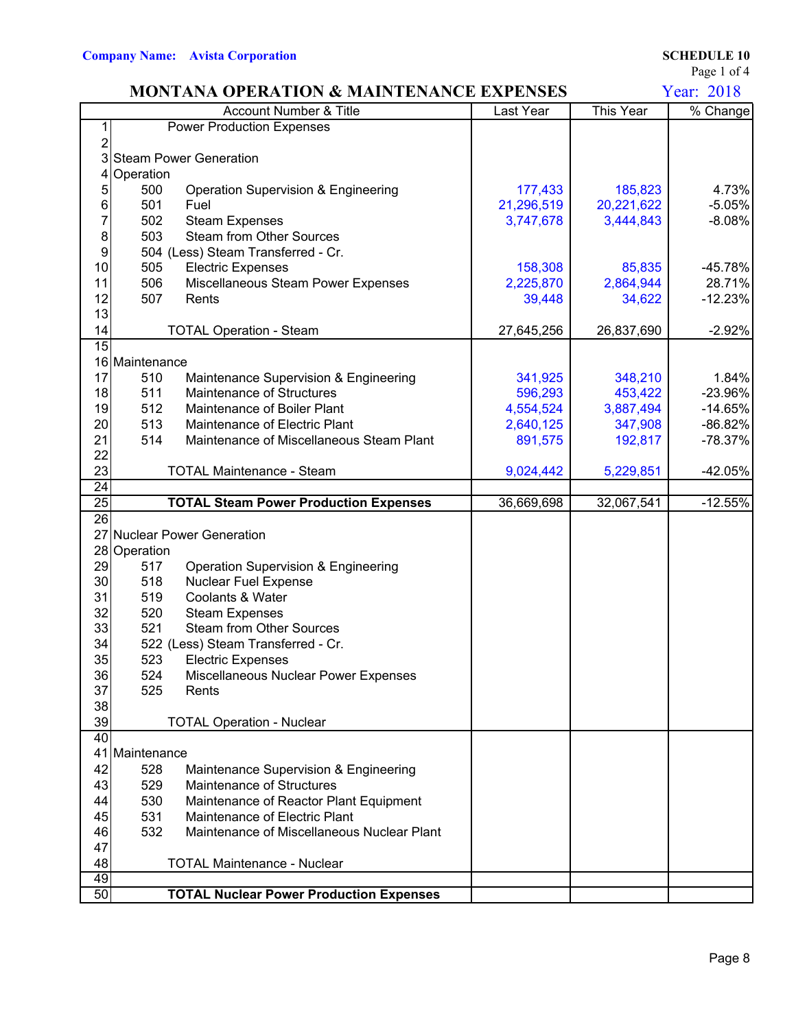**Company Name: Avista Corporation**

**SCHEDULE 10**

## MONTANA OPERATION & MAINTENANCE EXPENSES

Year: 2018

| | Account Number & Title | Last Year | This Year | % Change |
|---|---|---|---|---|
| 1 | Power Production Expenses | | | |
| 2 | | | | |
| 3 | Steam Power Generation | | | |
| 4 | Operation | | | |
| 5 | 500 Operation Supervision & Engineering | 177,433 | 185,823 | 4.73% |
| 6 | 501 Fuel | 21,296,519 | 20,221,622 | -5.05% |
| 7 | 502 Steam Expenses | 3,747,678 | 3,444,843 | -8.08% |
| 8 | 503 Steam from Other Sources | | | |
| 9 | 504 (Less) Steam Transferred - Cr. | | | |
| 10 | 505 Electric Expenses | 158,308 | 85,835 | -45.78% |
| 11 | 506 Miscellaneous Steam Power Expenses | 2,225,870 | 2,864,944 | 28.71% |
| 12 | 507 Rents | 39,448 | 34,622 | -12.23% |
| 13 | | | | |
| 14 | TOTAL Operation - Steam | 27,645,256 | 26,837,690 | -2.92% |
| 15 | | | | |
| 16 | Maintenance | | | |
| 17 | 510 Maintenance Supervision & Engineering | 341,925 | 348,210 | 1.84% |
| 18 | 511 Maintenance of Structures | 596,293 | 453,422 | -23.96% |
| 19 | 512 Maintenance of Boiler Plant | 4,554,524 | 3,887,494 | -14.65% |
| 20 | 513 Maintenance of Electric Plant | 2,640,125 | 347,908 | -86.82% |
| 21 | 514 Maintenance of Miscellaneous Steam Plant | 891,575 | 192,817 | -78.37% |
| 22 | | | | |
| 23 | TOTAL Maintenance - Steam | 9,024,442 | 5,229,851 | -42.05% |
| 24 | | | | |
| 25 | **TOTAL Steam Power Production Expenses** | 36,669,698 | 32,067,541 | -12.55% |
| 26 | | | | |
| 27 | Nuclear Power Generation | | | |
| 28 | Operation | | | |
| 29 | 517 Operation Supervision & Engineering | | | |
| 30 | 518 Nuclear Fuel Expense | | | |
| 31 | 519 Coolants & Water | | | |
| 32 | 520 Steam Expenses | | | |
| 33 | 521 Steam from Other Sources | | | |
| 34 | 522 (Less) Steam Transferred - Cr. | | | |
| 35 | 523 Electric Expenses | | | |
| 36 | 524 Miscellaneous Nuclear Power Expenses | | | |
| 37 | 525 Rents | | | |
| 38 | | | | |
| 39 | TOTAL Operation - Nuclear | | | |
| 40 | | | | |
| 41 | Maintenance | | | |
| 42 | 528 Maintenance Supervision & Engineering | | | |
| 43 | 529 Maintenance of Structures | | | |
| 44 | 530 Maintenance of Reactor Plant Equipment | | | |
| 45 | 531 Maintenance of Electric Plant | | | |
| 46 | 532 Maintenance of Miscellaneous Nuclear Plant | | | |
| 47 | | | | |
| 48 | TOTAL Maintenance - Nuclear | | | |
| 49 | | | | |
| 50 | **TOTAL Nuclear Power Production Expenses** | | | |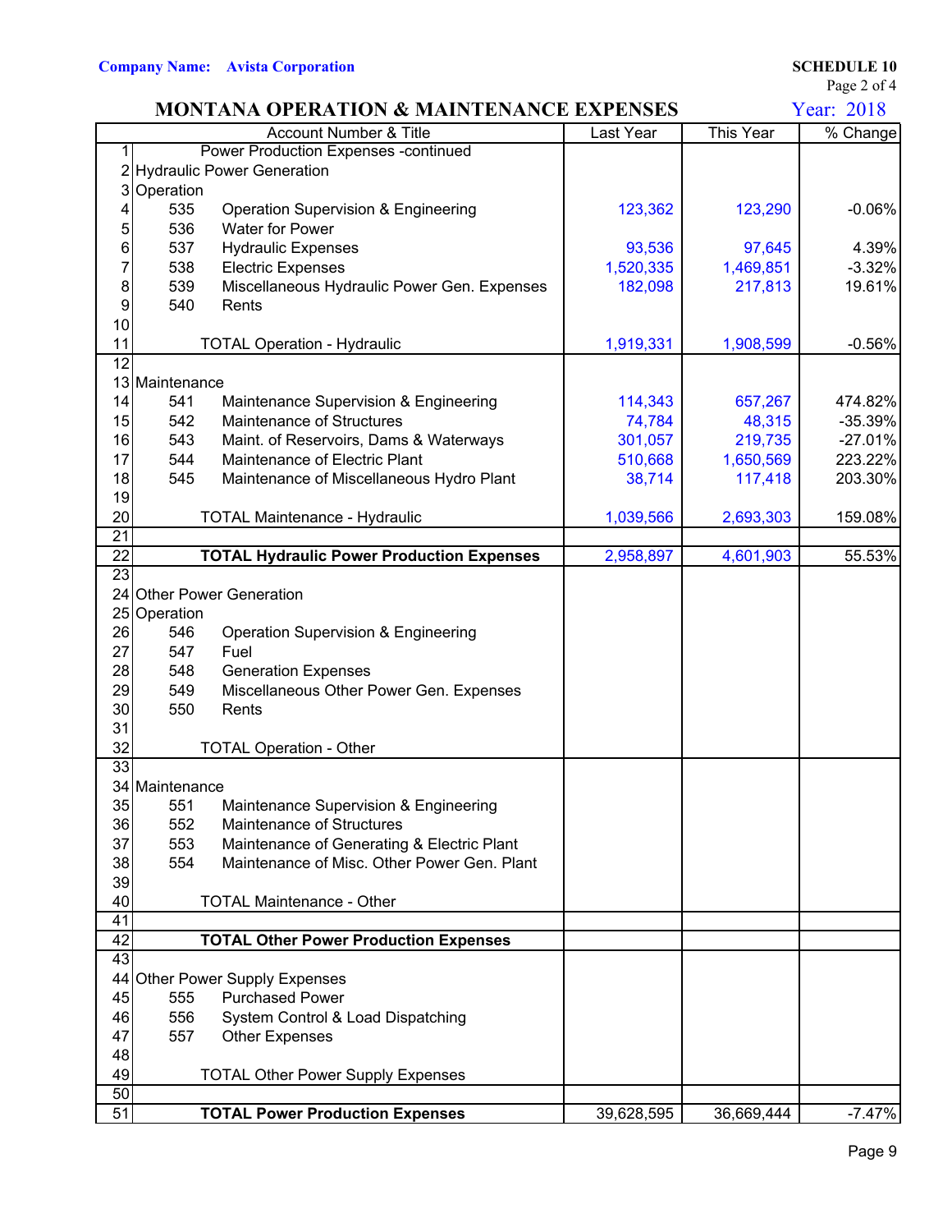**Company Name: Avista Corporation**

**SCHEDULE 10**
Page 2 of 4

# MONTANA OPERATION & MAINTENANCE EXPENSES

Year: 2018

| | Account Number & Title | Last Year | This Year | % Change |
|---|---|---|---|---|
| 1 | Power Production Expenses -continued | | | |
| 2 | Hydraulic Power Generation | | | |
| 3 | Operation | | | |
| 4 | 535 Operation Supervision & Engineering | 123,362 | 123,290 | -0.06% |
| 5 | 536 Water for Power | | | |
| 6 | 537 Hydraulic Expenses | 93,536 | 97,645 | 4.39% |
| 7 | 538 Electric Expenses | 1,520,335 | 1,469,851 | -3.32% |
| 8 | 539 Miscellaneous Hydraulic Power Gen. Expenses | 182,098 | 217,813 | 19.61% |
| 9 | 540 Rents | | | |
| 10 | | | | |
| 11 | TOTAL Operation - Hydraulic | 1,919,331 | 1,908,599 | -0.56% |
| 12 | | | | |
| 13 | Maintenance | | | |
| 14 | 541 Maintenance Supervision & Engineering | 114,343 | 657,267 | 474.82% |
| 15 | 542 Maintenance of Structures | 74,784 | 48,315 | -35.39% |
| 16 | 543 Maint. of Reservoirs, Dams & Waterways | 301,057 | 219,735 | -27.01% |
| 17 | 544 Maintenance of Electric Plant | 510,668 | 1,650,569 | 223.22% |
| 18 | 545 Maintenance of Miscellaneous Hydro Plant | 38,714 | 117,418 | 203.30% |
| 19 | | | | |
| 20 | TOTAL Maintenance - Hydraulic | 1,039,566 | 2,693,303 | 159.08% |
| 21 | | | | |
| 22 | **TOTAL Hydraulic Power Production Expenses** | 2,958,897 | 4,601,903 | 55.53% |
| 23 | | | | |
| 24 | Other Power Generation | | | |
| 25 | Operation | | | |
| 26 | 546 Operation Supervision & Engineering | | | |
| 27 | 547 Fuel | | | |
| 28 | 548 Generation Expenses | | | |
| 29 | 549 Miscellaneous Other Power Gen. Expenses | | | |
| 30 | 550 Rents | | | |
| 31 | | | | |
| 32 | TOTAL Operation - Other | | | |
| 33 | | | | |
| 34 | Maintenance | | | |
| 35 | 551 Maintenance Supervision & Engineering | | | |
| 36 | 552 Maintenance of Structures | | | |
| 37 | 553 Maintenance of Generating & Electric Plant | | | |
| 38 | 554 Maintenance of Misc. Other Power Gen. Plant | | | |
| 39 | | | | |
| 40 | TOTAL Maintenance - Other | | | |
| 41 | | | | |
| 42 | **TOTAL Other Power Production Expenses** | | | |
| 43 | | | | |
| 44 | Other Power Supply Expenses | | | |
| 45 | 555 Purchased Power | | | |
| 46 | 556 System Control & Load Dispatching | | | |
| 47 | 557 Other Expenses | | | |
| 48 | | | | |
| 49 | TOTAL Other Power Supply Expenses | | | |
| 50 | | | | |
| 51 | **TOTAL Power Production Expenses** | 39,628,595 | 36,669,444 | -7.47% |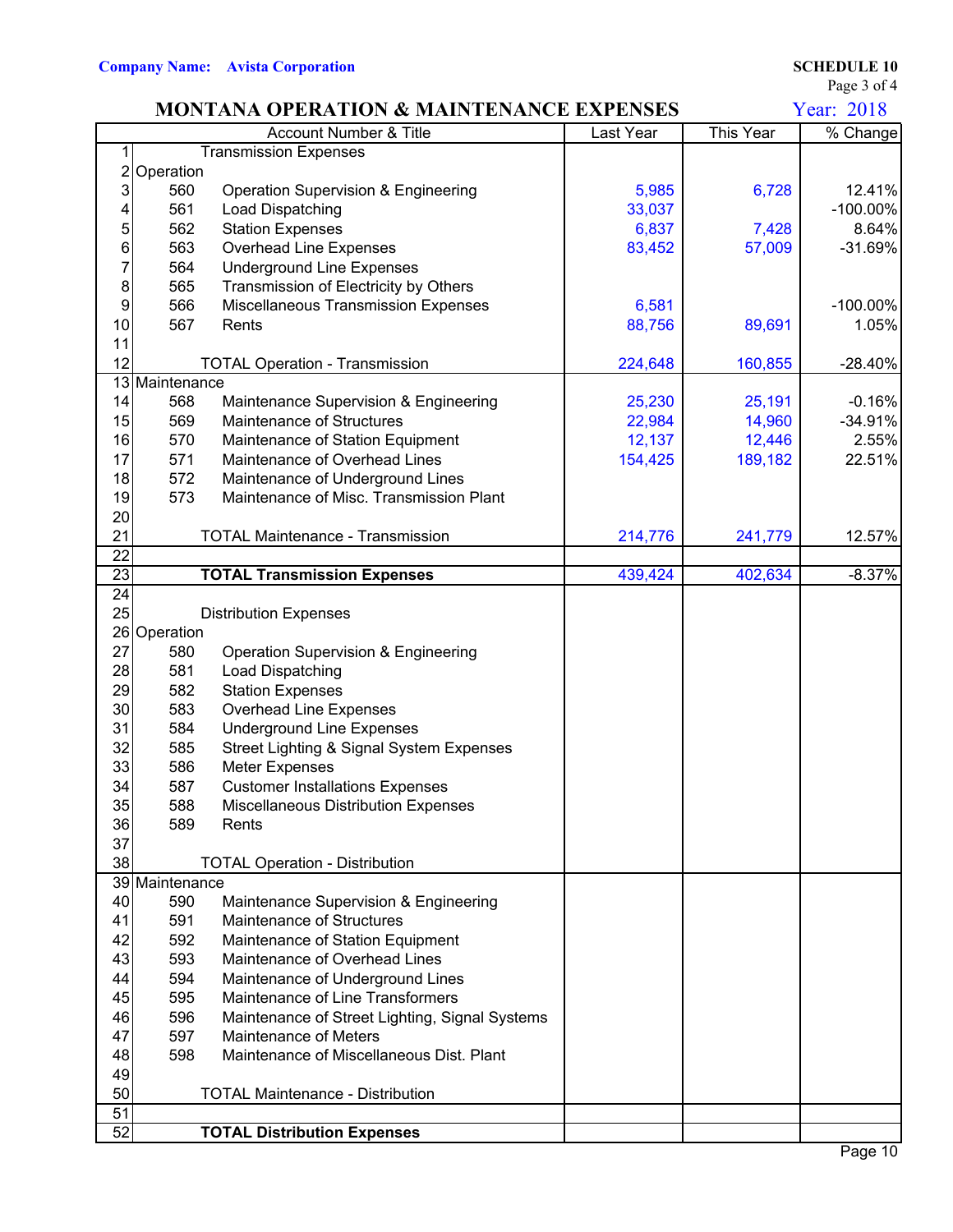**Company Name: Avista Corporation**

**SCHEDULE 10**
Page 3 of 4

## MONTANA OPERATION & MAINTENANCE EXPENSES

Year: 2018

| | Account Number & Title | | Last Year | This Year | % Change |
|---|---|---|---|---|---|
| 1 | | Transmission Expenses | | | |
| 2 | Operation | | | | |
| 3 | 560 | Operation Supervision & Engineering | 5,985 | 6,728 | 12.41% |
| 4 | 561 | Load Dispatching | 33,037 | | -100.00% |
| 5 | 562 | Station Expenses | 6,837 | 7,428 | 8.64% |
| 6 | 563 | Overhead Line Expenses | 83,452 | 57,009 | -31.69% |
| 7 | 564 | Underground Line Expenses | | | |
| 8 | 565 | Transmission of Electricity by Others | | | |
| 9 | 566 | Miscellaneous Transmission Expenses | 6,581 | | -100.00% |
| 10 | 567 | Rents | 88,756 | 89,691 | 1.05% |
| 11 | | | | | |
| 12 | | TOTAL Operation - Transmission | 224,648 | 160,855 | -28.40% |
| 13 | Maintenance | | | | |
| 14 | 568 | Maintenance Supervision & Engineering | 25,230 | 25,191 | -0.16% |
| 15 | 569 | Maintenance of Structures | 22,984 | 14,960 | -34.91% |
| 16 | 570 | Maintenance of Station Equipment | 12,137 | 12,446 | 2.55% |
| 17 | 571 | Maintenance of Overhead Lines | 154,425 | 189,182 | 22.51% |
| 18 | 572 | Maintenance of Underground Lines | | | |
| 19 | 573 | Maintenance of Misc. Transmission Plant | | | |
| 20 | | | | | |
| 21 | | TOTAL Maintenance - Transmission | 214,776 | 241,779 | 12.57% |
| 22 | | | | | |
| 23 | | **TOTAL Transmission Expenses** | 439,424 | 402,634 | -8.37% |
| 24 | | | | | |
| 25 | | Distribution Expenses | | | |
| 26 | Operation | | | | |
| 27 | 580 | Operation Supervision & Engineering | | | |
| 28 | 581 | Load Dispatching | | | |
| 29 | 582 | Station Expenses | | | |
| 30 | 583 | Overhead Line Expenses | | | |
| 31 | 584 | Underground Line Expenses | | | |
| 32 | 585 | Street Lighting & Signal System Expenses | | | |
| 33 | 586 | Meter Expenses | | | |
| 34 | 587 | Customer Installations Expenses | | | |
| 35 | 588 | Miscellaneous Distribution Expenses | | | |
| 36 | 589 | Rents | | | |
| 37 | | | | | |
| 38 | | TOTAL Operation - Distribution | | | |
| 39 | Maintenance | | | | |
| 40 | 590 | Maintenance Supervision & Engineering | | | |
| 41 | 591 | Maintenance of Structures | | | |
| 42 | 592 | Maintenance of Station Equipment | | | |
| 43 | 593 | Maintenance of Overhead Lines | | | |
| 44 | 594 | Maintenance of Underground Lines | | | |
| 45 | 595 | Maintenance of Line Transformers | | | |
| 46 | 596 | Maintenance of Street Lighting, Signal Systems | | | |
| 47 | 597 | Maintenance of Meters | | | |
| 48 | 598 | Maintenance of Miscellaneous Dist. Plant | | | |
| 49 | | | | | |
| 50 | | TOTAL Maintenance - Distribution | | | |
| 51 | | | | | |
| 52 | | **TOTAL Distribution Expenses** | | | |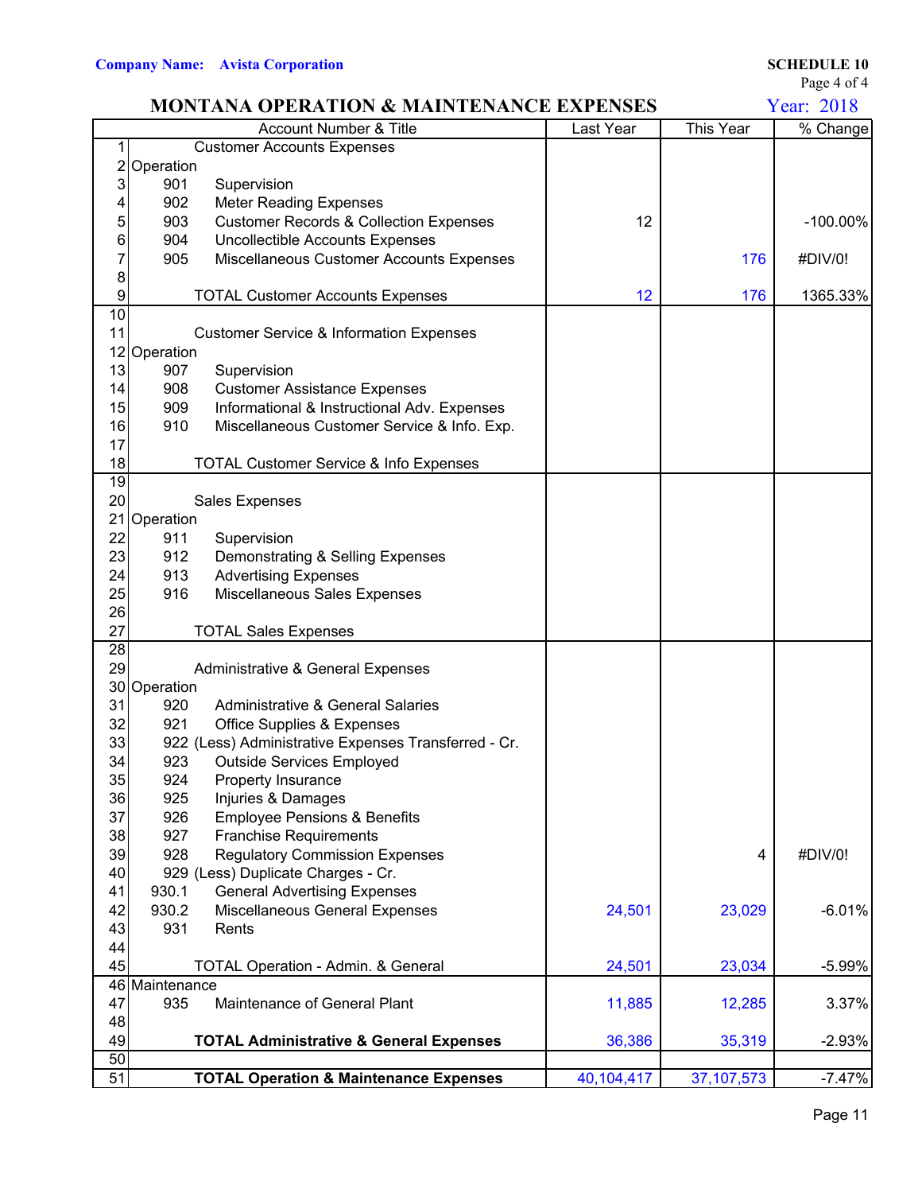**Company Name: Avista Corporation**

**SCHEDULE 10**
Page 4 of 4

## MONTANA OPERATION & MAINTENANCE EXPENSES

Year: 2018

| | Account Number & Title | Last Year | This Year | % Change |
|---|---|---|---|---|
| 1 | Customer Accounts Expenses | | | |
| 2 | Operation | | | |
| 3 | 901 Supervision | | | |
| 4 | 902 Meter Reading Expenses | | | |
| 5 | 903 Customer Records & Collection Expenses | 12 | | -100.00% |
| 6 | 904 Uncollectible Accounts Expenses | | | |
| 7 | 905 Miscellaneous Customer Accounts Expenses | | 176 | #DIV/0! |
| 8 | | | | |
| 9 | TOTAL Customer Accounts Expenses | 12 | 176 | 1365.33% |
| 10 | | | | |
| 11 | Customer Service & Information Expenses | | | |
| 12 | Operation | | | |
| 13 | 907 Supervision | | | |
| 14 | 908 Customer Assistance Expenses | | | |
| 15 | 909 Informational & Instructional Adv. Expenses | | | |
| 16 | 910 Miscellaneous Customer Service & Info. Exp. | | | |
| 17 | | | | |
| 18 | TOTAL Customer Service & Info Expenses | | | |
| 19 | | | | |
| 20 | Sales Expenses | | | |
| 21 | Operation | | | |
| 22 | 911 Supervision | | | |
| 23 | 912 Demonstrating & Selling Expenses | | | |
| 24 | 913 Advertising Expenses | | | |
| 25 | 916 Miscellaneous Sales Expenses | | | |
| 26 | | | | |
| 27 | TOTAL Sales Expenses | | | |
| 28 | | | | |
| 29 | Administrative & General Expenses | | | |
| 30 | Operation | | | |
| 31 | 920 Administrative & General Salaries | | | |
| 32 | 921 Office Supplies & Expenses | | | |
| 33 | 922 (Less) Administrative Expenses Transferred - Cr. | | | |
| 34 | 923 Outside Services Employed | | | |
| 35 | 924 Property Insurance | | | |
| 36 | 925 Injuries & Damages | | | |
| 37 | 926 Employee Pensions & Benefits | | | |
| 38 | 927 Franchise Requirements | | | |
| 39 | 928 Regulatory Commission Expenses | | 4 | #DIV/0! |
| 40 | 929 (Less) Duplicate Charges - Cr. | | | |
| 41 | 930.1 General Advertising Expenses | | | |
| 42 | 930.2 Miscellaneous General Expenses | 24,501 | 23,029 | -6.01% |
| 43 | 931 Rents | | | |
| 44 | | | | |
| 45 | TOTAL Operation - Admin. & General | 24,501 | 23,034 | -5.99% |
| 46 | Maintenance | | | |
| 47 | 935 Maintenance of General Plant | 11,885 | 12,285 | 3.37% |
| 48 | | | | |
| 49 | **TOTAL Administrative & General Expenses** | 36,386 | 35,319 | -2.93% |
| 50 | | | | |
| 51 | **TOTAL Operation & Maintenance Expenses** | 40,104,417 | 37,107,573 | -7.47% |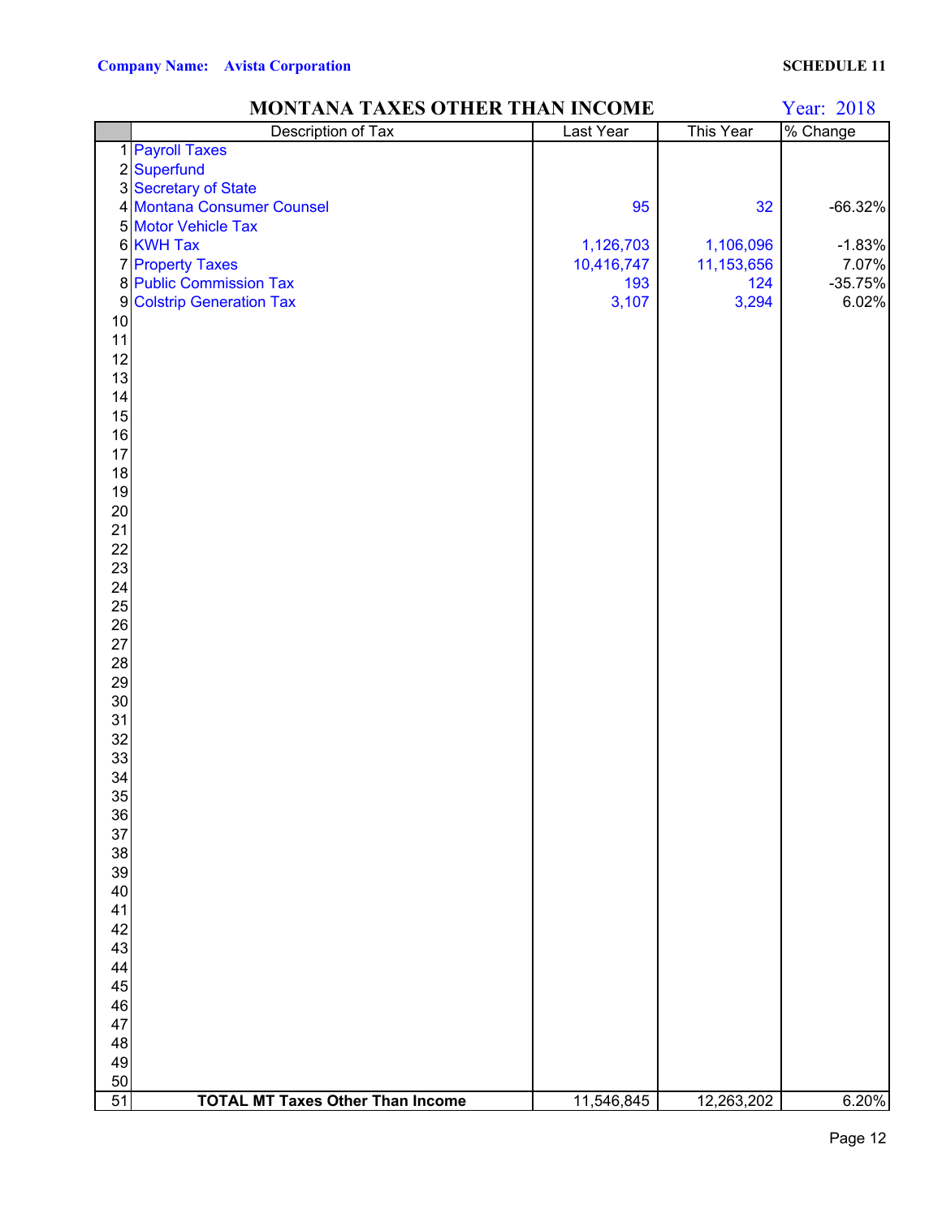**Company Name: Avista Corporation** **SCHEDULE 11**

## MONTANA TAXES OTHER THAN INCOME

Year: 2018

| | Description of Tax | Last Year | This Year | % Change |
|---|---|---|---|---|
| 1 | Payroll Taxes | | | |
| 2 | Superfund | | | |
| 3 | Secretary of State | | | |
| 4 | Montana Consumer Counsel | 95 | 32 | -66.32% |
| 5 | Motor Vehicle Tax | | | |
| 6 | KWH Tax | 1,126,703 | 1,106,096 | -1.83% |
| 7 | Property Taxes | 10,416,747 | 11,153,656 | 7.07% |
| 8 | Public Commission Tax | 193 | 124 | -35.75% |
| 9 | Colstrip Generation Tax | 3,107 | 3,294 | 6.02% |
| 10 | | | | |
| 11 | | | | |
| 12 | | | | |
| 13 | | | | |
| 14 | | | | |
| 15 | | | | |
| 16 | | | | |
| 17 | | | | |
| 18 | | | | |
| 19 | | | | |
| 20 | | | | |
| 21 | | | | |
| 22 | | | | |
| 23 | | | | |
| 24 | | | | |
| 25 | | | | |
| 26 | | | | |
| 27 | | | | |
| 28 | | | | |
| 29 | | | | |
| 30 | | | | |
| 31 | | | | |
| 32 | | | | |
| 33 | | | | |
| 34 | | | | |
| 35 | | | | |
| 36 | | | | |
| 37 | | | | |
| 38 | | | | |
| 39 | | | | |
| 40 | | | | |
| 41 | | | | |
| 42 | | | | |
| 43 | | | | |
| 44 | | | | |
| 45 | | | | |
| 46 | | | | |
| 47 | | | | |
| 48 | | | | |
| 49 | | | | |
| 50 | | | | |
| 51 | **TOTAL MT Taxes Other Than Income** | 11,546,845 | 12,263,202 | 6.20% |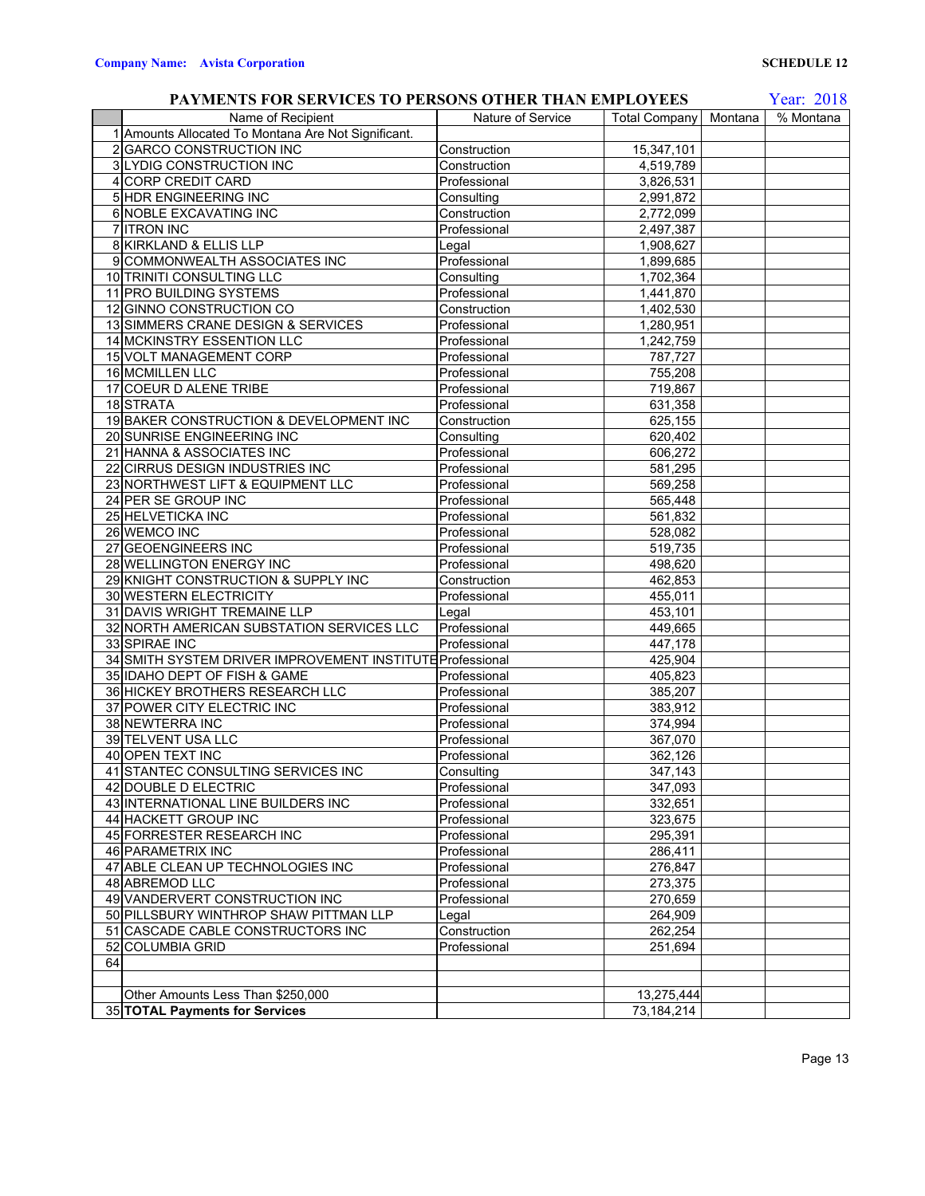**Company Name: Avista Corporation**

**SCHEDULE 12**

## PAYMENTS FOR SERVICES TO PERSONS OTHER THAN EMPLOYEES

Year: 2018

| | Name of Recipient | Nature of Service | Total Company | Montana | % Montana |
|---|---|---|---|---|---|
| 1 | Amounts Allocated To Montana Are Not Significant. | | | | |
| 2 | GARCO CONSTRUCTION INC | Construction | 15,347,101 | | |
| 3 | LYDIG CONSTRUCTION INC | Construction | 4,519,789 | | |
| 4 | CORP CREDIT CARD | Professional | 3,826,531 | | |
| 5 | HDR ENGINEERING INC | Consulting | 2,991,872 | | |
| 6 | NOBLE EXCAVATING INC | Construction | 2,772,099 | | |
| 7 | ITRON INC | Professional | 2,497,387 | | |
| 8 | KIRKLAND & ELLIS LLP | Legal | 1,908,627 | | |
| 9 | COMMONWEALTH ASSOCIATES INC | Professional | 1,899,685 | | |
| 10 | TRINITI CONSULTING LLC | Consulting | 1,702,364 | | |
| 11 | PRO BUILDING SYSTEMS | Professional | 1,441,870 | | |
| 12 | GINNO CONSTRUCTION CO | Construction | 1,402,530 | | |
| 13 | SIMMERS CRANE DESIGN & SERVICES | Professional | 1,280,951 | | |
| 14 | MCKINSTRY ESSENTION LLC | Professional | 1,242,759 | | |
| 15 | VOLT MANAGEMENT CORP | Professional | 787,727 | | |
| 16 | MCMILLEN LLC | Professional | 755,208 | | |
| 17 | COEUR D ALENE TRIBE | Professional | 719,867 | | |
| 18 | STRATA | Professional | 631,358 | | |
| 19 | BAKER CONSTRUCTION & DEVELOPMENT INC | Construction | 625,155 | | |
| 20 | SUNRISE ENGINEERING INC | Consulting | 620,402 | | |
| 21 | HANNA & ASSOCIATES INC | Professional | 606,272 | | |
| 22 | CIRRUS DESIGN INDUSTRIES INC | Professional | 581,295 | | |
| 23 | NORTHWEST LIFT & EQUIPMENT LLC | Professional | 569,258 | | |
| 24 | PER SE GROUP INC | Professional | 565,448 | | |
| 25 | HELVETICKA INC | Professional | 561,832 | | |
| 26 | WEMCO INC | Professional | 528,082 | | |
| 27 | GEOENGINEERS INC | Professional | 519,735 | | |
| 28 | WELLINGTON ENERGY INC | Professional | 498,620 | | |
| 29 | KNIGHT CONSTRUCTION & SUPPLY INC | Construction | 462,853 | | |
| 30 | WESTERN ELECTRICITY | Professional | 455,011 | | |
| 31 | DAVIS WRIGHT TREMAINE LLP | Legal | 453,101 | | |
| 32 | NORTH AMERICAN SUBSTATION SERVICES LLC | Professional | 449,665 | | |
| 33 | SPIRAE INC | Professional | 447,178 | | |
| 34 | SMITH SYSTEM DRIVER IMPROVEMENT INSTITUTE | Professional | 425,904 | | |
| 35 | IDAHO DEPT OF FISH & GAME | Professional | 405,823 | | |
| 36 | HICKEY BROTHERS RESEARCH LLC | Professional | 385,207 | | |
| 37 | POWER CITY ELECTRIC INC | Professional | 383,912 | | |
| 38 | NEWTERRA INC | Professional | 374,994 | | |
| 39 | TELVENT USA LLC | Professional | 367,070 | | |
| 40 | OPEN TEXT INC | Professional | 362,126 | | |
| 41 | STANTEC CONSULTING SERVICES INC | Consulting | 347,143 | | |
| 42 | DOUBLE D ELECTRIC | Professional | 347,093 | | |
| 43 | INTERNATIONAL LINE BUILDERS INC | Professional | 332,651 | | |
| 44 | HACKETT GROUP INC | Professional | 323,675 | | |
| 45 | FORRESTER RESEARCH INC | Professional | 295,391 | | |
| 46 | PARAMETRIX INC | Professional | 286,411 | | |
| 47 | ABLE CLEAN UP TECHNOLOGIES INC | Professional | 276,847 | | |
| 48 | ABREMOD LLC | Professional | 273,375 | | |
| 49 | VANDERVERT CONSTRUCTION INC | Professional | 270,659 | | |
| 50 | PILLSBURY WINTHROP SHAW PITTMAN LLP | Legal | 264,909 | | |
| 51 | CASCADE CABLE CONSTRUCTORS INC | Construction | 262,254 | | |
| 52 | COLUMBIA GRID | Professional | 251,694 | | |
| 64 | | | | | |
| | | | | | |
| | Other Amounts Less Than $250,000 | | 13,275,444 | | |
| 35 | **TOTAL Payments for Services** | | 73,184,214 | | |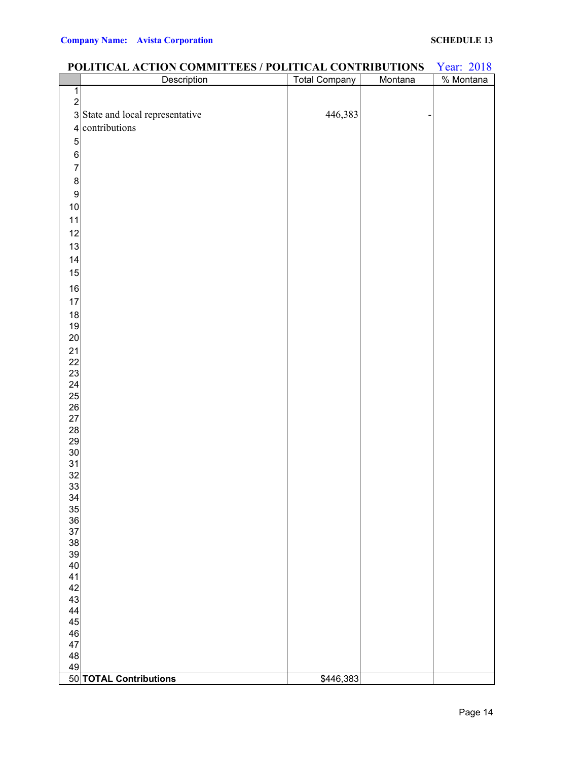**Company Name: Avista Corporation**

**SCHEDULE 13**

## POLITICAL ACTION COMMITTEES / POLITICAL CONTRIBUTIONS

Year: 2018

| | Description | Total Company | Montana | % Montana |
|---|---|---|---|---|
| 1 | | | | |
| 2 | | | | |
| 3 | State and local representative | 446,383 | - | |
| 4 | contributions | | | |
| 5 | | | | |
| 6 | | | | |
| 7 | | | | |
| 8 | | | | |
| 9 | | | | |
| 10 | | | | |
| 11 | | | | |
| 12 | | | | |
| 13 | | | | |
| 14 | | | | |
| 15 | | | | |
| 16 | | | | |
| 17 | | | | |
| 18 | | | | |
| 19 | | | | |
| 20 | | | | |
| 21 | | | | |
| 22 | | | | |
| 23 | | | | |
| 24 | | | | |
| 25 | | | | |
| 26 | | | | |
| 27 | | | | |
| 28 | | | | |
| 29 | | | | |
| 30 | | | | |
| 31 | | | | |
| 32 | | | | |
| 33 | | | | |
| 34 | | | | |
| 35 | | | | |
| 36 | | | | |
| 37 | | | | |
| 38 | | | | |
| 39 | | | | |
| 40 | | | | |
| 41 | | | | |
| 42 | | | | |
| 43 | | | | |
| 44 | | | | |
| 45 | | | | |
| 46 | | | | |
| 47 | | | | |
| 48 | | | | |
| 49 | | | | |
| 50 | **TOTAL Contributions** | $446,383 | | |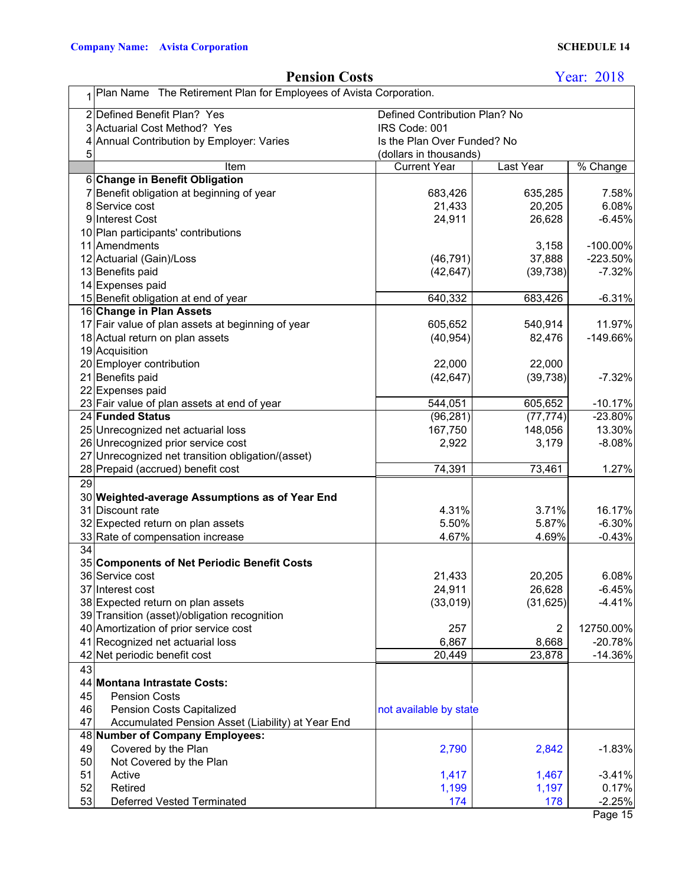**Company Name: Avista Corporation** | **SCHEDULE 14**

## Pension Costs

Year: 2018

| | Item | Current Year | Last Year | % Change |
|---|---|---|---|---|
| 1 | Plan Name The Retirement Plan for Employees of Avista Corporation. | | | |
| 2 | Defined Benefit Plan? Yes | Defined Contribution Plan? No | | |
| 3 | Actuarial Cost Method? Yes | IRS Code: 001 | | |
| 4 | Annual Contribution by Employer: Varies | Is the Plan Over Funded? No | | |
| 5 | | (dollars in thousands) | | |
| | Item | Current Year | Last Year | % Change |
| 6 | **Change in Benefit Obligation** | | | |
| 7 | Benefit obligation at beginning of year | 683,426 | 635,285 | 7.58% |
| 8 | Service cost | 21,433 | 20,205 | 6.08% |
| 9 | Interest Cost | 24,911 | 26,628 | -6.45% |
| 10 | Plan participants' contributions | | | |
| 11 | Amendments | | 3,158 | -100.00% |
| 12 | Actuarial (Gain)/Loss | (46,791) | 37,888 | -223.50% |
| 13 | Benefits paid | (42,647) | (39,738) | -7.32% |
| 14 | Expenses paid | | | |
| 15 | Benefit obligation at end of year | 640,332 | 683,426 | -6.31% |
| 16 | **Change in Plan Assets** | | | |
| 17 | Fair value of plan assets at beginning of year | 605,652 | 540,914 | 11.97% |
| 18 | Actual return on plan assets | (40,954) | 82,476 | -149.66% |
| 19 | Acquisition | | | |
| 20 | Employer contribution | 22,000 | 22,000 | |
| 21 | Benefits paid | (42,647) | (39,738) | -7.32% |
| 22 | Expenses paid | | | |
| 23 | Fair value of plan assets at end of year | 544,051 | 605,652 | -10.17% |
| 24 | **Funded Status** | (96,281) | (77,774) | -23.80% |
| 25 | Unrecognized net actuarial loss | 167,750 | 148,056 | 13.30% |
| 26 | Unrecognized prior service cost | 2,922 | 3,179 | -8.08% |
| 27 | Unrecognized net transition obligation/(asset) | | | |
| 28 | Prepaid (accrued) benefit cost | 74,391 | 73,461 | 1.27% |
| 29 | | | | |
| 30 | **Weighted-average Assumptions as of Year End** | | | |
| 31 | Discount rate | 4.31% | 3.71% | 16.17% |
| 32 | Expected return on plan assets | 5.50% | 5.87% | -6.30% |
| 33 | Rate of compensation increase | 4.67% | 4.69% | -0.43% |
| 34 | | | | |
| 35 | **Components of Net Periodic Benefit Costs** | | | |
| 36 | Service cost | 21,433 | 20,205 | 6.08% |
| 37 | Interest cost | 24,911 | 26,628 | -6.45% |
| 38 | Expected return on plan assets | (33,019) | (31,625) | -4.41% |
| 39 | Transition (asset)/obligation recognition | | | |
| 40 | Amortization of prior service cost | 257 | 2 | 12750.00% |
| 41 | Recognized net actuarial loss | 6,867 | 8,668 | -20.78% |
| 42 | Net periodic benefit cost | 20,449 | 23,878 | -14.36% |
| 43 | | | | |
| 44 | **Montana Intrastate Costs:** | | | |
| 45 | Pension Costs | | | |
| 46 | Pension Costs Capitalized | not available by state | | |
| 47 | Accumulated Pension Asset (Liability) at Year End | | | |
| 48 | **Number of Company Employees:** | | | |
| 49 | Covered by the Plan | 2,790 | 2,842 | -1.83% |
| 50 | Not Covered by the Plan | | | |
| 51 | Active | 1,417 | 1,467 | -3.41% |
| 52 | Retired | 1,199 | 1,197 | 0.17% |
| 53 | Deferred Vested Terminated | 174 | 178 | -2.25% |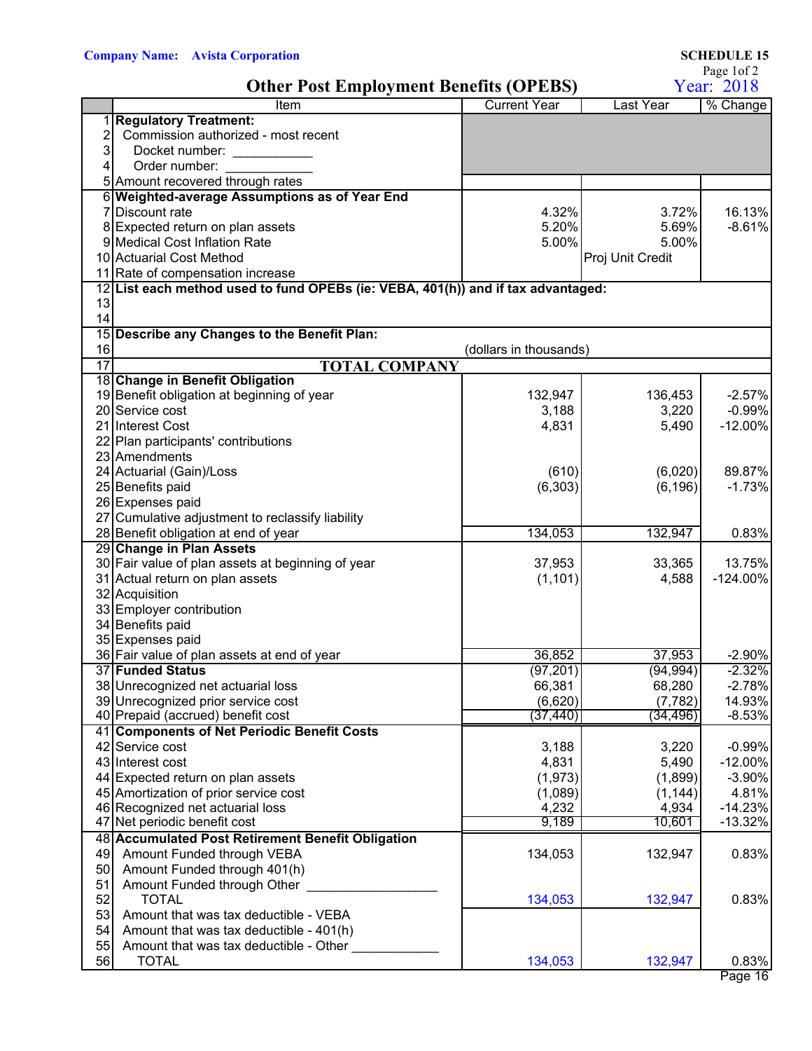**Company Name: Avista Corporation**

**SCHEDULE 15**

Page 1of 2

# Other Post Employment Benefits (OPEBS)

Year: 2018

| | Item | Current Year | Last Year | % Change |
|---|---|---|---|---|
| 1 | **Regulatory Treatment:** | | | |
| 2 | Commission authorized - most recent | | | |
| 3 | Docket number: ___________ | | | |
| 4 | Order number: ___________ | | | |
| 5 | Amount recovered through rates | | | |
| 6 | **Weighted-average Assumptions as of Year End** | | | |
| 7 | Discount rate | 4.32% | 3.72% | 16.13% |
| 8 | Expected return on plan assets | 5.20% | 5.69% | -8.61% |
| 9 | Medical Cost Inflation Rate | 5.00% | 5.00% | |
| 10 | Actuarial Cost Method | | Proj Unit Credit | |
| 11 | Rate of compensation increase | | | |
| 12 | **List each method used to fund OPEBs (ie: VEBA, 401(h)) and if tax advantaged:** | | | |
| 13 | | | | |
| 14 | | | | |
| 15 | **Describe any Changes to the Benefit Plan:** | | | |
| 16 | | (dollars in thousands) | | |
| 17 | **TOTAL COMPANY** | | | |
| 18 | **Change in Benefit Obligation** | | | |
| 19 | Benefit obligation at beginning of year | 132,947 | 136,453 | -2.57% |
| 20 | Service cost | 3,188 | 3,220 | -0.99% |
| 21 | Interest Cost | 4,831 | 5,490 | -12.00% |
| 22 | Plan participants' contributions | | | |
| 23 | Amendments | | | |
| 24 | Actuarial (Gain)/Loss | (610) | (6,020) | 89.87% |
| 25 | Benefits paid | (6,303) | (6,196) | -1.73% |
| 26 | Expenses paid | | | |
| 27 | Cumulative adjustment to reclassify liability | | | |
| 28 | Benefit obligation at end of year | 134,053 | 132,947 | 0.83% |
| 29 | **Change in Plan Assets** | | | |
| 30 | Fair value of plan assets at beginning of year | 37,953 | 33,365 | 13.75% |
| 31 | Actual return on plan assets | (1,101) | 4,588 | -124.00% |
| 32 | Acquisition | | | |
| 33 | Employer contribution | | | |
| 34 | Benefits paid | | | |
| 35 | Expenses paid | | | |
| 36 | Fair value of plan assets at end of year | 36,852 | 37,953 | -2.90% |
| 37 | **Funded Status** | (97,201) | (94,994) | -2.32% |
| 38 | Unrecognized net actuarial loss | 66,381 | 68,280 | -2.78% |
| 39 | Unrecognized prior service cost | (6,620) | (7,782) | 14.93% |
| 40 | Prepaid (accrued) benefit cost | (37,440) | (34,496) | -8.53% |
| 41 | **Components of Net Periodic Benefit Costs** | | | |
| 42 | Service cost | 3,188 | 3,220 | -0.99% |
| 43 | Interest cost | 4,831 | 5,490 | -12.00% |
| 44 | Expected return on plan assets | (1,973) | (1,899) | -3.90% |
| 45 | Amortization of prior service cost | (1,089) | (1,144) | 4.81% |
| 46 | Recognized net actuarial loss | 4,232 | 4,934 | -14.23% |
| 47 | Net periodic benefit cost | 9,189 | 10,601 | -13.32% |
| 48 | **Accumulated Post Retirement Benefit Obligation** | | | |
| 49 | Amount Funded through VEBA | 134,053 | 132,947 | 0.83% |
| 50 | Amount Funded through 401(h) | | | |
| 51 | Amount Funded through Other _________________ | | | |
| 52 | TOTAL | 134,053 | 132,947 | 0.83% |
| 53 | Amount that was tax deductible - VEBA | | | |
| 54 | Amount that was tax deductible - 401(h) | | | |
| 55 | Amount that was tax deductible - Other ___________ | | | |
| 56 | TOTAL | 134,053 | 132,947 | 0.83% |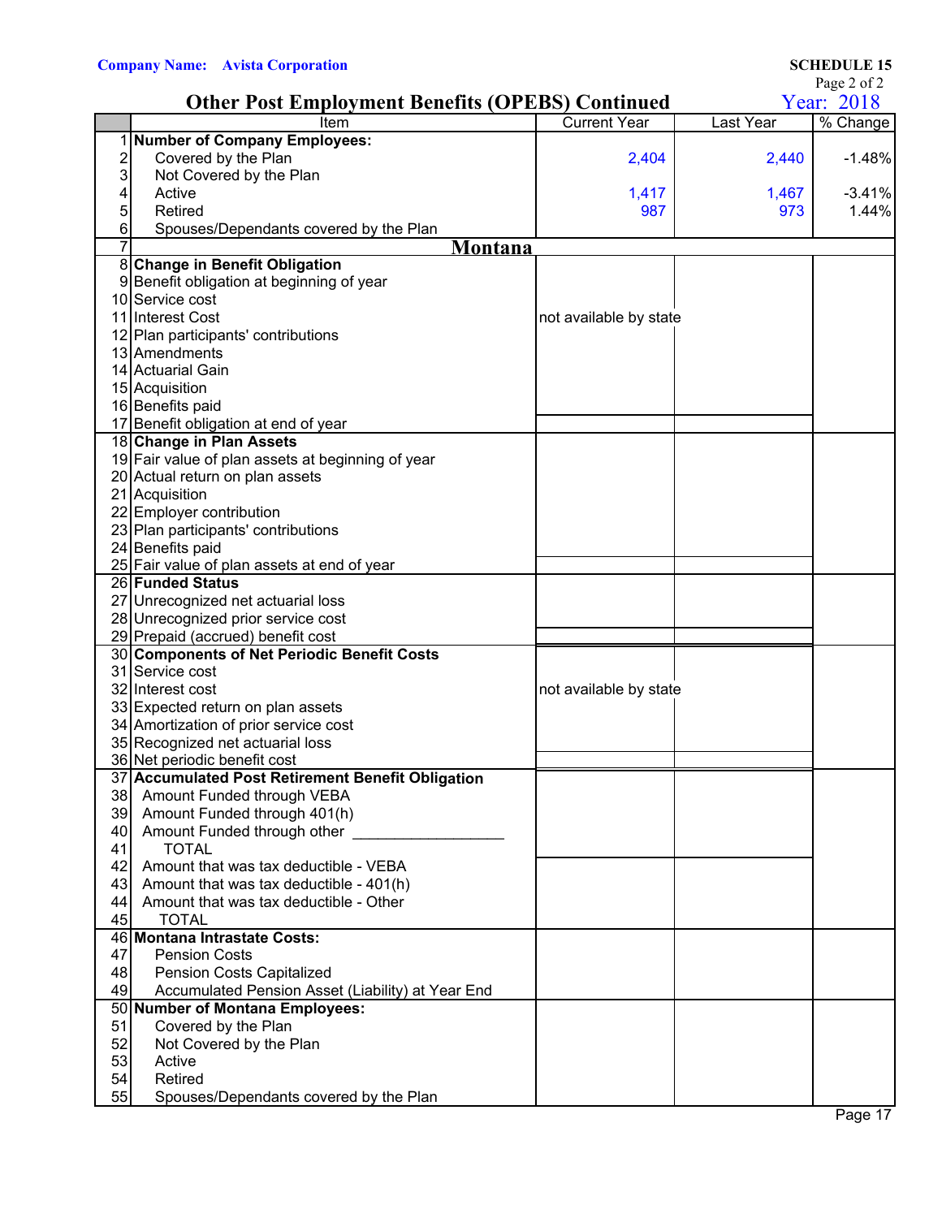**Company Name: Avista Corporation**

**SCHEDULE 15**

Page 2 of 2

## Other Post Employment Benefits (OPEBS) Continued

Year: 2018

| | Item | Current Year | Last Year | % Change |
|---|---|---|---|---|
| 1 | **Number of Company Employees:** | | | |
| 2 | Covered by the Plan | 2,404 | 2,440 | -1.48% |
| 3 | Not Covered by the Plan | | | |
| 4 | Active | 1,417 | 1,467 | -3.41% |
| 5 | Retired | 987 | 973 | 1.44% |
| 6 | Spouses/Dependants covered by the Plan | | | |
| 7 | **Montana** | | | |
| 8 | **Change in Benefit Obligation** | | | |
| 9 | Benefit obligation at beginning of year | | | |
| 10 | Service cost | | | |
| 11 | Interest Cost | not available by state | | |
| 12 | Plan participants' contributions | | | |
| 13 | Amendments | | | |
| 14 | Actuarial Gain | | | |
| 15 | Acquisition | | | |
| 16 | Benefits paid | | | |
| 17 | Benefit obligation at end of year | | | |
| 18 | **Change in Plan Assets** | | | |
| 19 | Fair value of plan assets at beginning of year | | | |
| 20 | Actual return on plan assets | | | |
| 21 | Acquisition | | | |
| 22 | Employer contribution | | | |
| 23 | Plan participants' contributions | | | |
| 24 | Benefits paid | | | |
| 25 | Fair value of plan assets at end of year | | | |
| 26 | **Funded Status** | | | |
| 27 | Unrecognized net actuarial loss | | | |
| 28 | Unrecognized prior service cost | | | |
| 29 | Prepaid (accrued) benefit cost | | | |
| 30 | **Components of Net Periodic Benefit Costs** | | | |
| 31 | Service cost | | | |
| 32 | Interest cost | not available by state | | |
| 33 | Expected return on plan assets | | | |
| 34 | Amortization of prior service cost | | | |
| 35 | Recognized net actuarial loss | | | |
| 36 | Net periodic benefit cost | | | |
| 37 | **Accumulated Post Retirement Benefit Obligation** | | | |
| 38 | Amount Funded through VEBA | | | |
| 39 | Amount Funded through 401(h) | | | |
| 40 | Amount Funded through other __________________ | | | |
| 41 | TOTAL | | | |
| 42 | Amount that was tax deductible - VEBA | | | |
| 43 | Amount that was tax deductible - 401(h) | | | |
| 44 | Amount that was tax deductible - Other | | | |
| 45 | TOTAL | | | |
| 46 | **Montana Intrastate Costs:** | | | |
| 47 | Pension Costs | | | |
| 48 | Pension Costs Capitalized | | | |
| 49 | Accumulated Pension Asset (Liability) at Year End | | | |
| 50 | **Number of Montana Employees:** | | | |
| 51 | Covered by the Plan | | | |
| 52 | Not Covered by the Plan | | | |
| 53 | Active | | | |
| 54 | Retired | | | |
| 55 | Spouses/Dependants covered by the Plan | | | |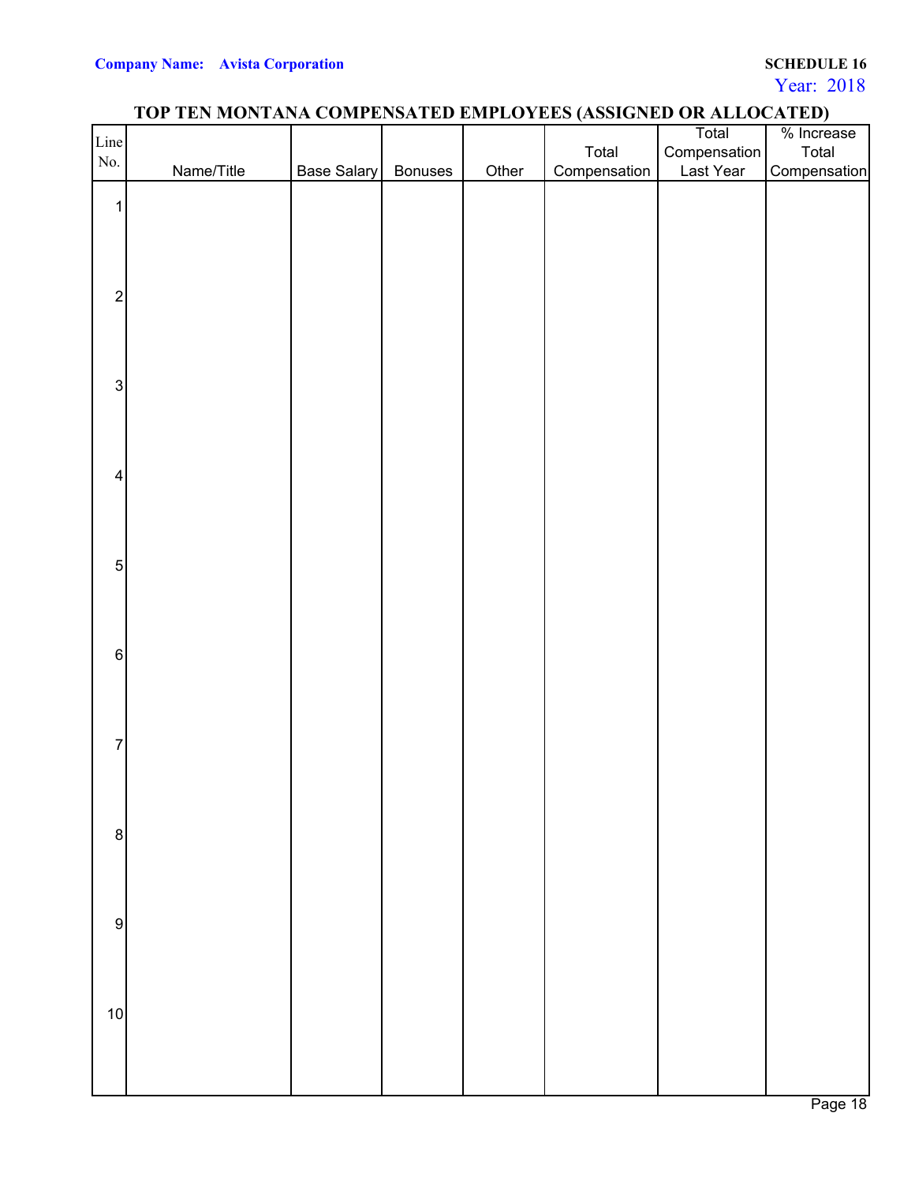**Company Name: Avista Corporation**

**SCHEDULE 16**

Year: 2018

## TOP TEN MONTANA COMPENSATED EMPLOYEES (ASSIGNED OR ALLOCATED)

| Line No. | Name/Title | Base Salary | Bonuses | Other | Total Compensation | Total Compensation Last Year | % Increase Total Compensation |
|---|---|---|---|---|---|---|---|
| 1 | | | | | | | |
| 2 | | | | | | | |
| 3 | | | | | | | |
| 4 | | | | | | | |
| 5 | | | | | | | |
| 6 | | | | | | | |
| 7 | | | | | | | |
| 8 | | | | | | | |
| 9 | | | | | | | |
| 10 | | | | | | | |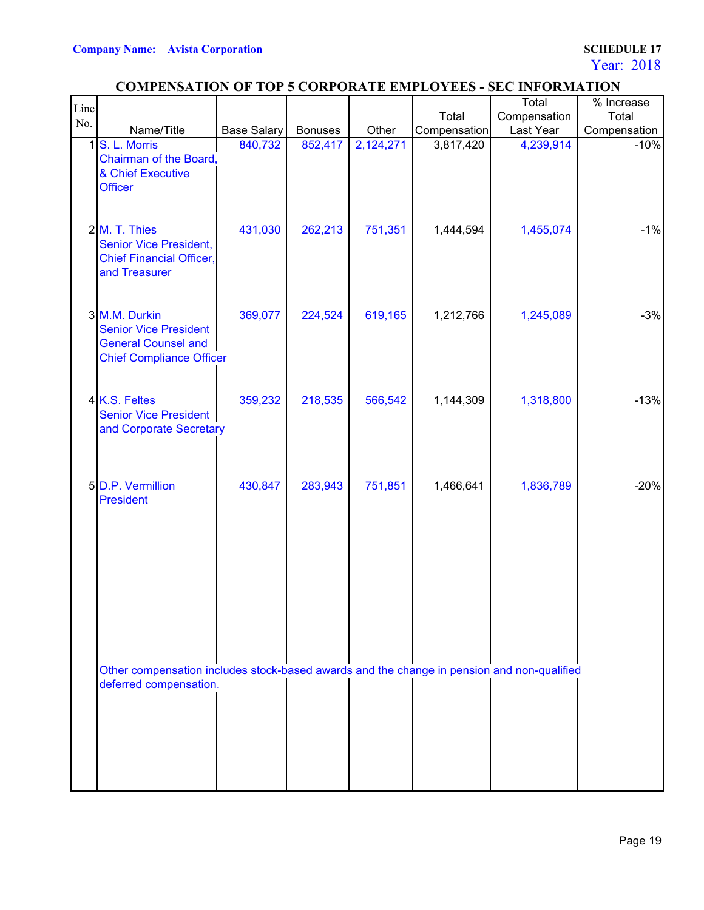**Company Name: Avista Corporation**

**SCHEDULE 17**
Year: 2018

## COMPENSATION OF TOP 5 CORPORATE EMPLOYEES - SEC INFORMATION

| Line No. | Name/Title | Base Salary | Bonuses | Other | Total Compensation | Total Compensation Last Year | % Increase Total Compensation |
|---|---|---|---|---|---|---|---|
| 1 | S. L. Morris<br>Chairman of the Board, & Chief Executive Officer | 840,732 | 852,417 | 2,124,271 | 3,817,420 | 4,239,914 | -10% |
| 2 | M. T. Thies<br>Senior Vice President, Chief Financial Officer, and Treasurer | 431,030 | 262,213 | 751,351 | 1,444,594 | 1,455,074 | -1% |
| 3 | M.M. Durkin<br>Senior Vice President General Counsel and Chief Compliance Officer | 369,077 | 224,524 | 619,165 | 1,212,766 | 1,245,089 | -3% |
| 4 | K.S. Feltes<br>Senior Vice President and Corporate Secretary | 359,232 | 218,535 | 566,542 | 1,144,309 | 1,318,800 | -13% |
| 5 | D.P. Vermillion<br>President | 430,847 | 283,943 | 751,851 | 1,466,641 | 1,836,789 | -20% |

Other compensation includes stock-based awards and the change in pension and non-qualified deferred compensation.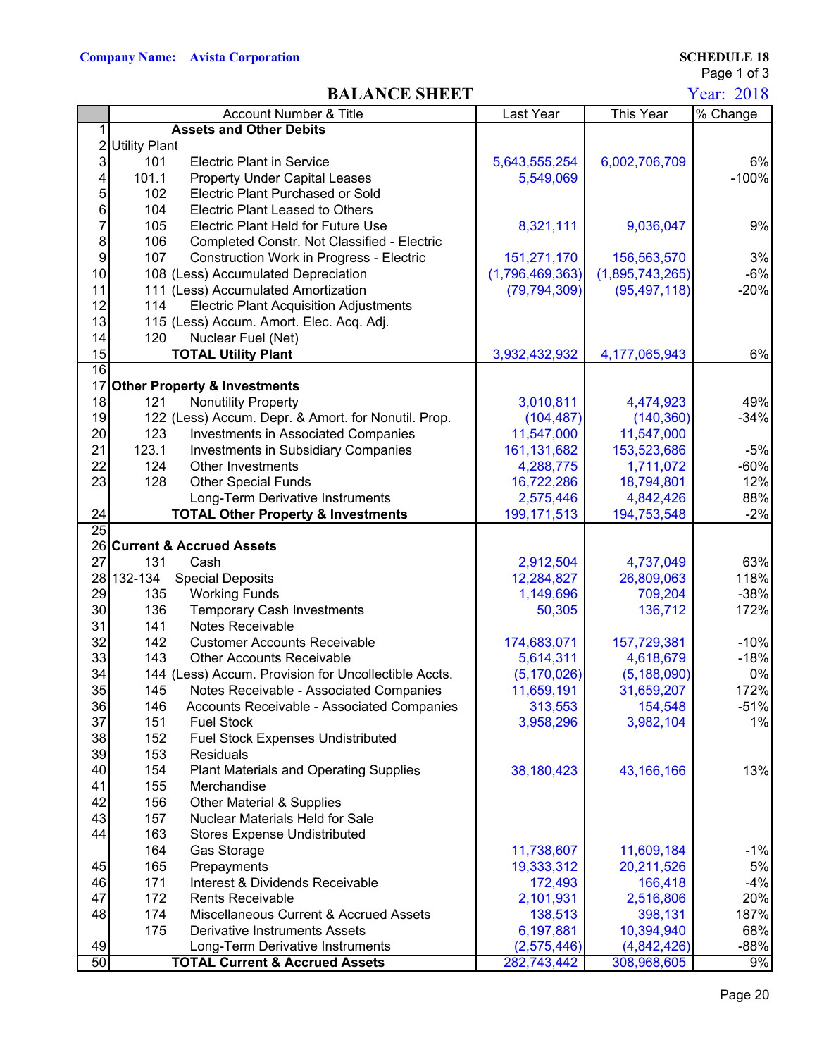**Company Name: Avista Corporation**

**SCHEDULE 18**
Page 1 of 3

# BALANCE SHEET

Year: 2018

| | Account Number & Title | Last Year | This Year | % Change |
|---|---|---|---|---|
| 1 | **Assets and Other Debits** | | | |
| 2 | Utility Plant | | | |
| 3 | 101 Electric Plant in Service | 5,643,555,254 | 6,002,706,709 | 6% |
| 4 | 101.1 Property Under Capital Leases | 5,549,069 | | -100% |
| 5 | 102 Electric Plant Purchased or Sold | | | |
| 6 | 104 Electric Plant Leased to Others | | | |
| 7 | 105 Electric Plant Held for Future Use | 8,321,111 | 9,036,047 | 9% |
| 8 | 106 Completed Constr. Not Classified - Electric | | | |
| 9 | 107 Construction Work in Progress - Electric | 151,271,170 | 156,563,570 | 3% |
| 10 | 108 (Less) Accumulated Depreciation | (1,796,469,363) | (1,895,743,265) | -6% |
| 11 | 111 (Less) Accumulated Amortization | (79,794,309) | (95,497,118) | -20% |
| 12 | 114 Electric Plant Acquisition Adjustments | | | |
| 13 | 115 (Less) Accum. Amort. Elec. Acq. Adj. | | | |
| 14 | 120 Nuclear Fuel (Net) | | | |
| 15 | **TOTAL Utility Plant** | 3,932,432,932 | 4,177,065,943 | 6% |
| 16 | | | | |
| 17 | **Other Property & Investments** | | | |
| 18 | 121 Nonutility Property | 3,010,811 | 4,474,923 | 49% |
| 19 | 122 (Less) Accum. Depr. & Amort. for Nonutil. Prop. | (104,487) | (140,360) | -34% |
| 20 | 123 Investments in Associated Companies | 11,547,000 | 11,547,000 | |
| 21 | 123.1 Investments in Subsidiary Companies | 161,131,682 | 153,523,686 | -5% |
| 22 | 124 Other Investments | 4,288,775 | 1,711,072 | -60% |
| 23 | 128 Other Special Funds | 16,722,286 | 18,794,801 | 12% |
| | Long-Term Derivative Instruments | 2,575,446 | 4,842,426 | 88% |
| 24 | **TOTAL Other Property & Investments** | 199,171,513 | 194,753,548 | -2% |
| 25 | | | | |
| 26 | **Current & Accrued Assets** | | | |
| 27 | 131 Cash | 2,912,504 | 4,737,049 | 63% |
| 28 | 132-134 Special Deposits | 12,284,827 | 26,809,063 | 118% |
| 29 | 135 Working Funds | 1,149,696 | 709,204 | -38% |
| 30 | 136 Temporary Cash Investments | 50,305 | 136,712 | 172% |
| 31 | 141 Notes Receivable | | | |
| 32 | 142 Customer Accounts Receivable | 174,683,071 | 157,729,381 | -10% |
| 33 | 143 Other Accounts Receivable | 5,614,311 | 4,618,679 | -18% |
| 34 | 144 (Less) Accum. Provision for Uncollectible Accts. | (5,170,026) | (5,188,090) | 0% |
| 35 | 145 Notes Receivable - Associated Companies | 11,659,191 | 31,659,207 | 172% |
| 36 | 146 Accounts Receivable - Associated Companies | 313,553 | 154,548 | -51% |
| 37 | 151 Fuel Stock | 3,958,296 | 3,982,104 | 1% |
| 38 | 152 Fuel Stock Expenses Undistributed | | | |
| 39 | 153 Residuals | | | |
| 40 | 154 Plant Materials and Operating Supplies | 38,180,423 | 43,166,166 | 13% |
| 41 | 155 Merchandise | | | |
| 42 | 156 Other Material & Supplies | | | |
| 43 | 157 Nuclear Materials Held for Sale | | | |
| 44 | 163 Stores Expense Undistributed | | | |
| | 164 Gas Storage | 11,738,607 | 11,609,184 | -1% |
| 45 | 165 Prepayments | 19,333,312 | 20,211,526 | 5% |
| 46 | 171 Interest & Dividends Receivable | 172,493 | 166,418 | -4% |
| 47 | 172 Rents Receivable | 2,101,931 | 2,516,806 | 20% |
| 48 | 174 Miscellaneous Current & Accrued Assets | 138,513 | 398,131 | 187% |
| | 175 Derivative Instruments Assets | 6,197,881 | 10,394,940 | 68% |
| 49 | Long-Term Derivative Instruments | (2,575,446) | (4,842,426) | -88% |
| 50 | **TOTAL Current & Accrued Assets** | 282,743,442 | 308,968,605 | 9% |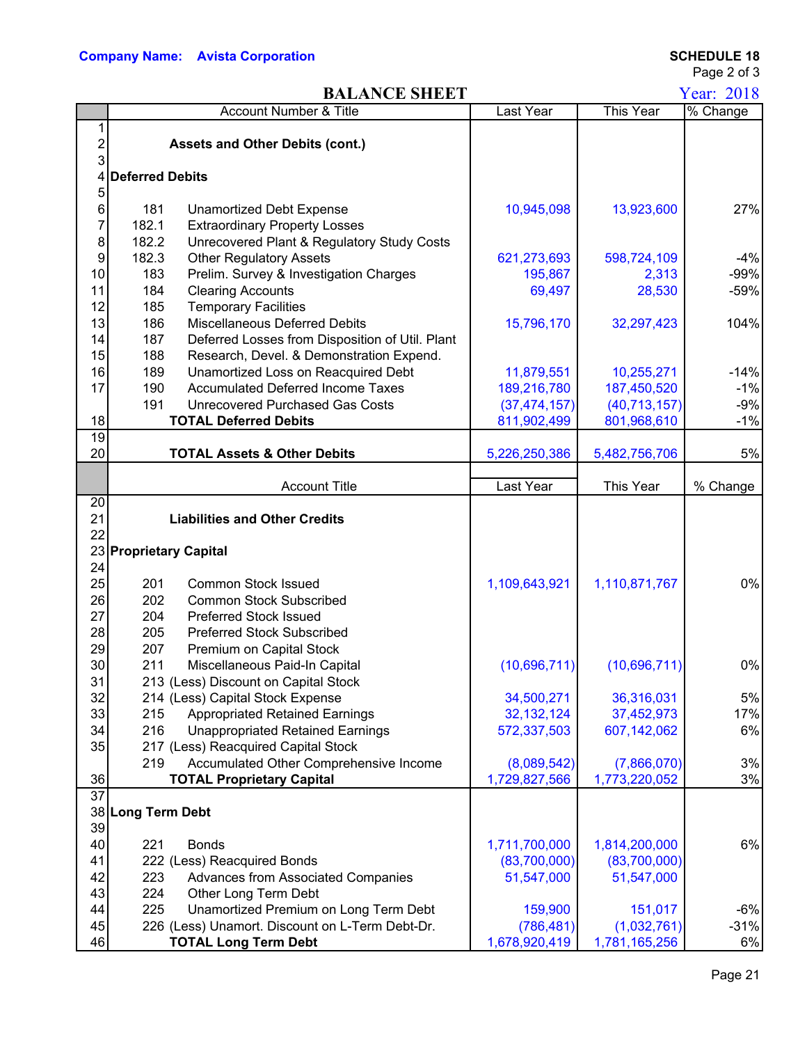**Company Name: Avista Corporation**

**SCHEDULE 18**
Page 2 of 3

# BALANCE SHEET

Year: 2018

| | Account Number & Title | | Last Year | This Year | % Change |
|---|---|---|---|---|---|
| 1 | | | | | |
| 2 | | **Assets and Other Debits (cont.)** | | | |
| 3 | | | | | |
| 4 | **Deferred Debits** | | | | |
| 5 | | | | | |
| 6 | 181 | Unamortized Debt Expense | 10,945,098 | 13,923,600 | 27% |
| 7 | 182.1 | Extraordinary Property Losses | | | |
| 8 | 182.2 | Unrecovered Plant & Regulatory Study Costs | | | |
| 9 | 182.3 | Other Regulatory Assets | 621,273,693 | 598,724,109 | -4% |
| 10 | 183 | Prelim. Survey & Investigation Charges | 195,867 | 2,313 | -99% |
| 11 | 184 | Clearing Accounts | 69,497 | 28,530 | -59% |
| 12 | 185 | Temporary Facilities | | | |
| 13 | 186 | Miscellaneous Deferred Debits | 15,796,170 | 32,297,423 | 104% |
| 14 | 187 | Deferred Losses from Disposition of Util. Plant | | | |
| 15 | 188 | Research, Devel. & Demonstration Expend. | | | |
| 16 | 189 | Unamortized Loss on Reacquired Debt | 11,879,551 | 10,255,271 | -14% |
| 17 | 190 | Accumulated Deferred Income Taxes | 189,216,780 | 187,450,520 | -1% |
| | 191 | Unrecovered Purchased Gas Costs | (37,474,157) | (40,713,157) | -9% |
| 18 | | **TOTAL Deferred Debits** | 811,902,499 | 801,968,610 | -1% |
| 19 | | | | | |
| 20 | | **TOTAL Assets & Other Debits** | 5,226,250,386 | 5,482,756,706 | 5% |

| | Account Title | | Last Year | This Year | % Change |
|---|---|---|---|---|---|
| 20 | | | | | |
| 21 | | **Liabilities and Other Credits** | | | |
| 22 | | | | | |
| 23 | **Proprietary Capital** | | | | |
| 24 | | | | | |
| 25 | 201 | Common Stock Issued | 1,109,643,921 | 1,110,871,767 | 0% |
| 26 | 202 | Common Stock Subscribed | | | |
| 27 | 204 | Preferred Stock Issued | | | |
| 28 | 205 | Preferred Stock Subscribed | | | |
| 29 | 207 | Premium on Capital Stock | | | |
| 30 | 211 | Miscellaneous Paid-In Capital | (10,696,711) | (10,696,711) | 0% |
| 31 | 213 | (Less) Discount on Capital Stock | | | |
| 32 | 214 | (Less) Capital Stock Expense | 34,500,271 | 36,316,031 | 5% |
| 33 | 215 | Appropriated Retained Earnings | 32,132,124 | 37,452,973 | 17% |
| 34 | 216 | Unappropriated Retained Earnings | 572,337,503 | 607,142,062 | 6% |
| 35 | 217 | (Less) Reacquired Capital Stock | | | |
| | 219 | Accumulated Other Comprehensive Income | (8,089,542) | (7,866,070) | 3% |
| 36 | | **TOTAL Proprietary Capital** | 1,729,827,566 | 1,773,220,052 | 3% |
| 37 | | | | | |
| 38 | **Long Term Debt** | | | | |
| 39 | | | | | |
| 40 | 221 | Bonds | 1,711,700,000 | 1,814,200,000 | 6% |
| 41 | 222 | (Less) Reacquired Bonds | (83,700,000) | (83,700,000) | |
| 42 | 223 | Advances from Associated Companies | 51,547,000 | 51,547,000 | |
| 43 | 224 | Other Long Term Debt | | | |
| 44 | 225 | Unamortized Premium on Long Term Debt | 159,900 | 151,017 | -6% |
| 45 | 226 | (Less) Unamort. Discount on L-Term Debt-Dr. | (786,481) | (1,032,761) | -31% |
| 46 | | **TOTAL Long Term Debt** | 1,678,920,419 | 1,781,165,256 | 6% |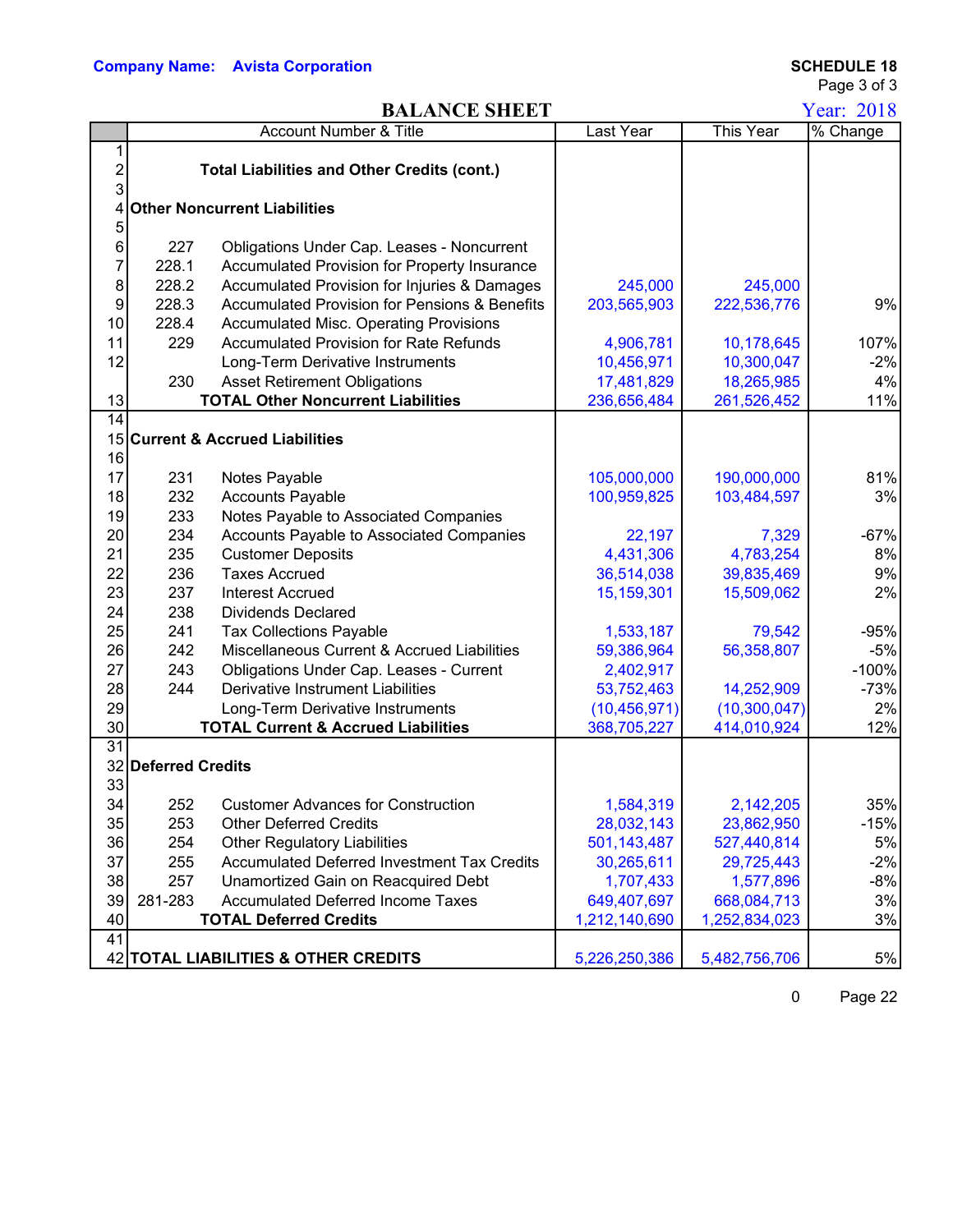**Company Name: Avista Corporation**

**SCHEDULE 18**
Page 3 of 3

# BALANCE SHEET

Year: 2018

| | Account Number & Title | | Last Year | This Year | % Change |
|---|---|---|---|---|---|
| 1 | | | | | |
| 2 | | **Total Liabilities and Other Credits (cont.)** | | | |
| 3 | | | | | |
| 4 | **Other Noncurrent Liabilities** | | | | |
| 5 | | | | | |
| 6 | 227 | Obligations Under Cap. Leases - Noncurrent | | | |
| 7 | 228.1 | Accumulated Provision for Property Insurance | | | |
| 8 | 228.2 | Accumulated Provision for Injuries & Damages | 245,000 | 245,000 | |
| 9 | 228.3 | Accumulated Provision for Pensions & Benefits | 203,565,903 | 222,536,776 | 9% |
| 10 | 228.4 | Accumulated Misc. Operating Provisions | | | |
| 11 | 229 | Accumulated Provision for Rate Refunds | 4,906,781 | 10,178,645 | 107% |
| 12 | | Long-Term Derivative Instruments | 10,456,971 | 10,300,047 | -2% |
| | 230 | Asset Retirement Obligations | 17,481,829 | 18,265,985 | 4% |
| 13 | | **TOTAL Other Noncurrent Liabilities** | 236,656,484 | 261,526,452 | 11% |
| 14 | | | | | |
| 15 | **Current & Accrued Liabilities** | | | | |
| 16 | | | | | |
| 17 | 231 | Notes Payable | 105,000,000 | 190,000,000 | 81% |
| 18 | 232 | Accounts Payable | 100,959,825 | 103,484,597 | 3% |
| 19 | 233 | Notes Payable to Associated Companies | | | |
| 20 | 234 | Accounts Payable to Associated Companies | 22,197 | 7,329 | -67% |
| 21 | 235 | Customer Deposits | 4,431,306 | 4,783,254 | 8% |
| 22 | 236 | Taxes Accrued | 36,514,038 | 39,835,469 | 9% |
| 23 | 237 | Interest Accrued | 15,159,301 | 15,509,062 | 2% |
| 24 | 238 | Dividends Declared | | | |
| 25 | 241 | Tax Collections Payable | 1,533,187 | 79,542 | -95% |
| 26 | 242 | Miscellaneous Current & Accrued Liabilities | 59,386,964 | 56,358,807 | -5% |
| 27 | 243 | Obligations Under Cap. Leases - Current | 2,402,917 | | -100% |
| 28 | 244 | Derivative Instrument Liabilities | 53,752,463 | 14,252,909 | -73% |
| 29 | | Long-Term Derivative Instruments | (10,456,971) | (10,300,047) | 2% |
| 30 | | **TOTAL Current & Accrued Liabilities** | 368,705,227 | 414,010,924 | 12% |
| 31 | | | | | |
| 32 | **Deferred Credits** | | | | |
| 33 | | | | | |
| 34 | 252 | Customer Advances for Construction | 1,584,319 | 2,142,205 | 35% |
| 35 | 253 | Other Deferred Credits | 28,032,143 | 23,862,950 | -15% |
| 36 | 254 | Other Regulatory Liabilities | 501,143,487 | 527,440,814 | 5% |
| 37 | 255 | Accumulated Deferred Investment Tax Credits | 30,265,611 | 29,725,443 | -2% |
| 38 | 257 | Unamortized Gain on Reacquired Debt | 1,707,433 | 1,577,896 | -8% |
| 39 | 281-283 | Accumulated Deferred Income Taxes | 649,407,697 | 668,084,713 | 3% |
| 40 | | **TOTAL Deferred Credits** | 1,212,140,690 | 1,252,834,023 | 3% |
| 41 | | | | | |
| 42 | **TOTAL LIABILITIES & OTHER CREDITS** | | 5,226,250,386 | 5,482,756,706 | 5% |

0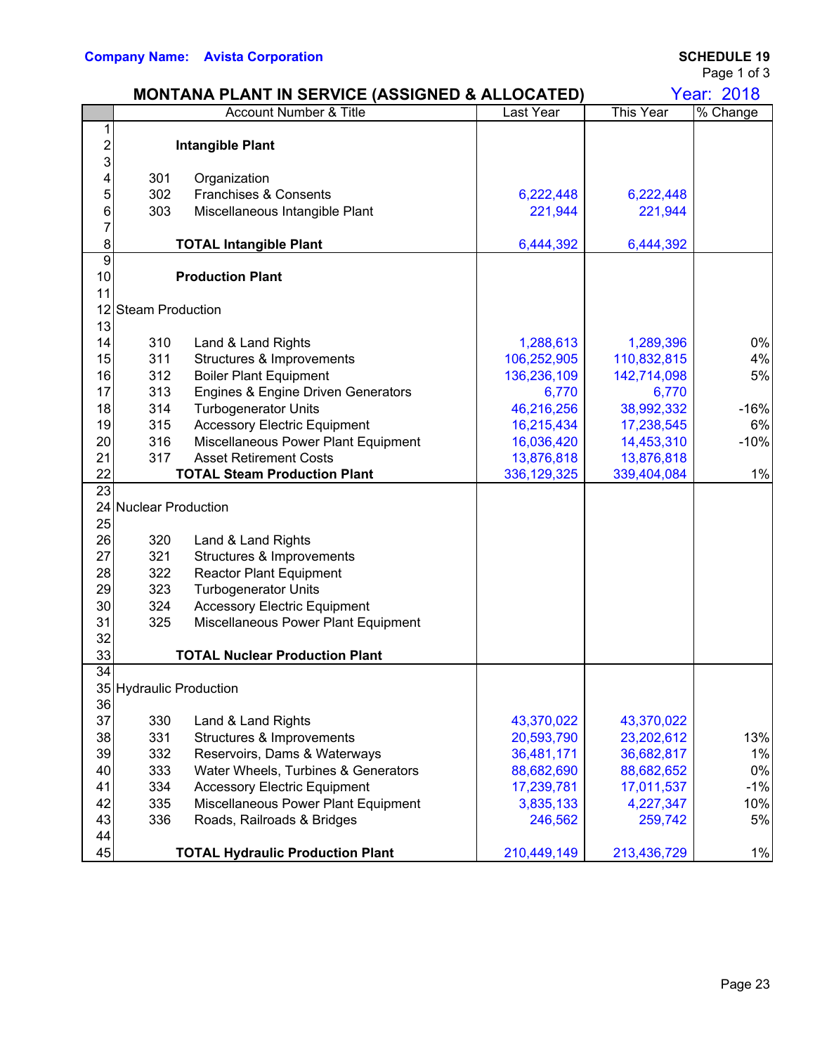**Company Name: Avista Corporation**

**SCHEDULE 19**
Page 1 of 3

## MONTANA PLANT IN SERVICE (ASSIGNED & ALLOCATED)

Year: 2018

| | Account Number & Title | Last Year | This Year | % Change |
|---|---|---|---|---|
| 1 | | | | |
| 2 | **Intangible Plant** | | | |
| 3 | | | | |
| 4 | 301 Organization | | | |
| 5 | 302 Franchises & Consents | 6,222,448 | 6,222,448 | |
| 6 | 303 Miscellaneous Intangible Plant | 221,944 | 221,944 | |
| 7 | | | | |
| 8 | **TOTAL Intangible Plant** | 6,444,392 | 6,444,392 | |
| 9 | | | | |
| 10 | **Production Plant** | | | |
| 11 | | | | |
| 12 | Steam Production | | | |
| 13 | | | | |
| 14 | 310 Land & Land Rights | 1,288,613 | 1,289,396 | 0% |
| 15 | 311 Structures & Improvements | 106,252,905 | 110,832,815 | 4% |
| 16 | 312 Boiler Plant Equipment | 136,236,109 | 142,714,098 | 5% |
| 17 | 313 Engines & Engine Driven Generators | 6,770 | 6,770 | |
| 18 | 314 Turbogenerator Units | 46,216,256 | 38,992,332 | -16% |
| 19 | 315 Accessory Electric Equipment | 16,215,434 | 17,238,545 | 6% |
| 20 | 316 Miscellaneous Power Plant Equipment | 16,036,420 | 14,453,310 | -10% |
| 21 | 317 Asset Retirement Costs | 13,876,818 | 13,876,818 | |
| 22 | **TOTAL Steam Production Plant** | 336,129,325 | 339,404,084 | 1% |
| 23 | | | | |
| 24 | Nuclear Production | | | |
| 25 | | | | |
| 26 | 320 Land & Land Rights | | | |
| 27 | 321 Structures & Improvements | | | |
| 28 | 322 Reactor Plant Equipment | | | |
| 29 | 323 Turbogenerator Units | | | |
| 30 | 324 Accessory Electric Equipment | | | |
| 31 | 325 Miscellaneous Power Plant Equipment | | | |
| 32 | | | | |
| 33 | **TOTAL Nuclear Production Plant** | | | |
| 34 | | | | |
| 35 | Hydraulic Production | | | |
| 36 | | | | |
| 37 | 330 Land & Land Rights | 43,370,022 | 43,370,022 | |
| 38 | 331 Structures & Improvements | 20,593,790 | 23,202,612 | 13% |
| 39 | 332 Reservoirs, Dams & Waterways | 36,481,171 | 36,682,817 | 1% |
| 40 | 333 Water Wheels, Turbines & Generators | 88,682,690 | 88,682,652 | 0% |
| 41 | 334 Accessory Electric Equipment | 17,239,781 | 17,011,537 | -1% |
| 42 | 335 Miscellaneous Power Plant Equipment | 3,835,133 | 4,227,347 | 10% |
| 43 | 336 Roads, Railroads & Bridges | 246,562 | 259,742 | 5% |
| 44 | | | | |
| 45 | **TOTAL Hydraulic Production Plant** | 210,449,149 | 213,436,729 | 1% |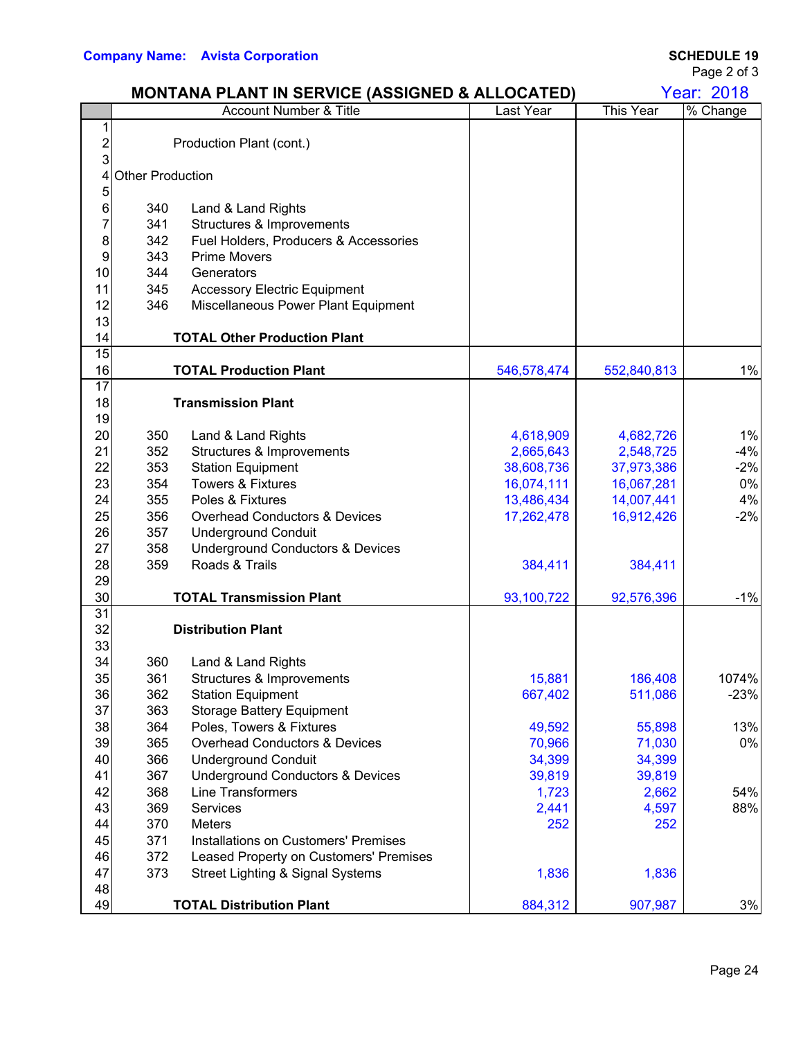**Company Name: Avista Corporation**

**SCHEDULE 19**
Page 2 of 3

## MONTANA PLANT IN SERVICE (ASSIGNED & ALLOCATED)

Year: 2018

| | Account Number & Title | | Last Year | This Year | % Change |
|---|---|---|---|---|---|
| 1 | | | | | |
| 2 | | Production Plant (cont.) | | | |
| 3 | | | | | |
| 4 | Other Production | | | | |
| 5 | | | | | |
| 6 | 340 | Land & Land Rights | | | |
| 7 | 341 | Structures & Improvements | | | |
| 8 | 342 | Fuel Holders, Producers & Accessories | | | |
| 9 | 343 | Prime Movers | | | |
| 10 | 344 | Generators | | | |
| 11 | 345 | Accessory Electric Equipment | | | |
| 12 | 346 | Miscellaneous Power Plant Equipment | | | |
| 13 | | | | | |
| 14 | | **TOTAL Other Production Plant** | | | |
| 15 | | | | | |
| 16 | | **TOTAL Production Plant** | 546,578,474 | 552,840,813 | 1% |
| 17 | | | | | |
| 18 | | **Transmission Plant** | | | |
| 19 | | | | | |
| 20 | 350 | Land & Land Rights | 4,618,909 | 4,682,726 | 1% |
| 21 | 352 | Structures & Improvements | 2,665,643 | 2,548,725 | -4% |
| 22 | 353 | Station Equipment | 38,608,736 | 37,973,386 | -2% |
| 23 | 354 | Towers & Fixtures | 16,074,111 | 16,067,281 | 0% |
| 24 | 355 | Poles & Fixtures | 13,486,434 | 14,007,441 | 4% |
| 25 | 356 | Overhead Conductors & Devices | 17,262,478 | 16,912,426 | -2% |
| 26 | 357 | Underground Conduit | | | |
| 27 | 358 | Underground Conductors & Devices | | | |
| 28 | 359 | Roads & Trails | 384,411 | 384,411 | |
| 29 | | | | | |
| 30 | | **TOTAL Transmission Plant** | 93,100,722 | 92,576,396 | -1% |
| 31 | | | | | |
| 32 | | **Distribution Plant** | | | |
| 33 | | | | | |
| 34 | 360 | Land & Land Rights | | | |
| 35 | 361 | Structures & Improvements | 15,881 | 186,408 | 1074% |
| 36 | 362 | Station Equipment | 667,402 | 511,086 | -23% |
| 37 | 363 | Storage Battery Equipment | | | |
| 38 | 364 | Poles, Towers & Fixtures | 49,592 | 55,898 | 13% |
| 39 | 365 | Overhead Conductors & Devices | 70,966 | 71,030 | 0% |
| 40 | 366 | Underground Conduit | 34,399 | 34,399 | |
| 41 | 367 | Underground Conductors & Devices | 39,819 | 39,819 | |
| 42 | 368 | Line Transformers | 1,723 | 2,662 | 54% |
| 43 | 369 | Services | 2,441 | 4,597 | 88% |
| 44 | 370 | Meters | 252 | 252 | |
| 45 | 371 | Installations on Customers' Premises | | | |
| 46 | 372 | Leased Property on Customers' Premises | | | |
| 47 | 373 | Street Lighting & Signal Systems | 1,836 | 1,836 | |
| 48 | | | | | |
| 49 | | **TOTAL Distribution Plant** | 884,312 | 907,987 | 3% |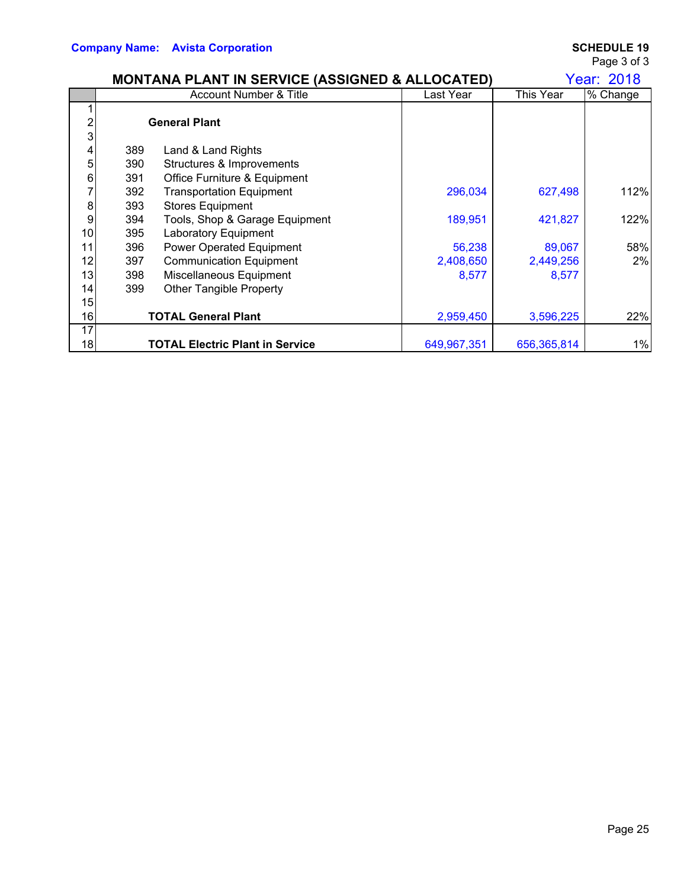**Company Name: Avista Corporation**

**SCHEDULE 19**
Page 3 of 3

## MONTANA PLANT IN SERVICE (ASSIGNED & ALLOCATED)

Year: 2018

| | Account Number & Title | Last Year | This Year | % Change |
|---|---|---|---|---|
| 1 | | | | |
| 2 | **General Plant** | | | |
| 3 | | | | |
| 4 | 389 Land & Land Rights | | | |
| 5 | 390 Structures & Improvements | | | |
| 6 | 391 Office Furniture & Equipment | | | |
| 7 | 392 Transportation Equipment | 296,034 | 627,498 | 112% |
| 8 | 393 Stores Equipment | | | |
| 9 | 394 Tools, Shop & Garage Equipment | 189,951 | 421,827 | 122% |
| 10 | 395 Laboratory Equipment | | | |
| 11 | 396 Power Operated Equipment | 56,238 | 89,067 | 58% |
| 12 | 397 Communication Equipment | 2,408,650 | 2,449,256 | 2% |
| 13 | 398 Miscellaneous Equipment | 8,577 | 8,577 | |
| 14 | 399 Other Tangible Property | | | |
| 15 | | | | |
| 16 | **TOTAL General Plant** | 2,959,450 | 3,596,225 | 22% |
| 17 | | | | |
| 18 | **TOTAL Electric Plant in Service** | 649,967,351 | 656,365,814 | 1% |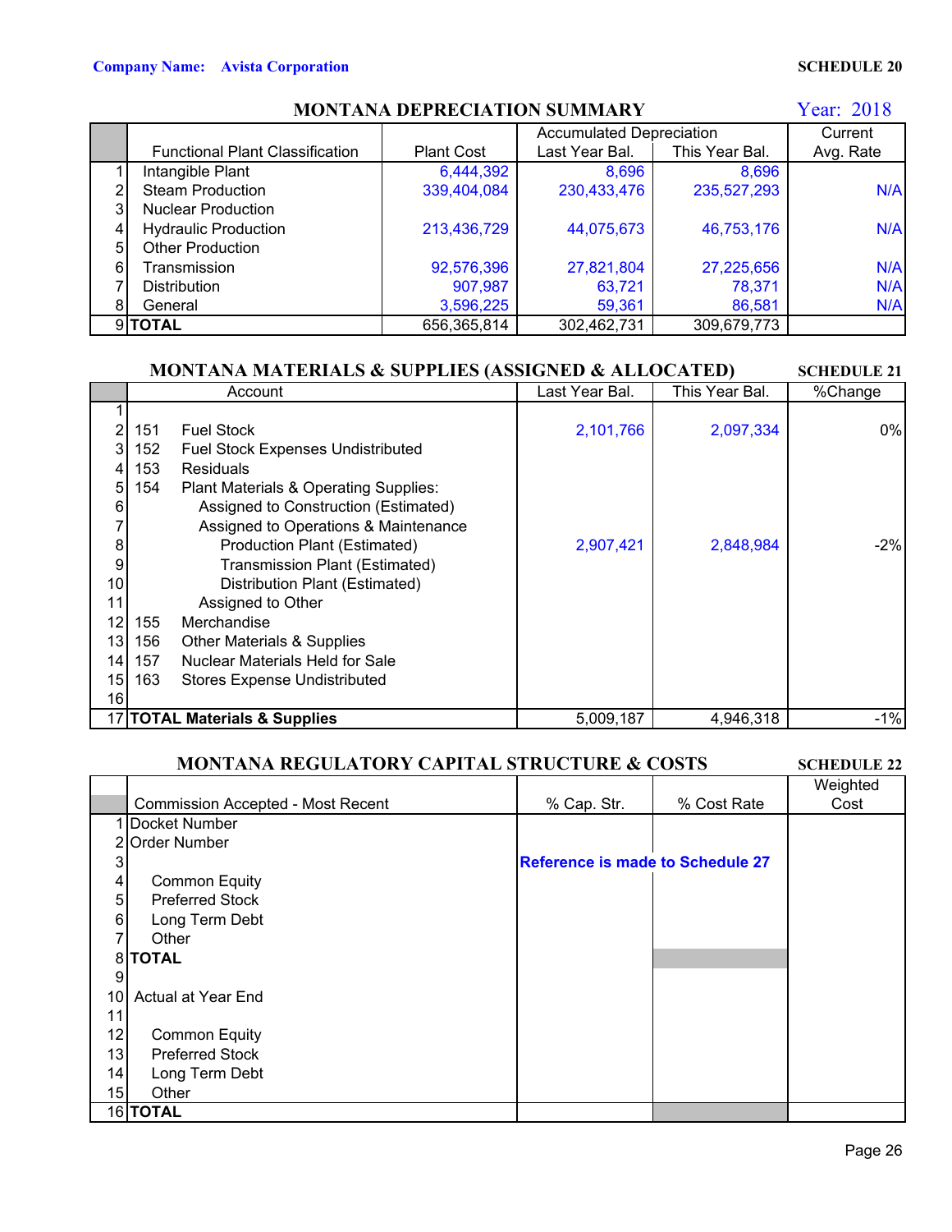**Company Name: Avista Corporation** **SCHEDULE 20**

## MONTANA DEPRECIATION SUMMARY

Year: 2018

| | Functional Plant Classification | Plant Cost | Accumulated Depreciation Last Year Bal. | Accumulated Depreciation This Year Bal. | Current Avg. Rate |
|---|---|---|---|---|---|
| 1 | Intangible Plant | 6,444,392 | 8,696 | 8,696 | |
| 2 | Steam Production | 339,404,084 | 230,433,476 | 235,527,293 | N/A |
| 3 | Nuclear Production | | | | |
| 4 | Hydraulic Production | 213,436,729 | 44,075,673 | 46,753,176 | N/A |
| 5 | Other Production | | | | |
| 6 | Transmission | 92,576,396 | 27,821,804 | 27,225,656 | N/A |
| 7 | Distribution | 907,987 | 63,721 | 78,371 | N/A |
| 8 | General | 3,596,225 | 59,361 | 86,581 | N/A |
| 9 | **TOTAL** | 656,365,814 | 302,462,731 | 309,679,773 | |

## MONTANA MATERIALS & SUPPLIES (ASSIGNED & ALLOCATED)

**SCHEDULE 21**

| | Account | Last Year Bal. | This Year Bal. | %Change |
|---|---|---|---|---|
| 1 | | | | |
| 2 | 151 Fuel Stock | 2,101,766 | 2,097,334 | 0% |
| 3 | 152 Fuel Stock Expenses Undistributed | | | |
| 4 | 153 Residuals | | | |
| 5 | 154 Plant Materials & Operating Supplies: | | | |
| 6 | Assigned to Construction (Estimated) | | | |
| 7 | Assigned to Operations & Maintenance | | | |
| 8 | Production Plant (Estimated) | 2,907,421 | 2,848,984 | -2% |
| 9 | Transmission Plant (Estimated) | | | |
| 10 | Distribution Plant (Estimated) | | | |
| 11 | Assigned to Other | | | |
| 12 | 155 Merchandise | | | |
| 13 | 156 Other Materials & Supplies | | | |
| 14 | 157 Nuclear Materials Held for Sale | | | |
| 15 | 163 Stores Expense Undistributed | | | |
| 16 | | | | |
| 17 | **TOTAL Materials & Supplies** | 5,009,187 | 4,946,318 | -1% |

## MONTANA REGULATORY CAPITAL STRUCTURE & COSTS

**SCHEDULE 22**

| | Commission Accepted - Most Recent | % Cap. Str. | % Cost Rate | Weighted Cost |
|---|---|---|---|---|
| 1 | Docket Number | | | |
| 2 | Order Number | | | |
| 3 | | **Reference is made to Schedule 27** | | |
| 4 | Common Equity | | | |
| 5 | Preferred Stock | | | |
| 6 | Long Term Debt | | | |
| 7 | Other | | | |
| 8 | **TOTAL** | | | |
| 9 | | | | |
| 10 | Actual at Year End | | | |
| 11 | | | | |
| 12 | Common Equity | | | |
| 13 | Preferred Stock | | | |
| 14 | Long Term Debt | | | |
| 15 | Other | | | |
| 16 | **TOTAL** | | | |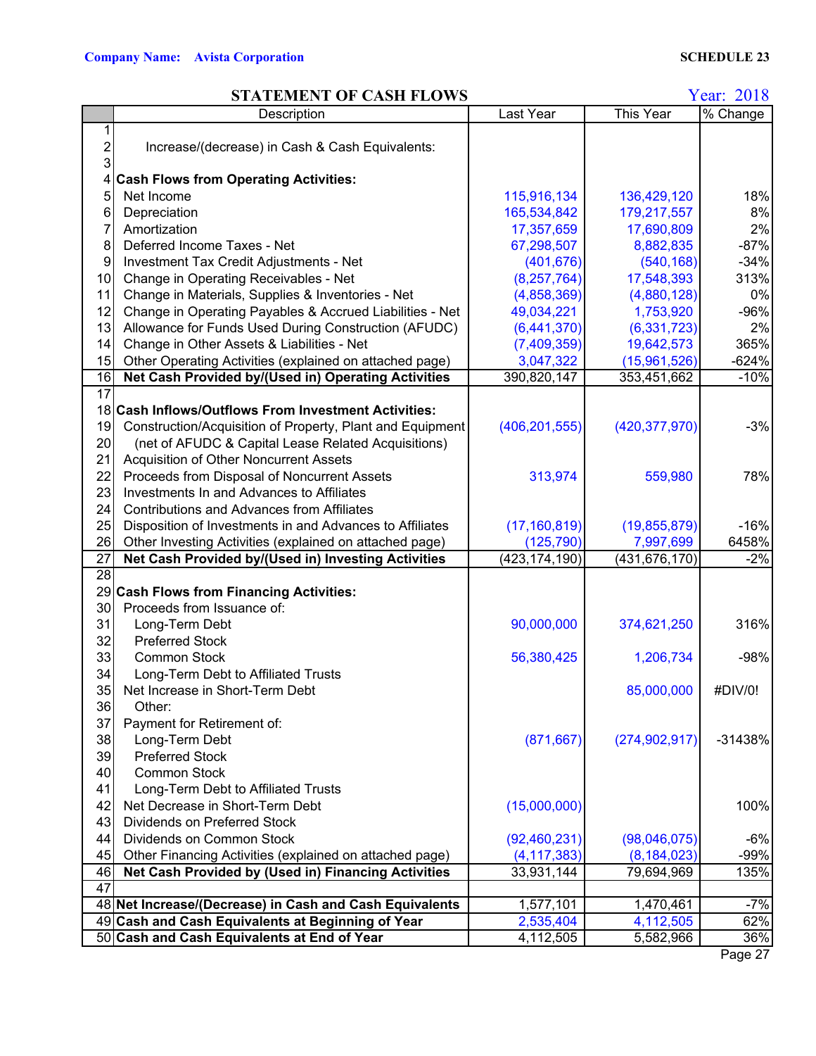**Company Name: Avista Corporation** **SCHEDULE 23**

## STATEMENT OF CASH FLOWS

Year: 2018

| | Description | Last Year | This Year | % Change |
|---|---|---|---|---|
| 1 | | | | |
| 2 | Increase/(decrease) in Cash & Cash Equivalents: | | | |
| 3 | | | | |
| 4 | **Cash Flows from Operating Activities:** | | | |
| 5 | Net Income | 115,916,134 | 136,429,120 | 18% |
| 6 | Depreciation | 165,534,842 | 179,217,557 | 8% |
| 7 | Amortization | 17,357,659 | 17,690,809 | 2% |
| 8 | Deferred Income Taxes - Net | 67,298,507 | 8,882,835 | -87% |
| 9 | Investment Tax Credit Adjustments - Net | (401,676) | (540,168) | -34% |
| 10 | Change in Operating Receivables - Net | (8,257,764) | 17,548,393 | 313% |
| 11 | Change in Materials, Supplies & Inventories - Net | (4,858,369) | (4,880,128) | 0% |
| 12 | Change in Operating Payables & Accrued Liabilities - Net | 49,034,221 | 1,753,920 | -96% |
| 13 | Allowance for Funds Used During Construction (AFUDC) | (6,441,370) | (6,331,723) | 2% |
| 14 | Change in Other Assets & Liabilities - Net | (7,409,359) | 19,642,573 | 365% |
| 15 | Other Operating Activities (explained on attached page) | 3,047,322 | (15,961,526) | -624% |
| 16 | **Net Cash Provided by/(Used in) Operating Activities** | 390,820,147 | 353,451,662 | -10% |
| 17 | | | | |
| 18 | **Cash Inflows/Outflows From Investment Activities:** | | | |
| 19 | Construction/Acquisition of Property, Plant and Equipment | (406,201,555) | (420,377,970) | -3% |
| 20 | (net of AFUDC & Capital Lease Related Acquisitions) | | | |
| 21 | Acquisition of Other Noncurrent Assets | | | |
| 22 | Proceeds from Disposal of Noncurrent Assets | 313,974 | 559,980 | 78% |
| 23 | Investments In and Advances to Affiliates | | | |
| 24 | Contributions and Advances from Affiliates | | | |
| 25 | Disposition of Investments in and Advances to Affiliates | (17,160,819) | (19,855,879) | -16% |
| 26 | Other Investing Activities (explained on attached page) | (125,790) | 7,997,699 | 6458% |
| 27 | **Net Cash Provided by/(Used in) Investing Activities** | (423,174,190) | (431,676,170) | -2% |
| 28 | | | | |
| 29 | **Cash Flows from Financing Activities:** | | | |
| 30 | Proceeds from Issuance of: | | | |
| 31 | Long-Term Debt | 90,000,000 | 374,621,250 | 316% |
| 32 | Preferred Stock | | | |
| 33 | Common Stock | 56,380,425 | 1,206,734 | -98% |
| 34 | Long-Term Debt to Affiliated Trusts | | | |
| 35 | Net Increase in Short-Term Debt | | 85,000,000 | #DIV/0! |
| 36 | Other: | | | |
| 37 | Payment for Retirement of: | | | |
| 38 | Long-Term Debt | (871,667) | (274,902,917) | -31438% |
| 39 | Preferred Stock | | | |
| 40 | Common Stock | | | |
| 41 | Long-Term Debt to Affiliated Trusts | | | |
| 42 | Net Decrease in Short-Term Debt | (15,000,000) | | 100% |
| 43 | Dividends on Preferred Stock | | | |
| 44 | Dividends on Common Stock | (92,460,231) | (98,046,075) | -6% |
| 45 | Other Financing Activities (explained on attached page) | (4,117,383) | (8,184,023) | -99% |
| 46 | **Net Cash Provided by (Used in) Financing Activities** | 33,931,144 | 79,694,969 | 135% |
| 47 | | | | |
| 48 | **Net Increase/(Decrease) in Cash and Cash Equivalents** | 1,577,101 | 1,470,461 | -7% |
| 49 | **Cash and Cash Equivalents at Beginning of Year** | 2,535,404 | 4,112,505 | 62% |
| 50 | **Cash and Cash Equivalents at End of Year** | 4,112,505 | 5,582,966 | 36% |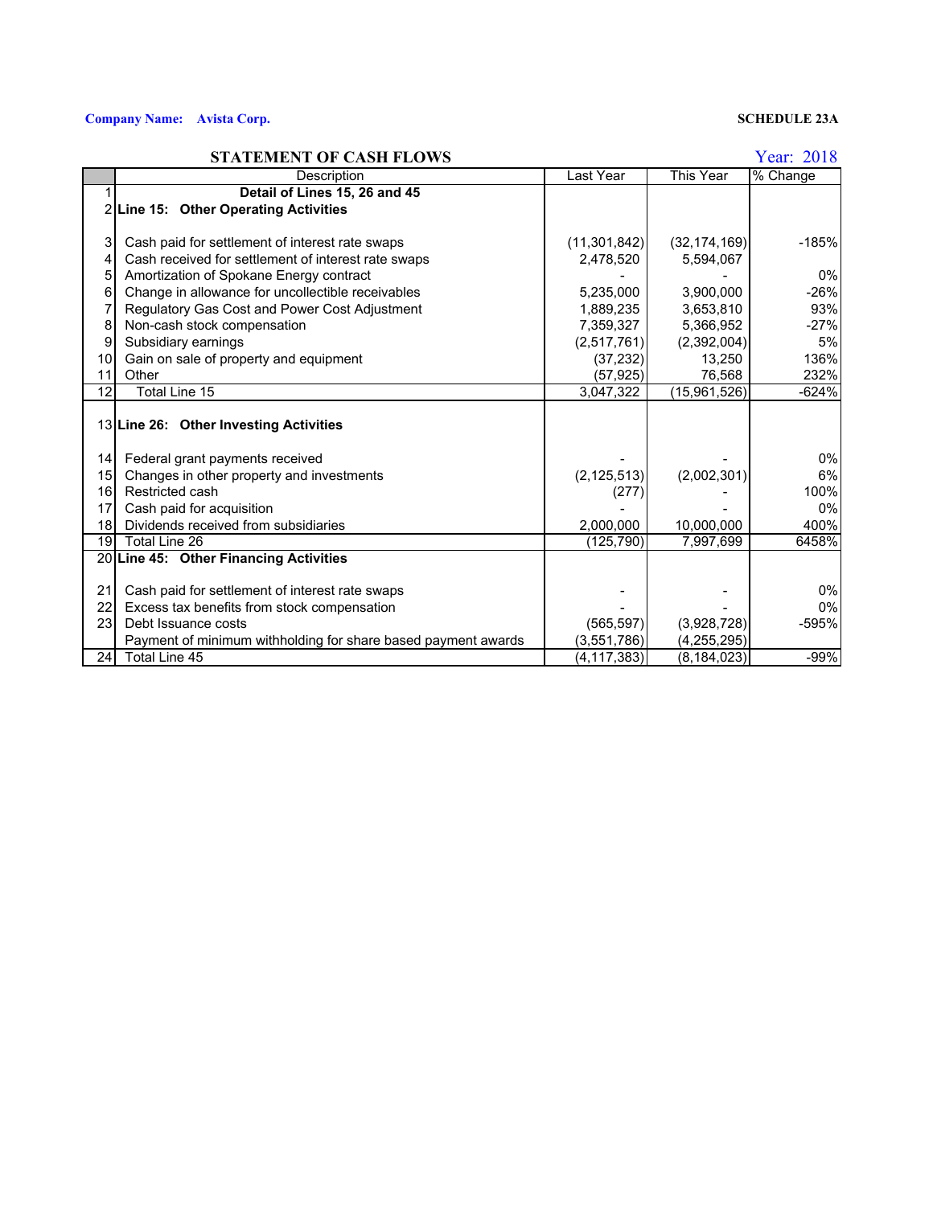**Company Name: Avista Corp.**

**SCHEDULE 23A**

## STATEMENT OF CASH FLOWS

Year: 2018

| | Description | Last Year | This Year | % Change |
|---|---|---|---|---|
| 1 | **Detail of Lines 15, 26 and 45** | | | |
| 2 | **Line 15: Other Operating Activities** | | | |
| 3 | Cash paid for settlement of interest rate swaps | (11,301,842) | (32,174,169) | -185% |
| 4 | Cash received for settlement of interest rate swaps | 2,478,520 | 5,594,067 | |
| 5 | Amortization of Spokane Energy contract | - | - | 0% |
| 6 | Change in allowance for uncollectible receivables | 5,235,000 | 3,900,000 | -26% |
| 7 | Regulatory Gas Cost and Power Cost Adjustment | 1,889,235 | 3,653,810 | 93% |
| 8 | Non-cash stock compensation | 7,359,327 | 5,366,952 | -27% |
| 9 | Subsidiary earnings | (2,517,761) | (2,392,004) | 5% |
| 10 | Gain on sale of property and equipment | (37,232) | 13,250 | 136% |
| 11 | Other | (57,925) | 76,568 | 232% |
| 12 | Total Line 15 | 3,047,322 | (15,961,526) | -624% |
| 13 | **Line 26: Other Investing Activities** | | | |
| 14 | Federal grant payments received | - | - | 0% |
| 15 | Changes in other property and investments | (2,125,513) | (2,002,301) | 6% |
| 16 | Restricted cash | (277) | - | 100% |
| 17 | Cash paid for acquisition | - | - | 0% |
| 18 | Dividends received from subsidiaries | 2,000,000 | 10,000,000 | 400% |
| 19 | Total Line 26 | (125,790) | 7,997,699 | 6458% |
| 20 | **Line 45: Other Financing Activities** | | | |
| 21 | Cash paid for settlement of interest rate swaps | - | - | 0% |
| 22 | Excess tax benefits from stock compensation | - | - | 0% |
| 23 | Debt Issuance costs | (565,597) | (3,928,728) | -595% |
| | Payment of minimum withholding for share based payment awards | (3,551,786) | (4,255,295) | |
| 24 | Total Line 45 | (4,117,383) | (8,184,023) | -99% |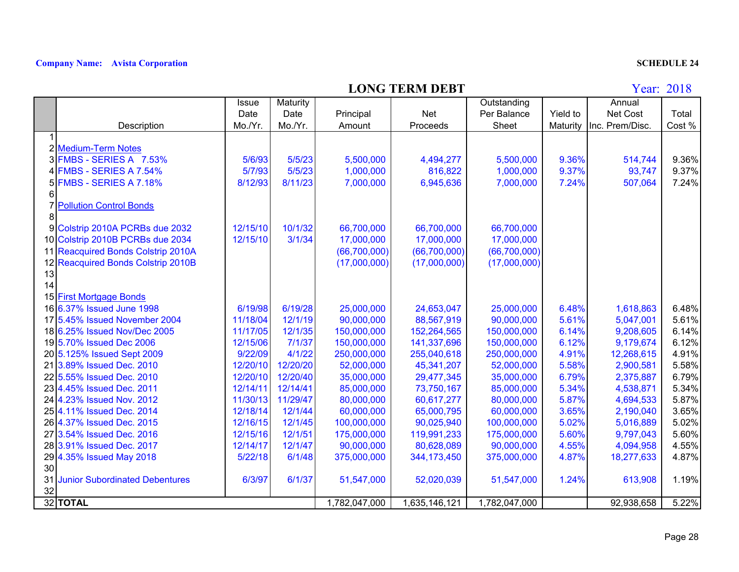**Company Name: Avista Corporation**

**SCHEDULE 24**

# LONG TERM DEBT

Year: 2018

| | Description | Issue Date Mo./Yr. | Maturity Date Mo./Yr. | Principal Amount | Net Proceeds | Outstanding Per Balance Sheet | Yield to Maturity | Annual Net Cost Inc. Prem/Disc. | Total Cost % |
|---|---|---|---|---|---|---|---|---|---|
| 1 | | | | | | | | | |
| 2 | Medium-Term Notes | | | | | | | | |
| 3 | FMBS - SERIES A 7.53% | 5/6/93 | 5/5/23 | 5,500,000 | 4,494,277 | 5,500,000 | 9.36% | 514,744 | 9.36% |
| 4 | FMBS - SERIES A 7.54% | 5/7/93 | 5/5/23 | 1,000,000 | 816,822 | 1,000,000 | 9.37% | 93,747 | 9.37% |
| 5 | FMBS - SERIES A 7.18% | 8/12/93 | 8/11/23 | 7,000,000 | 6,945,636 | 7,000,000 | 7.24% | 507,064 | 7.24% |
| 6 | | | | | | | | | |
| 7 | Pollution Control Bonds | | | | | | | | |
| 8 | | | | | | | | | |
| 9 | Colstrip 2010A PCRBs due 2032 | 12/15/10 | 10/1/32 | 66,700,000 | 66,700,000 | 66,700,000 | | | |
| 10 | Colstrip 2010B PCRBs due 2034 | 12/15/10 | 3/1/34 | 17,000,000 | 17,000,000 | 17,000,000 | | | |
| 11 | Reacquired Bonds Colstrip 2010A | | | (66,700,000) | (66,700,000) | (66,700,000) | | | |
| 12 | Reacquired Bonds Colstrip 2010B | | | (17,000,000) | (17,000,000) | (17,000,000) | | | |
| 13 | | | | | | | | | |
| 14 | | | | | | | | | |
| 15 | First Mortgage Bonds | | | | | | | | |
| 16 | 6.37% Issued June 1998 | 6/19/98 | 6/19/28 | 25,000,000 | 24,653,047 | 25,000,000 | 6.48% | 1,618,863 | 6.48% |
| 17 | 5.45% Issued November 2004 | 11/18/04 | 12/1/19 | 90,000,000 | 88,567,919 | 90,000,000 | 5.61% | 5,047,001 | 5.61% |
| 18 | 6.25% Issued Nov/Dec 2005 | 11/17/05 | 12/1/35 | 150,000,000 | 152,264,565 | 150,000,000 | 6.14% | 9,208,605 | 6.14% |
| 19 | 5.70% Issued Dec 2006 | 12/15/06 | 7/1/37 | 150,000,000 | 141,337,696 | 150,000,000 | 6.12% | 9,179,674 | 6.12% |
| 20 | 5.125% Issued Sept 2009 | 9/22/09 | 4/1/22 | 250,000,000 | 255,040,618 | 250,000,000 | 4.91% | 12,268,615 | 4.91% |
| 21 | 3.89% Issued Dec. 2010 | 12/20/10 | 12/20/20 | 52,000,000 | 45,341,207 | 52,000,000 | 5.58% | 2,900,581 | 5.58% |
| 22 | 5.55% Issued Dec. 2010 | 12/20/10 | 12/20/40 | 35,000,000 | 29,477,345 | 35,000,000 | 6.79% | 2,375,887 | 6.79% |
| 23 | 4.45% Issued Dec. 2011 | 12/14/11 | 12/14/41 | 85,000,000 | 73,750,167 | 85,000,000 | 5.34% | 4,538,871 | 5.34% |
| 24 | 4.23% Issued Nov. 2012 | 11/30/13 | 11/29/47 | 80,000,000 | 60,617,277 | 80,000,000 | 5.87% | 4,694,533 | 5.87% |
| 25 | 4.11% Issued Dec. 2014 | 12/18/14 | 12/1/44 | 60,000,000 | 65,000,795 | 60,000,000 | 3.65% | 2,190,040 | 3.65% |
| 26 | 4.37% Issued Dec. 2015 | 12/16/15 | 12/1/45 | 100,000,000 | 90,025,940 | 100,000,000 | 5.02% | 5,016,889 | 5.02% |
| 27 | 3.54% Issued Dec. 2016 | 12/15/16 | 12/1/51 | 175,000,000 | 119,991,233 | 175,000,000 | 5.60% | 9,797,043 | 5.60% |
| 28 | 3.91% Issued Dec. 2017 | 12/14/17 | 12/1/47 | 90,000,000 | 80,628,089 | 90,000,000 | 4.55% | 4,094,958 | 4.55% |
| 29 | 4.35% Issued May 2018 | 5/22/18 | 6/1/48 | 375,000,000 | 344,173,450 | 375,000,000 | 4.87% | 18,277,633 | 4.87% |
| 30 | | | | | | | | | |
| 31 | Junior Subordinated Debentures | 6/3/97 | 6/1/37 | 51,547,000 | 52,020,039 | 51,547,000 | 1.24% | 613,908 | 1.19% |
| 32 | | | | | | | | | |
| 32 | **TOTAL** | | | 1,782,047,000 | 1,635,146,121 | 1,782,047,000 | | 92,938,658 | 5.22% |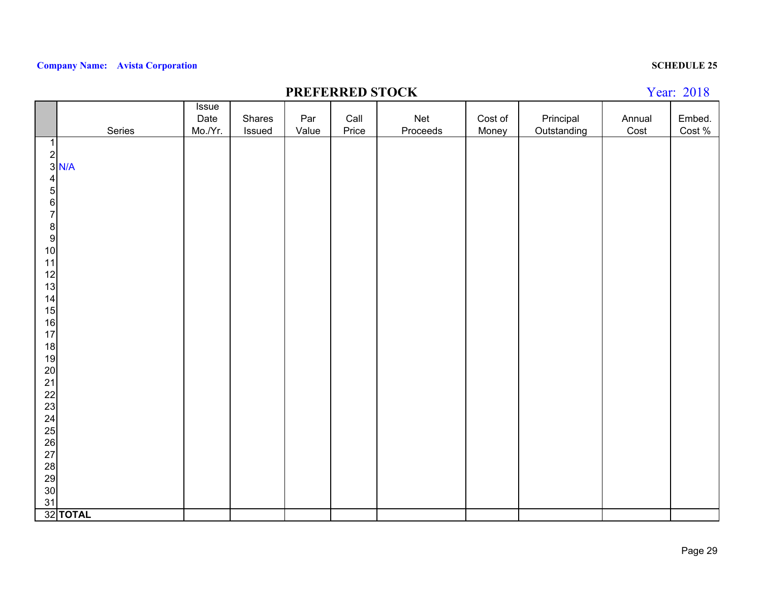**Company Name: Avista Corporation**

**SCHEDULE 25**

# PREFERRED STOCK

Year: 2018

| | Series | Issue Date Mo./Yr. | Shares Issued | Par Value | Call Price | Net Proceeds | Cost of Money | Principal Outstanding | Annual Cost | Embed. Cost % |
|---|---|---|---|---|---|---|---|---|---|---|
| 1 | | | | | | | | | | |
| 2 | | | | | | | | | | |
| 3 | N/A | | | | | | | | | |
| 4 | | | | | | | | | | |
| 5 | | | | | | | | | | |
| 6 | | | | | | | | | | |
| 7 | | | | | | | | | | |
| 8 | | | | | | | | | | |
| 9 | | | | | | | | | | |
| 10 | | | | | | | | | | |
| 11 | | | | | | | | | | |
| 12 | | | | | | | | | | |
| 13 | | | | | | | | | | |
| 14 | | | | | | | | | | |
| 15 | | | | | | | | | | |
| 16 | | | | | | | | | | |
| 17 | | | | | | | | | | |
| 18 | | | | | | | | | | |
| 19 | | | | | | | | | | |
| 20 | | | | | | | | | | |
| 21 | | | | | | | | | | |
| 22 | | | | | | | | | | |
| 23 | | | | | | | | | | |
| 24 | | | | | | | | | | |
| 25 | | | | | | | | | | |
| 26 | | | | | | | | | | |
| 27 | | | | | | | | | | |
| 28 | | | | | | | | | | |
| 29 | | | | | | | | | | |
| 30 | | | | | | | | | | |
| 31 | | | | | | | | | | |
| 32 | **TOTAL** | | | | | | | | | |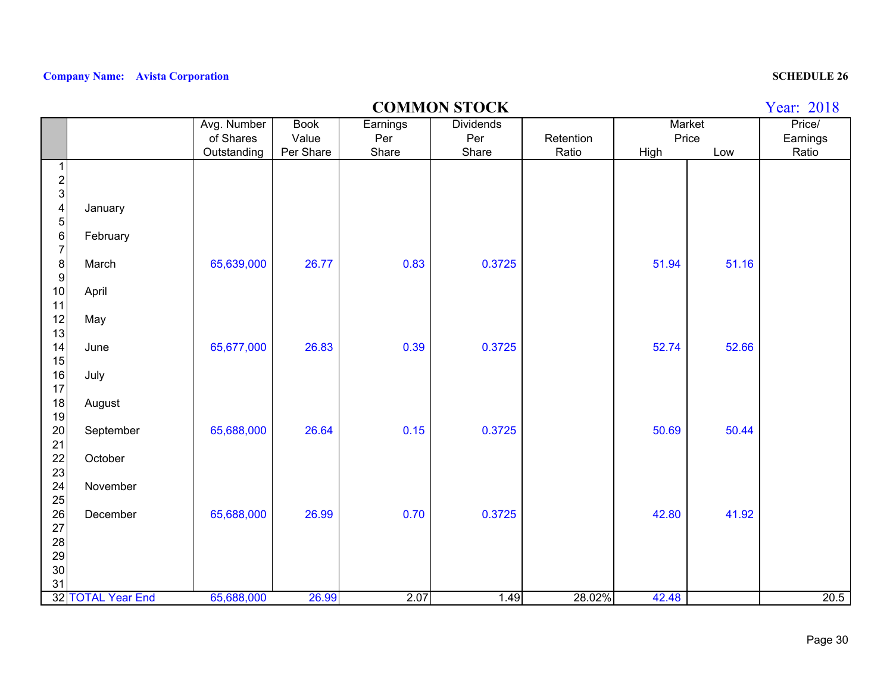**Company Name: Avista Corporation** **SCHEDULE 26**

## COMMON STOCK

Year: 2018

| | | Avg. Number of Shares Outstanding | Book Value Per Share | Earnings Per Share | Dividends Per Share | Retention Ratio | Market Price High | Market Price Low | Price/ Earnings Ratio |
|---|---|---|---|---|---|---|---|---|---|
| 1 | | | | | | | | | |
| 2 | | | | | | | | | |
| 3 | | | | | | | | | |
| 4 | January | | | | | | | | |
| 5 | | | | | | | | | |
| 6 | February | | | | | | | | |
| 7 | | | | | | | | | |
| 8 | March | 65,639,000 | 26.77 | 0.83 | 0.3725 | | 51.94 | 51.16 | |
| 9 | | | | | | | | | |
| 10 | April | | | | | | | | |
| 11 | | | | | | | | | |
| 12 | May | | | | | | | | |
| 13 | | | | | | | | | |
| 14 | June | 65,677,000 | 26.83 | 0.39 | 0.3725 | | 52.74 | 52.66 | |
| 15 | | | | | | | | | |
| 16 | July | | | | | | | | |
| 17 | | | | | | | | | |
| 18 | August | | | | | | | | |
| 19 | | | | | | | | | |
| 20 | September | 65,688,000 | 26.64 | 0.15 | 0.3725 | | 50.69 | 50.44 | |
| 21 | | | | | | | | | |
| 22 | October | | | | | | | | |
| 23 | | | | | | | | | |
| 24 | November | | | | | | | | |
| 25 | | | | | | | | | |
| 26 | December | 65,688,000 | 26.99 | 0.70 | 0.3725 | | 42.80 | 41.92 | |
| 27 | | | | | | | | | |
| 28 | | | | | | | | | |
| 29 | | | | | | | | | |
| 30 | | | | | | | | | |
| 31 | | | | | | | | | |
| 32 | TOTAL Year End | 65,688,000 | 26.99 | 2.07 | 1.49 | 28.02% | 42.48 | | 20.5 |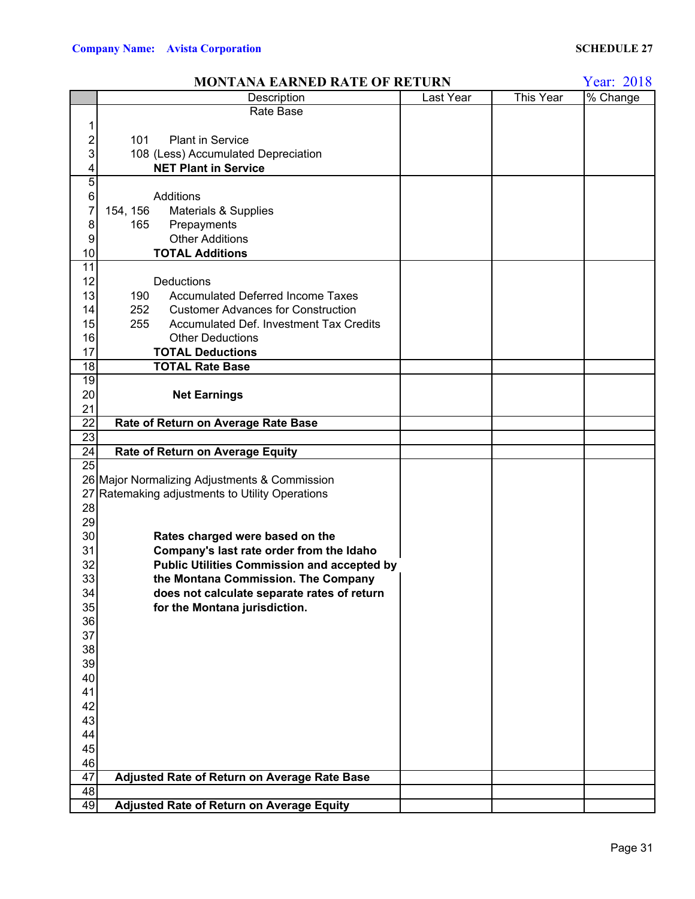**Company Name: Avista Corporation** | **SCHEDULE 27**

## MONTANA EARNED RATE OF RETURN

Year: 2018

| | Description | Last Year | This Year | % Change |
|---|---|---|---|---|
| | Rate Base | | | |
| 1 | | | | |
| 2 | 101 Plant in Service | | | |
| 3 | 108 (Less) Accumulated Depreciation | | | |
| 4 | **NET Plant in Service** | | | |
| 5 | | | | |
| 6 | Additions | | | |
| 7 | 154, 156 Materials & Supplies | | | |
| 8 | 165 Prepayments | | | |
| 9 | Other Additions | | | |
| 10 | **TOTAL Additions** | | | |
| 11 | | | | |
| 12 | Deductions | | | |
| 13 | 190 Accumulated Deferred Income Taxes | | | |
| 14 | 252 Customer Advances for Construction | | | |
| 15 | 255 Accumulated Def. Investment Tax Credits | | | |
| 16 | Other Deductions | | | |
| 17 | **TOTAL Deductions** | | | |
| 18 | **TOTAL Rate Base** | | | |
| 19 | | | | |
| 20 | **Net Earnings** | | | |
| 21 | | | | |
| 22 | **Rate of Return on Average Rate Base** | | | |
| 23 | | | | |
| 24 | **Rate of Return on Average Equity** | | | |
| 25 | | | | |
| 26 | Major Normalizing Adjustments & Commission | | | |
| 27 | Ratemaking adjustments to Utility Operations | | | |
| 28 | | | | |
| 29 | | | | |
| 30 | **Rates charged were based on the** | | | |
| 31 | **Company's last rate order from the Idaho** | | | |
| 32 | **Public Utilities Commission and accepted by** | | | |
| 33 | **the Montana Commission. The Company** | | | |
| 34 | **does not calculate separate rates of return** | | | |
| 35 | **for the Montana jurisdiction.** | | | |
| 36 | | | | |
| 37 | | | | |
| 38 | | | | |
| 39 | | | | |
| 40 | | | | |
| 41 | | | | |
| 42 | | | | |
| 43 | | | | |
| 44 | | | | |
| 45 | | | | |
| 46 | | | | |
| 47 | **Adjusted Rate of Return on Average Rate Base** | | | |
| 48 | | | | |
| 49 | **Adjusted Rate of Return on Average Equity** | | | |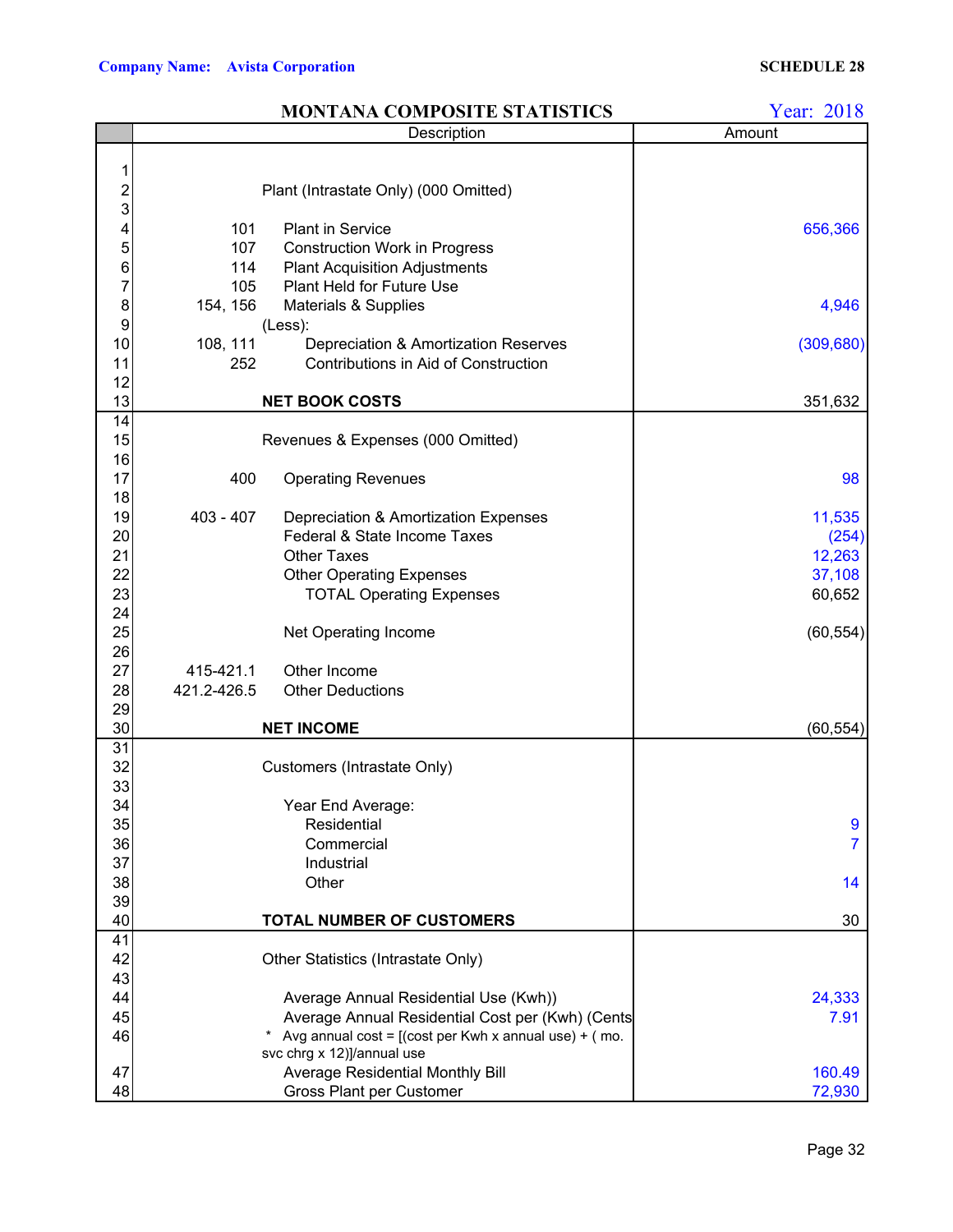**Company Name: Avista Corporation**

**SCHEDULE 28**

## MONTANA COMPOSITE STATISTICS

Year: 2018

| | | Description | Amount |
|---|---|---|---|
| 1 | | | |
| 2 | | Plant (Intrastate Only) (000 Omitted) | |
| 3 | | | |
| 4 | 101 | Plant in Service | 656,366 |
| 5 | 107 | Construction Work in Progress | |
| 6 | 114 | Plant Acquisition Adjustments | |
| 7 | 105 | Plant Held for Future Use | |
| 8 | 154, 156 | Materials & Supplies | 4,946 |
| 9 | | (Less): | |
| 10 | 108, 111 | Depreciation & Amortization Reserves | (309,680) |
| 11 | 252 | Contributions in Aid of Construction | |
| 12 | | | |
| 13 | | **NET BOOK COSTS** | 351,632 |
| 14 | | | |
| 15 | | Revenues & Expenses (000 Omitted) | |
| 16 | | | |
| 17 | 400 | Operating Revenues | 98 |
| 18 | | | |
| 19 | 403 - 407 | Depreciation & Amortization Expenses | 11,535 |
| 20 | | Federal & State Income Taxes | (254) |
| 21 | | Other Taxes | 12,263 |
| 22 | | Other Operating Expenses | 37,108 |
| 23 | | TOTAL Operating Expenses | 60,652 |
| 24 | | | |
| 25 | | Net Operating Income | (60,554) |
| 26 | | | |
| 27 | 415-421.1 | Other Income | |
| 28 | 421.2-426.5 | Other Deductions | |
| 29 | | | |
| 30 | | **NET INCOME** | (60,554) |
| 31 | | | |
| 32 | | Customers (Intrastate Only) | |
| 33 | | | |
| 34 | | Year End Average: | |
| 35 | | Residential | 9 |
| 36 | | Commercial | 7 |
| 37 | | Industrial | |
| 38 | | Other | 14 |
| 39 | | | |
| 40 | | **TOTAL NUMBER OF CUSTOMERS** | 30 |
| 41 | | | |
| 42 | | Other Statistics (Intrastate Only) | |
| 43 | | | |
| 44 | | Average Annual Residential Use (Kwh)) | 24,333 |
| 45 | | Average Annual Residential Cost per (Kwh) (Cents | 7.91 |
| 46 | | * Avg annual cost = [(cost per Kwh x annual use) + ( mo. svc chrg x 12)]/annual use | |
| 47 | | Average Residential Monthly Bill | 160.49 |
| 48 | | Gross Plant per Customer | 72,930 |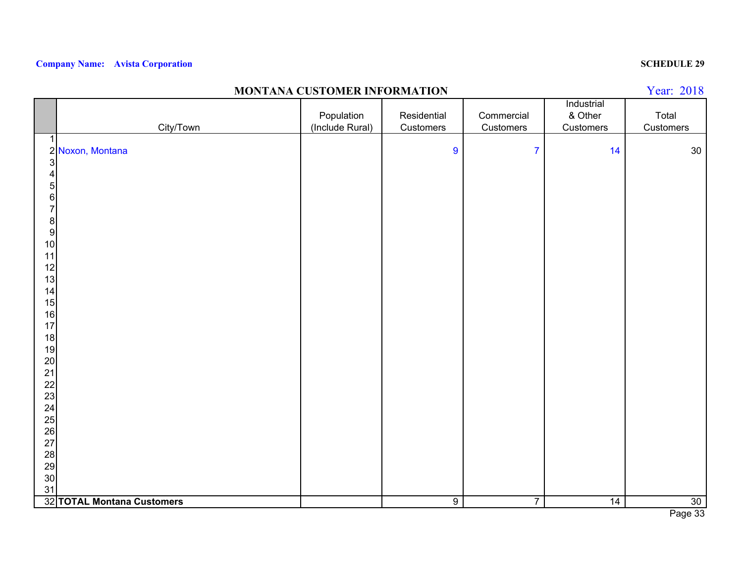**Company Name: Avista Corporation**

**SCHEDULE 29**

# MONTANA CUSTOMER INFORMATION

Year: 2018

| | City/Town | Population (Include Rural) | Residential Customers | Commercial Customers | Industrial & Other Customers | Total Customers |
|---|---|---|---|---|---|---|
| 1 | | | | | | |
| 2 | Noxon, Montana | | 9 | 7 | 14 | 30 |
| 3 | | | | | | |
| 4 | | | | | | |
| 5 | | | | | | |
| 6 | | | | | | |
| 7 | | | | | | |
| 8 | | | | | | |
| 9 | | | | | | |
| 10 | | | | | | |
| 11 | | | | | | |
| 12 | | | | | | |
| 13 | | | | | | |
| 14 | | | | | | |
| 15 | | | | | | |
| 16 | | | | | | |
| 17 | | | | | | |
| 18 | | | | | | |
| 19 | | | | | | |
| 20 | | | | | | |
| 21 | | | | | | |
| 22 | | | | | | |
| 23 | | | | | | |
| 24 | | | | | | |
| 25 | | | | | | |
| 26 | | | | | | |
| 27 | | | | | | |
| 28 | | | | | | |
| 29 | | | | | | |
| 30 | | | | | | |
| 31 | | | | | | |
| 32 | **TOTAL Montana Customers** | | 9 | 7 | 14 | 30 |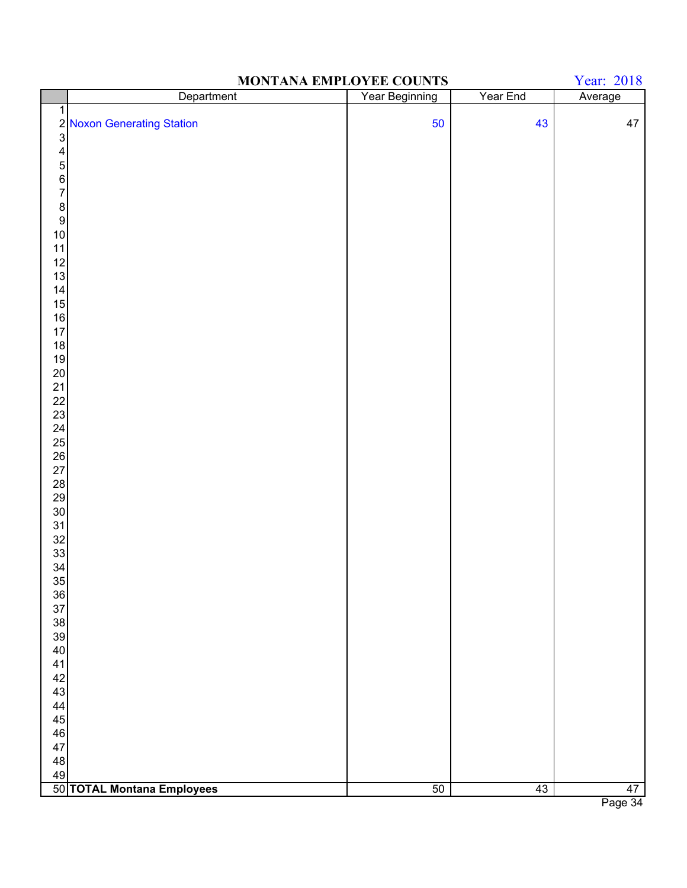# MONTANA EMPLOYEE COUNTS

Year: 2018

| | Department | Year Beginning | Year End | Average |
|---|---|---|---|---|
| 1 | | | | |
| 2 | Noxon Generating Station | 50 | 43 | 47 |
| 3 | | | | |
| 4 | | | | |
| 5 | | | | |
| 6 | | | | |
| 7 | | | | |
| 8 | | | | |
| 9 | | | | |
| 10 | | | | |
| 11 | | | | |
| 12 | | | | |
| 13 | | | | |
| 14 | | | | |
| 15 | | | | |
| 16 | | | | |
| 17 | | | | |
| 18 | | | | |
| 19 | | | | |
| 20 | | | | |
| 21 | | | | |
| 22 | | | | |
| 23 | | | | |
| 24 | | | | |
| 25 | | | | |
| 26 | | | | |
| 27 | | | | |
| 28 | | | | |
| 29 | | | | |
| 30 | | | | |
| 31 | | | | |
| 32 | | | | |
| 33 | | | | |
| 34 | | | | |
| 35 | | | | |
| 36 | | | | |
| 37 | | | | |
| 38 | | | | |
| 39 | | | | |
| 40 | | | | |
| 41 | | | | |
| 42 | | | | |
| 43 | | | | |
| 44 | | | | |
| 45 | | | | |
| 46 | | | | |
| 47 | | | | |
| 48 | | | | |
| 49 | | | | |
| 50 | **TOTAL Montana Employees** | 50 | 43 | 47 |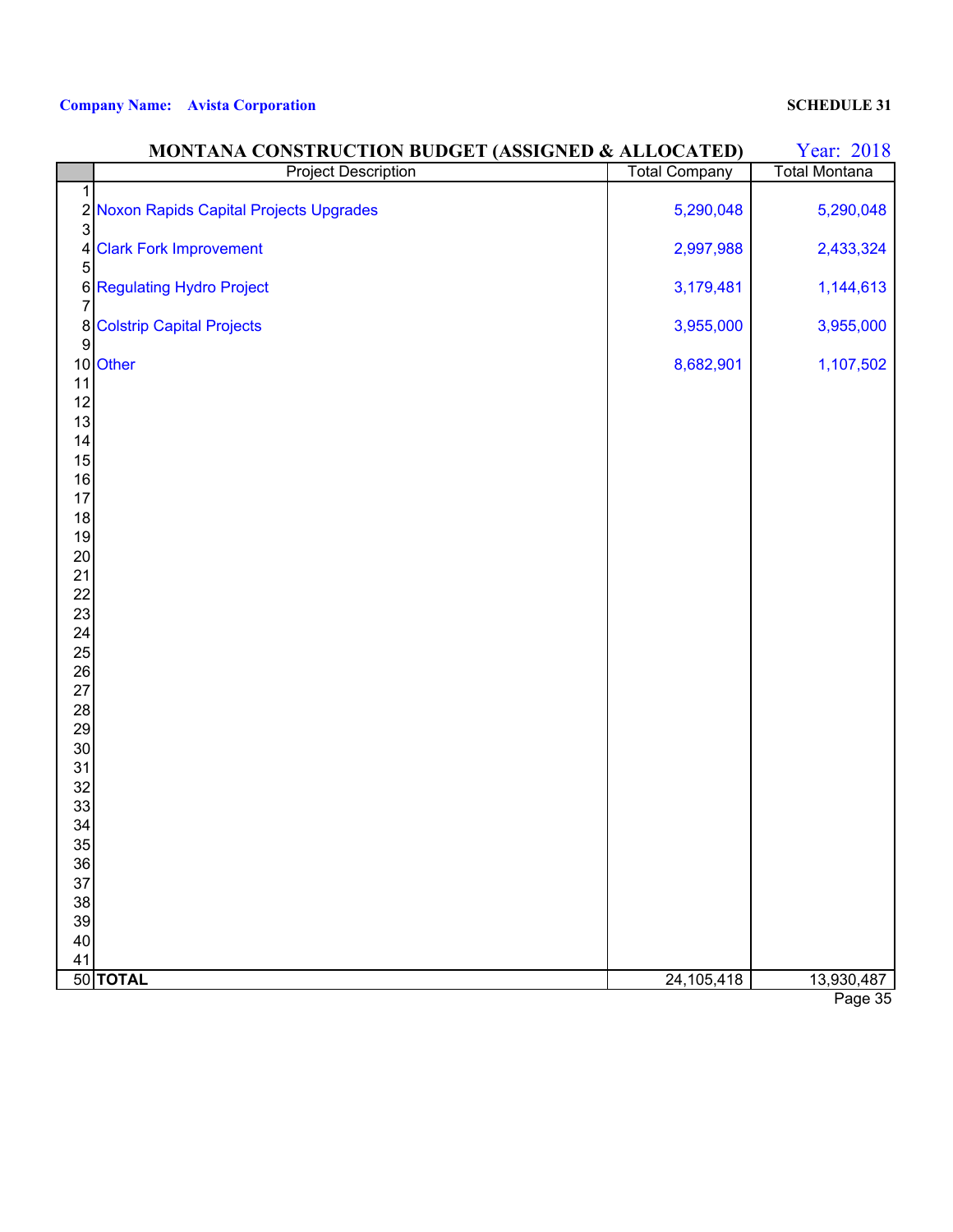**Company Name: Avista Corporation** **SCHEDULE 31**

## MONTANA CONSTRUCTION BUDGET (ASSIGNED & ALLOCATED)

Year: 2018

| | Project Description | Total Company | Total Montana |
|---|---|---|---|
| 1 | | | |
| 2 | Noxon Rapids Capital Projects Upgrades | 5,290,048 | 5,290,048 |
| 3 | | | |
| 4 | Clark Fork Improvement | 2,997,988 | 2,433,324 |
| 5 | | | |
| 6 | Regulating Hydro Project | 3,179,481 | 1,144,613 |
| 7 | | | |
| 8 | Colstrip Capital Projects | 3,955,000 | 3,955,000 |
| 9 | | | |
| 10 | Other | 8,682,901 | 1,107,502 |
| 11 | | | |
| 12 | | | |
| 13 | | | |
| 14 | | | |
| 15 | | | |
| 16 | | | |
| 17 | | | |
| 18 | | | |
| 19 | | | |
| 20 | | | |
| 21 | | | |
| 22 | | | |
| 23 | | | |
| 24 | | | |
| 25 | | | |
| 26 | | | |
| 27 | | | |
| 28 | | | |
| 29 | | | |
| 30 | | | |
| 31 | | | |
| 32 | | | |
| 33 | | | |
| 34 | | | |
| 35 | | | |
| 36 | | | |
| 37 | | | |
| 38 | | | |
| 39 | | | |
| 40 | | | |
| 41 | | | |
| 50 | **TOTAL** | 24,105,418 | 13,930,487 |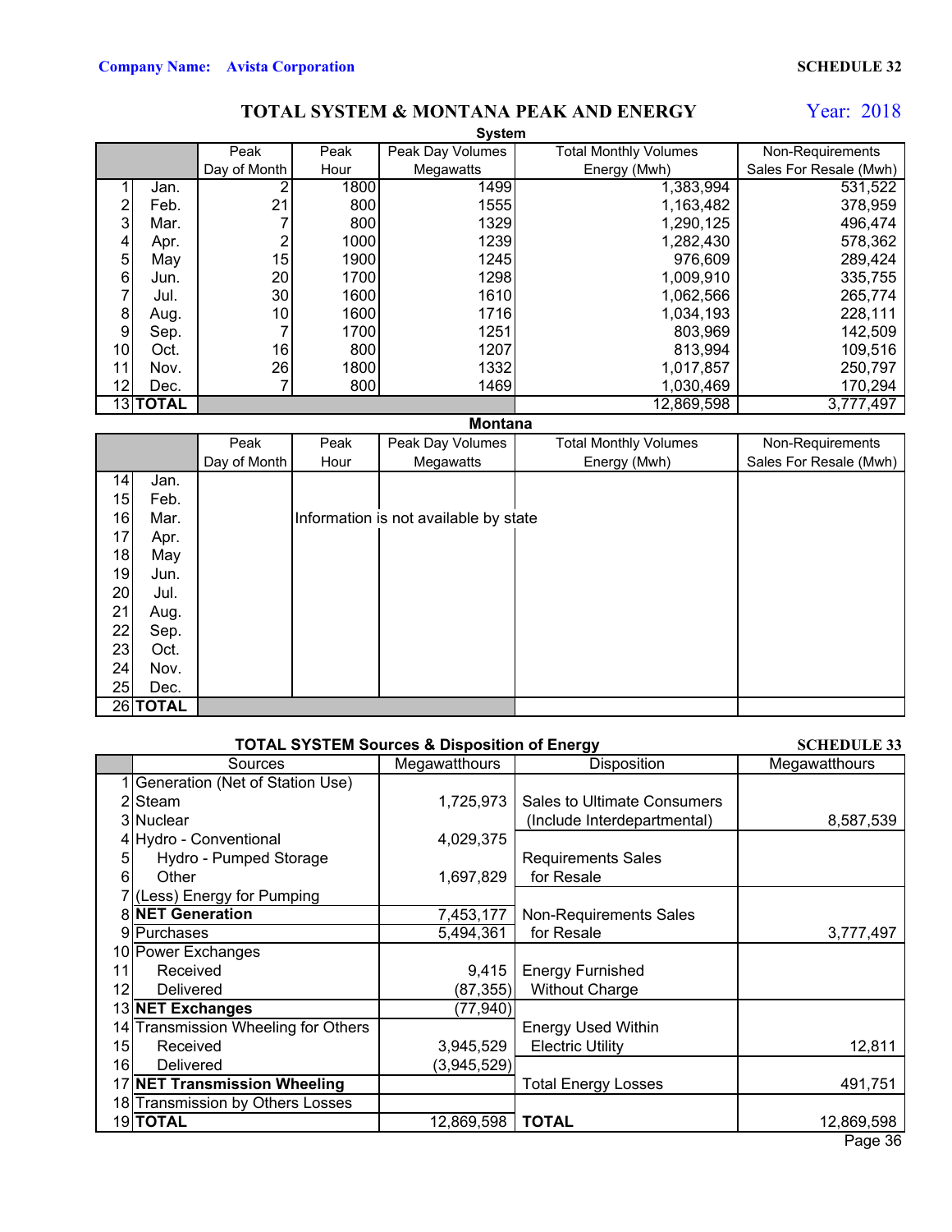**Company Name: Avista Corporation**

**SCHEDULE 32**

## TOTAL SYSTEM & MONTANA PEAK AND ENERGY

Year: 2018

**System**

| | | Peak Day of Month | Peak Hour | Peak Day Volumes Megawatts | Total Monthly Volumes Energy (Mwh) | Non-Requirements Sales For Resale (Mwh) |
|---|---|---|---|---|---|---|
| 1 | Jan. | 2 | 1800 | 1499 | 1,383,994 | 531,522 |
| 2 | Feb. | 21 | 800 | 1555 | 1,163,482 | 378,959 |
| 3 | Mar. | 7 | 800 | 1329 | 1,290,125 | 496,474 |
| 4 | Apr. | 2 | 1000 | 1239 | 1,282,430 | 578,362 |
| 5 | May | 15 | 1900 | 1245 | 976,609 | 289,424 |
| 6 | Jun. | 20 | 1700 | 1298 | 1,009,910 | 335,755 |
| 7 | Jul. | 30 | 1600 | 1610 | 1,062,566 | 265,774 |
| 8 | Aug. | 10 | 1600 | 1716 | 1,034,193 | 228,111 |
| 9 | Sep. | 7 | 1700 | 1251 | 803,969 | 142,509 |
| 10 | Oct. | 16 | 800 | 1207 | 813,994 | 109,516 |
| 11 | Nov. | 26 | 1800 | 1332 | 1,017,857 | 250,797 |
| 12 | Dec. | 7 | 800 | 1469 | 1,030,469 | 170,294 |
| 13 | **TOTAL** | | | | 12,869,598 | 3,777,497 |

**Montana**

| | | Peak Day of Month | Peak Hour | Peak Day Volumes Megawatts | Total Monthly Volumes Energy (Mwh) | Non-Requirements Sales For Resale (Mwh) |
|---|---|---|---|---|---|---|
| 14 | Jan. | | | | | |
| 15 | Feb. | | | | | |
| 16 | Mar. | | Information is not available by state | | | |
| 17 | Apr. | | | | | |
| 18 | May | | | | | |
| 19 | Jun. | | | | | |
| 20 | Jul. | | | | | |
| 21 | Aug. | | | | | |
| 22 | Sep. | | | | | |
| 23 | Oct. | | | | | |
| 24 | Nov. | | | | | |
| 25 | Dec. | | | | | |
| 26 | **TOTAL** | | | | | |

### TOTAL SYSTEM Sources & Disposition of Energy

**SCHEDULE 33**

| | Sources | Megawatthours | Disposition | Megawatthours |
|---|---|---|---|---|
| 1 | Generation (Net of Station Use) | | | |
| 2 | Steam | 1,725,973 | Sales to Ultimate Consumers | |
| 3 | Nuclear | | (Include Interdepartmental) | 8,587,539 |
| 4 | Hydro - Conventional | 4,029,375 | | |
| 5 | Hydro - Pumped Storage | | Requirements Sales | |
| 6 | Other | 1,697,829 | for Resale | |
| 7 | (Less) Energy for Pumping | | | |
| 8 | **NET Generation** | 7,453,177 | Non-Requirements Sales | |
| 9 | Purchases | 5,494,361 | for Resale | 3,777,497 |
| 10 | Power Exchanges | | | |
| 11 | Received | 9,415 | Energy Furnished | |
| 12 | Delivered | (87,355) | Without Charge | |
| 13 | **NET Exchanges** | (77,940) | | |
| 14 | Transmission Wheeling for Others | | Energy Used Within | |
| 15 | Received | 3,945,529 | Electric Utility | 12,811 |
| 16 | Delivered | (3,945,529) | | |
| 17 | **NET Transmission Wheeling** | | Total Energy Losses | 491,751 |
| 18 | Transmission by Others Losses | | | |
| 19 | **TOTAL** | 12,869,598 | **TOTAL** | 12,869,598 |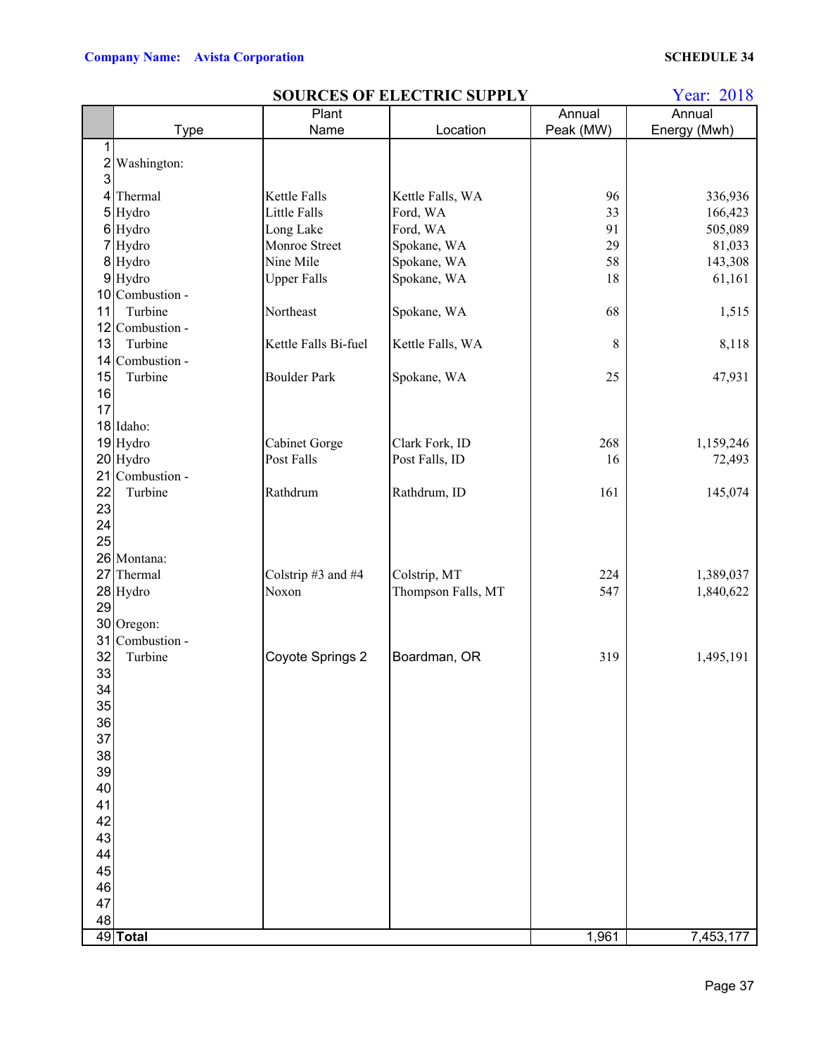**Company Name: Avista Corporation** **SCHEDULE 34**

## SOURCES OF ELECTRIC SUPPLY

Year: 2018

| | Type | Plant Name | Location | Annual Peak (MW) | Annual Energy (Mwh) |
|---|---|---|---|---|---|
| 1 | | | | | |
| 2 | Washington: | | | | |
| 3 | | | | | |
| 4 | Thermal | Kettle Falls | Kettle Falls, WA | 96 | 336,936 |
| 5 | Hydro | Little Falls | Ford, WA | 33 | 166,423 |
| 6 | Hydro | Long Lake | Ford, WA | 91 | 505,089 |
| 7 | Hydro | Monroe Street | Spokane, WA | 29 | 81,033 |
| 8 | Hydro | Nine Mile | Spokane, WA | 58 | 143,308 |
| 9 | Hydro | Upper Falls | Spokane, WA | 18 | 61,161 |
| 10 | Combustion - | | | | |
| 11 | Turbine | Northeast | Spokane, WA | 68 | 1,515 |
| 12 | Combustion - | | | | |
| 13 | Turbine | Kettle Falls Bi-fuel | Kettle Falls, WA | 8 | 8,118 |
| 14 | Combustion - | | | | |
| 15 | Turbine | Boulder Park | Spokane, WA | 25 | 47,931 |
| 16 | | | | | |
| 17 | | | | | |
| 18 | Idaho: | | | | |
| 19 | Hydro | Cabinet Gorge | Clark Fork, ID | 268 | 1,159,246 |
| 20 | Hydro | Post Falls | Post Falls, ID | 16 | 72,493 |
| 21 | Combustion - | | | | |
| 22 | Turbine | Rathdrum | Rathdrum, ID | 161 | 145,074 |
| 23 | | | | | |
| 24 | | | | | |
| 25 | | | | | |
| 26 | Montana: | | | | |
| 27 | Thermal | Colstrip #3 and #4 | Colstrip, MT | 224 | 1,389,037 |
| 28 | Hydro | Noxon | Thompson Falls, MT | 547 | 1,840,622 |
| 29 | | | | | |
| 30 | Oregon: | | | | |
| 31 | Combustion - | | | | |
| 32 | Turbine | Coyote Springs 2 | Boardman, OR | 319 | 1,495,191 |
| 33 | | | | | |
| 34 | | | | | |
| 35 | | | | | |
| 36 | | | | | |
| 37 | | | | | |
| 38 | | | | | |
| 39 | | | | | |
| 40 | | | | | |
| 41 | | | | | |
| 42 | | | | | |
| 43 | | | | | |
| 44 | | | | | |
| 45 | | | | | |
| 46 | | | | | |
| 47 | | | | | |
| 48 | | | | | |
| 49 | **Total** | | | 1,961 | 7,453,177 |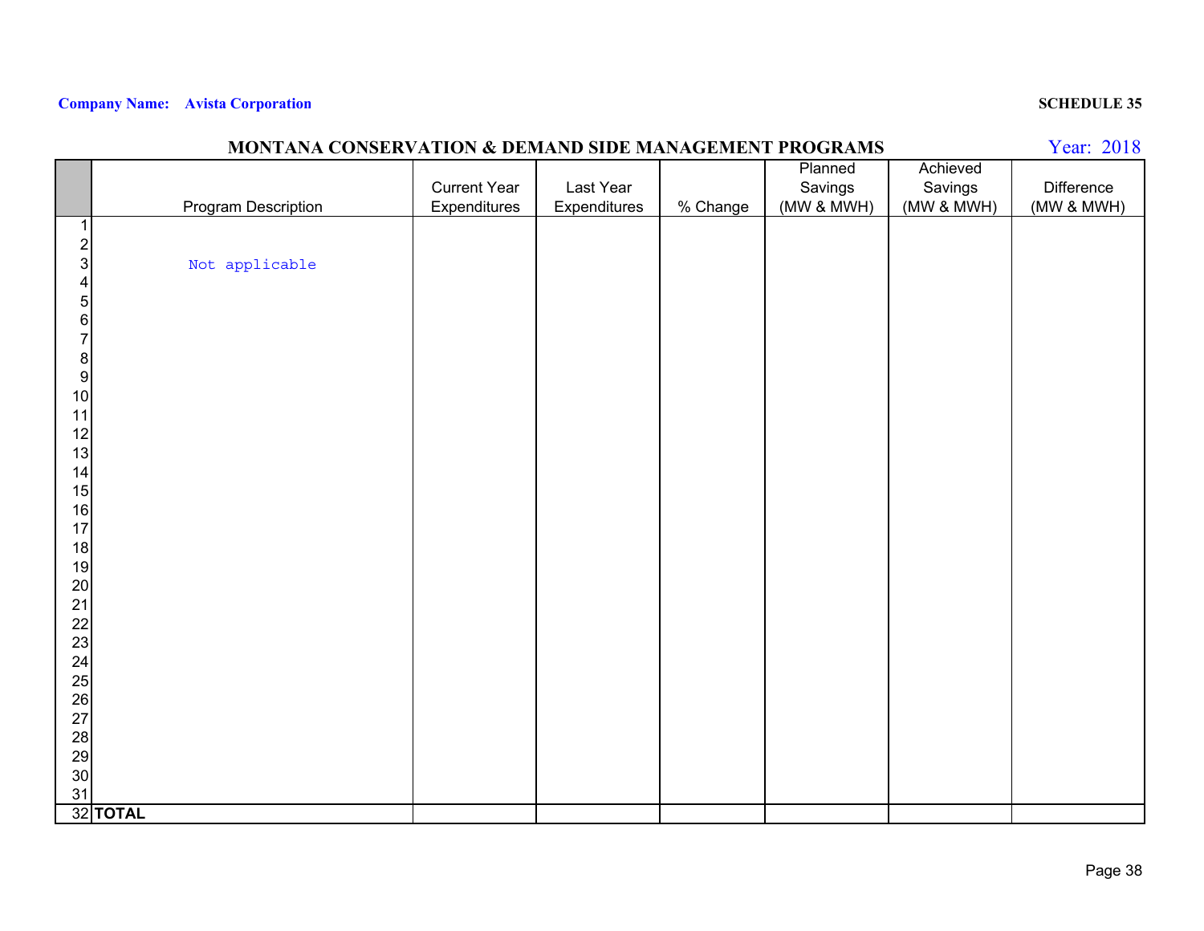**Company Name: Avista Corporation**

**SCHEDULE 35**

## MONTANA CONSERVATION & DEMAND SIDE MANAGEMENT PROGRAMS

Year: 2018

| | Program Description | Current Year Expenditures | Last Year Expenditures | % Change | Planned Savings (MW & MWH) | Achieved Savings (MW & MWH) | Difference (MW & MWH) |
|---|---|---|---|---|---|---|---|
| 1 | | | | | | | |
| 2 | | | | | | | |
| 3 | Not applicable | | | | | | |
| 4 | | | | | | | |
| 5 | | | | | | | |
| 6 | | | | | | | |
| 7 | | | | | | | |
| 8 | | | | | | | |
| 9 | | | | | | | |
| 10 | | | | | | | |
| 11 | | | | | | | |
| 12 | | | | | | | |
| 13 | | | | | | | |
| 14 | | | | | | | |
| 15 | | | | | | | |
| 16 | | | | | | | |
| 17 | | | | | | | |
| 18 | | | | | | | |
| 19 | | | | | | | |
| 20 | | | | | | | |
| 21 | | | | | | | |
| 22 | | | | | | | |
| 23 | | | | | | | |
| 24 | | | | | | | |
| 25 | | | | | | | |
| 26 | | | | | | | |
| 27 | | | | | | | |
| 28 | | | | | | | |
| 29 | | | | | | | |
| 30 | | | | | | | |
| 31 | | | | | | | |
| 32 | **TOTAL** | | | | | | |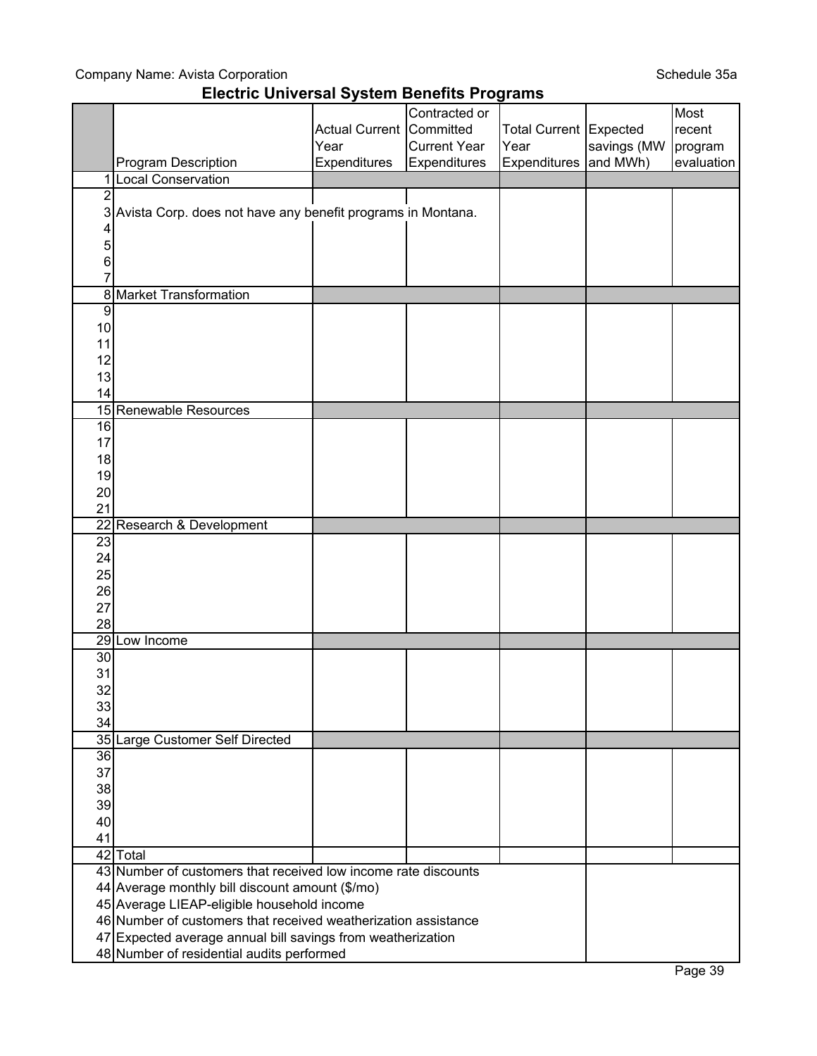Company Name: Avista Corporation

Schedule 35a

## Electric Universal System Benefits Programs

| | Program Description | Actual Current Year Expenditures | Contracted or Committed Current Year Expenditures | Total Current Year Expenditures | Expected savings (MW and MWh) | Most recent program evaluation |
|---|---|---|---|---|---|---|
| 1 | Local Conservation | | | | | |
| 2 | | | | | | |
| 3 | Avista Corp. does not have any benefit programs in Montana. | | | | | |
| 4 | | | | | | |
| 5 | | | | | | |
| 6 | | | | | | |
| 7 | | | | | | |
| 8 | Market Transformation | | | | | |
| 9 | | | | | | |
| 10 | | | | | | |
| 11 | | | | | | |
| 12 | | | | | | |
| 13 | | | | | | |
| 14 | | | | | | |
| 15 | Renewable Resources | | | | | |
| 16 | | | | | | |
| 17 | | | | | | |
| 18 | | | | | | |
| 19 | | | | | | |
| 20 | | | | | | |
| 21 | | | | | | |
| 22 | Research & Development | | | | | |
| 23 | | | | | | |
| 24 | | | | | | |
| 25 | | | | | | |
| 26 | | | | | | |
| 27 | | | | | | |
| 28 | | | | | | |
| 29 | Low Income | | | | | |
| 30 | | | | | | |
| 31 | | | | | | |
| 32 | | | | | | |
| 33 | | | | | | |
| 34 | | | | | | |
| 35 | Large Customer Self Directed | | | | | |
| 36 | | | | | | |
| 37 | | | | | | |
| 38 | | | | | | |
| 39 | | | | | | |
| 40 | | | | | | |
| 41 | | | | | | |
| 42 | Total | | | | | |
| 43 | Number of customers that received low income rate discounts | | | | | |
| 44 | Average monthly bill discount amount ($/mo) | | | | | |
| 45 | Average LIEAP-eligible household income | | | | | |
| 46 | Number of customers that received weatherization assistance | | | | | |
| 47 | Expected average annual bill savings from weatherization | | | | | |
| 48 | Number of residential audits performed | | | | | |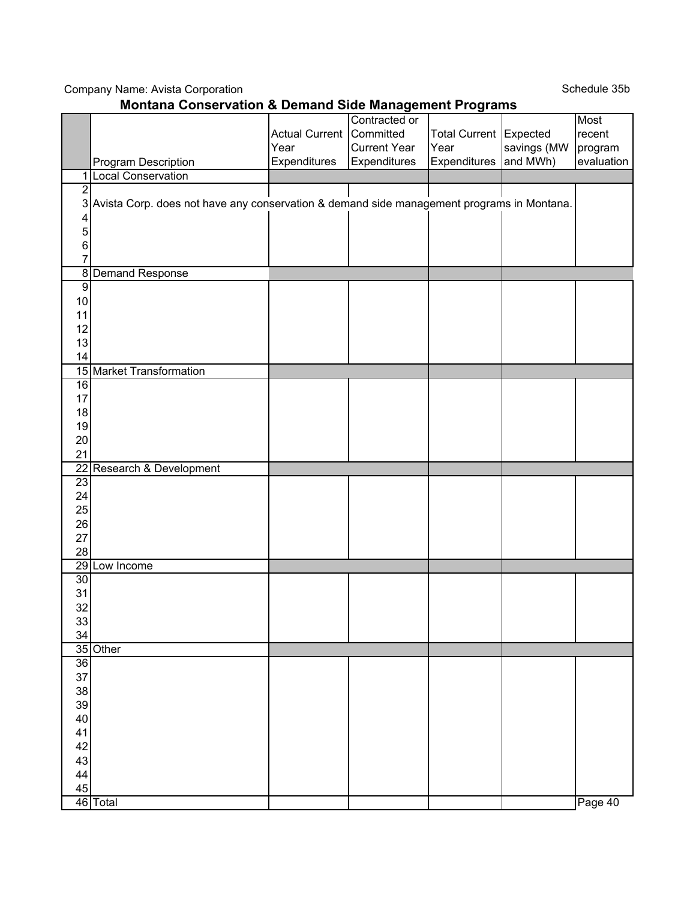Company Name: Avista Corporation

Schedule 35b

## Montana Conservation & Demand Side Management Programs

| | Program Description | Actual Current Year Expenditures | Contracted or Committed Current Year Expenditures | Total Current Year Expenditures | Expected savings (MW and MWh) | Most recent program evaluation |
|---|---|---|---|---|---|---|
| 1 | Local Conservation | | | | | |
| 2 | | | | | | |
| 3 | Avista Corp. does not have any conservation & demand side management programs in Montana. | | | | | |
| 4 | | | | | | |
| 5 | | | | | | |
| 6 | | | | | | |
| 7 | | | | | | |
| 8 | Demand Response | | | | | |
| 9 | | | | | | |
| 10 | | | | | | |
| 11 | | | | | | |
| 12 | | | | | | |
| 13 | | | | | | |
| 14 | | | | | | |
| 15 | Market Transformation | | | | | |
| 16 | | | | | | |
| 17 | | | | | | |
| 18 | | | | | | |
| 19 | | | | | | |
| 20 | | | | | | |
| 21 | | | | | | |
| 22 | Research & Development | | | | | |
| 23 | | | | | | |
| 24 | | | | | | |
| 25 | | | | | | |
| 26 | | | | | | |
| 27 | | | | | | |
| 28 | | | | | | |
| 29 | Low Income | | | | | |
| 30 | | | | | | |
| 31 | | | | | | |
| 32 | | | | | | |
| 33 | | | | | | |
| 34 | | | | | | |
| 35 | Other | | | | | |
| 36 | | | | | | |
| 37 | | | | | | |
| 38 | | | | | | |
| 39 | | | | | | |
| 40 | | | | | | |
| 41 | | | | | | |
| 42 | | | | | | |
| 43 | | | | | | |
| 44 | | | | | | |
| 45 | | | | | | |
| 46 | Total | | | | | |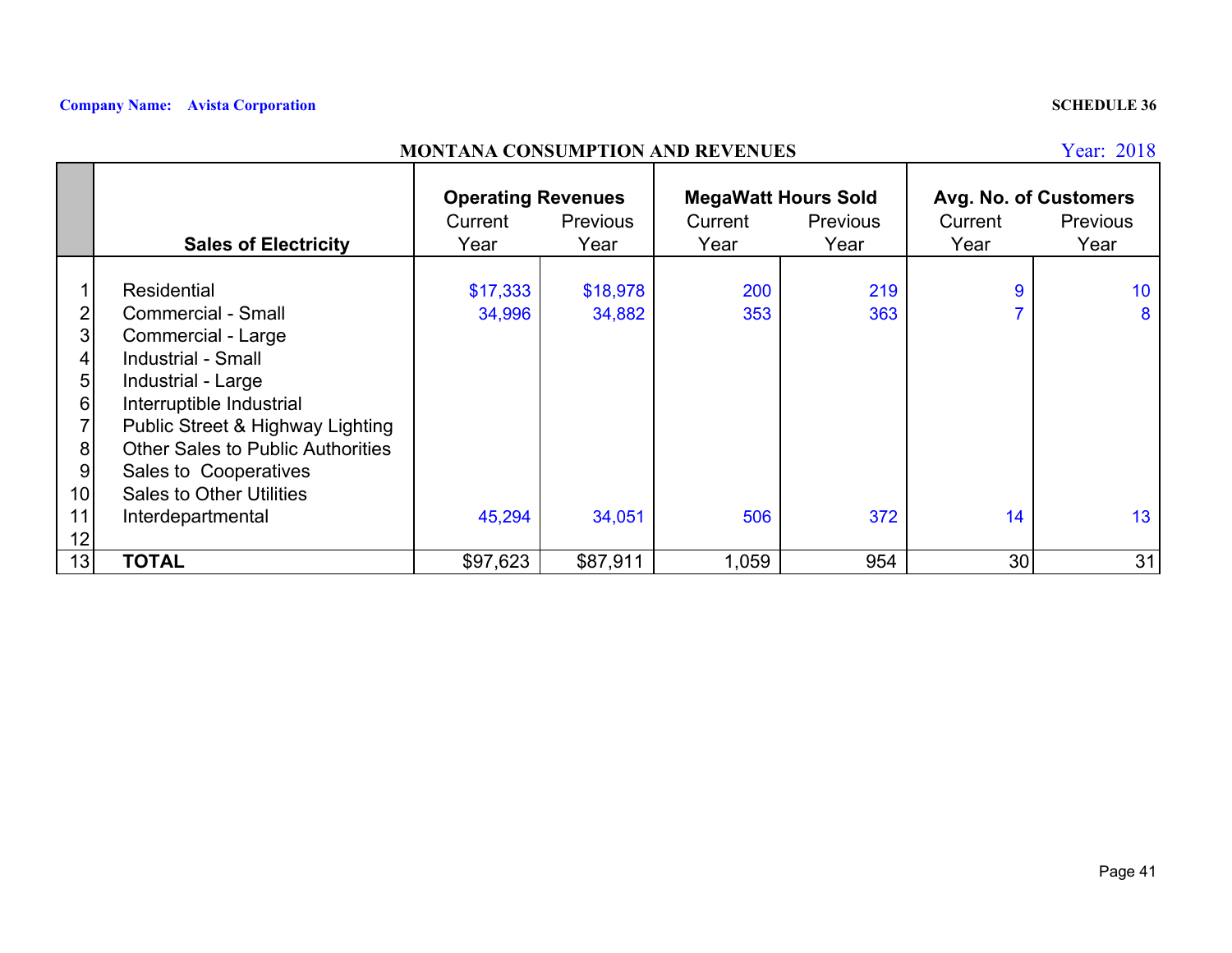**Company Name: Avista Corporation**

**SCHEDULE 36**

## MONTANA CONSUMPTION AND REVENUES

Year: 2018

| | Sales of Electricity | Operating Revenues | | MegaWatt Hours Sold | | Avg. No. of Customers | |
|---|---|---|---|---|---|---|---|
| | | Current Year | Previous Year | Current Year | Previous Year | Current Year | Previous Year |
| 1 | Residential | $17,333 | $18,978 | 200 | 219 | 9 | 10 |
| 2 | Commercial - Small | 34,996 | 34,882 | 353 | 363 | 7 | 8 |
| 3 | Commercial - Large | | | | | | |
| 4 | Industrial - Small | | | | | | |
| 5 | Industrial - Large | | | | | | |
| 6 | Interruptible Industrial | | | | | | |
| 7 | Public Street & Highway Lighting | | | | | | |
| 8 | Other Sales to Public Authorities | | | | | | |
| 9 | Sales to Cooperatives | | | | | | |
| 10 | Sales to Other Utilities | | | | | | |
| 11 | Interdepartmental | 45,294 | 34,051 | 506 | 372 | 14 | 13 |
| 12 | | | | | | | |
| 13 | **TOTAL** | $97,623 | $87,911 | 1,059 | 954 | 30 | 31 |